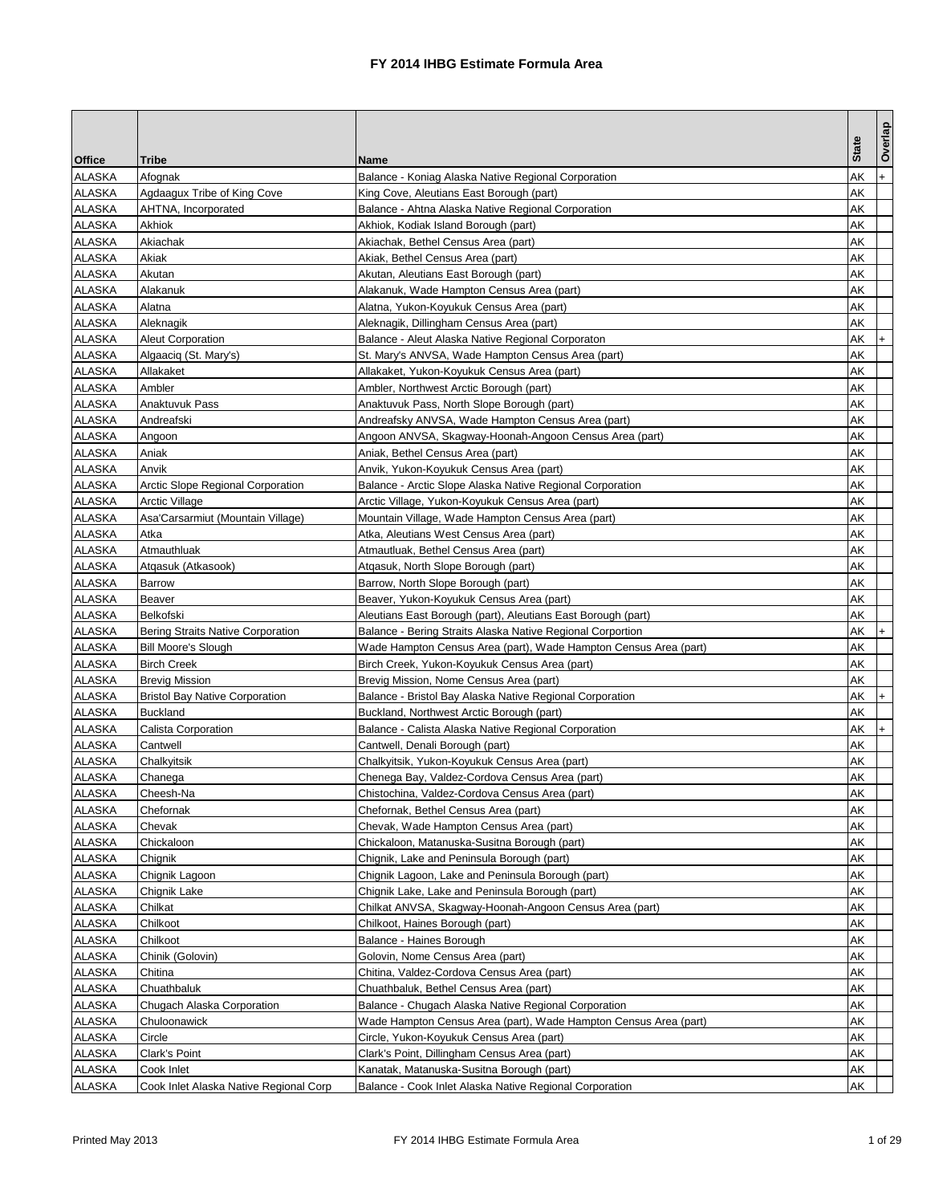# FY 2014 IHBG Estimate Formula Area

| Office | Tribe | Name | State | Overlap |
|---|---|---|---|---|
| ALASKA | Afognak | Balance - Koniag Alaska Native Regional Corporation | AK | + |
| ALASKA | Agdaagux Tribe of King Cove | King Cove, Aleutians East Borough (part) | AK | |
| ALASKA | AHTNA, Incorporated | Balance - Ahtna Alaska Native Regional Corporation | AK | |
| ALASKA | Akhiok | Akhiok, Kodiak Island Borough (part) | AK | |
| ALASKA | Akiachak | Akiachak, Bethel Census Area (part) | AK | |
| ALASKA | Akiak | Akiak, Bethel Census Area (part) | AK | |
| ALASKA | Akutan | Akutan, Aleutians East Borough (part) | AK | |
| ALASKA | Alakanuk | Alakanuk, Wade Hampton Census Area (part) | AK | |
| ALASKA | Alatna | Alatna, Yukon-Koyukuk Census Area (part) | AK | |
| ALASKA | Aleknagik | Aleknagik, Dillingham Census Area (part) | AK | |
| ALASKA | Aleut Corporation | Balance - Aleut Alaska Native Regional Corporaton | AK | + |
| ALASKA | Algaaciq (St. Mary's) | St. Mary's ANVSA, Wade Hampton Census Area (part) | AK | |
| ALASKA | Allakaket | Allakaket, Yukon-Koyukuk Census Area (part) | AK | |
| ALASKA | Ambler | Ambler, Northwest Arctic Borough (part) | AK | |
| ALASKA | Anaktuvuk Pass | Anaktuvuk Pass, North Slope Borough (part) | AK | |
| ALASKA | Andreafski | Andreafsky ANVSA, Wade Hampton Census Area (part) | AK | |
| ALASKA | Angoon | Angoon ANVSA, Skagway-Hoonah-Angoon Census Area (part) | AK | |
| ALASKA | Aniak | Aniak, Bethel Census Area (part) | AK | |
| ALASKA | Anvik | Anvik, Yukon-Koyukuk Census Area (part) | AK | |
| ALASKA | Arctic Slope Regional Corporation | Balance - Arctic Slope Alaska Native Regional Corporation | AK | |
| ALASKA | Arctic Village | Arctic Village, Yukon-Koyukuk Census Area (part) | AK | |
| ALASKA | Asa'Carsarmiut (Mountain Village) | Mountain Village, Wade Hampton Census Area (part) | AK | |
| ALASKA | Atka | Atka, Aleutians West Census Area (part) | AK | |
| ALASKA | Atmauthluak | Atmautluak, Bethel Census Area (part) | AK | |
| ALASKA | Atqasuk (Atkasook) | Atqasuk, North Slope Borough (part) | AK | |
| ALASKA | Barrow | Barrow, North Slope Borough (part) | AK | |
| ALASKA | Beaver | Beaver, Yukon-Koyukuk Census Area (part) | AK | |
| ALASKA | Belkofski | Aleutians East Borough (part), Aleutians East Borough (part) | AK | |
| ALASKA | Bering Straits Native Corporation | Balance - Bering Straits Alaska Native Regional Corportion | AK | + |
| ALASKA | Bill Moore's Slough | Wade Hampton Census Area (part), Wade Hampton Census Area (part) | AK | |
| ALASKA | Birch Creek | Birch Creek, Yukon-Koyukuk Census Area (part) | AK | |
| ALASKA | Brevig Mission | Brevig Mission, Nome Census Area (part) | AK | |
| ALASKA | Bristol Bay Native Corporation | Balance - Bristol Bay Alaska Native Regional Corporation | AK | + |
| ALASKA | Buckland | Buckland, Northwest Arctic Borough (part) | AK | |
| ALASKA | Calista Corporation | Balance - Calista Alaska Native Regional Corporation | AK | + |
| ALASKA | Cantwell | Cantwell, Denali Borough (part) | AK | |
| ALASKA | Chalkyitsik | Chalkyitsik, Yukon-Koyukuk Census Area (part) | AK | |
| ALASKA | Chanega | Chenega Bay, Valdez-Cordova Census Area (part) | AK | |
| ALASKA | Cheesh-Na | Chistochina, Valdez-Cordova Census Area (part) | AK | |
| ALASKA | Chefornak | Chefornak, Bethel Census Area (part) | AK | |
| ALASKA | Chevak | Chevak, Wade Hampton Census Area (part) | AK | |
| ALASKA | Chickaloon | Chickaloon, Matanuska-Susitna Borough (part) | AK | |
| ALASKA | Chignik | Chignik, Lake and Peninsula Borough (part) | AK | |
| ALASKA | Chignik Lagoon | Chignik Lagoon, Lake and Peninsula Borough (part) | AK | |
| ALASKA | Chignik Lake | Chignik Lake, Lake and Peninsula Borough (part) | AK | |
| ALASKA | Chilkat | Chilkat ANVSA, Skagway-Hoonah-Angoon Census Area (part) | AK | |
| ALASKA | Chilkoot | Chilkoot, Haines Borough (part) | AK | |
| ALASKA | Chilkoot | Balance - Haines Borough | AK | |
| ALASKA | Chinik (Golovin) | Golovin, Nome Census Area (part) | AK | |
| ALASKA | Chitina | Chitina, Valdez-Cordova Census Area (part) | AK | |
| ALASKA | Chuathbaluk | Chuathbaluk, Bethel Census Area (part) | AK | |
| ALASKA | Chugach Alaska Corporation | Balance - Chugach Alaska Native Regional Corporation | AK | |
| ALASKA | Chuloonawick | Wade Hampton Census Area (part), Wade Hampton Census Area (part) | AK | |
| ALASKA | Circle | Circle, Yukon-Koyukuk Census Area (part) | AK | |
| ALASKA | Clark's Point | Clark's Point, Dillingham Census Area (part) | AK | |
| ALASKA | Cook Inlet | Kanatak, Matanuska-Susitna Borough (part) | AK | |
| ALASKA | Cook Inlet Alaska Native Regional Corp | Balance - Cook Inlet Alaska Native Regional Corporation | AK | |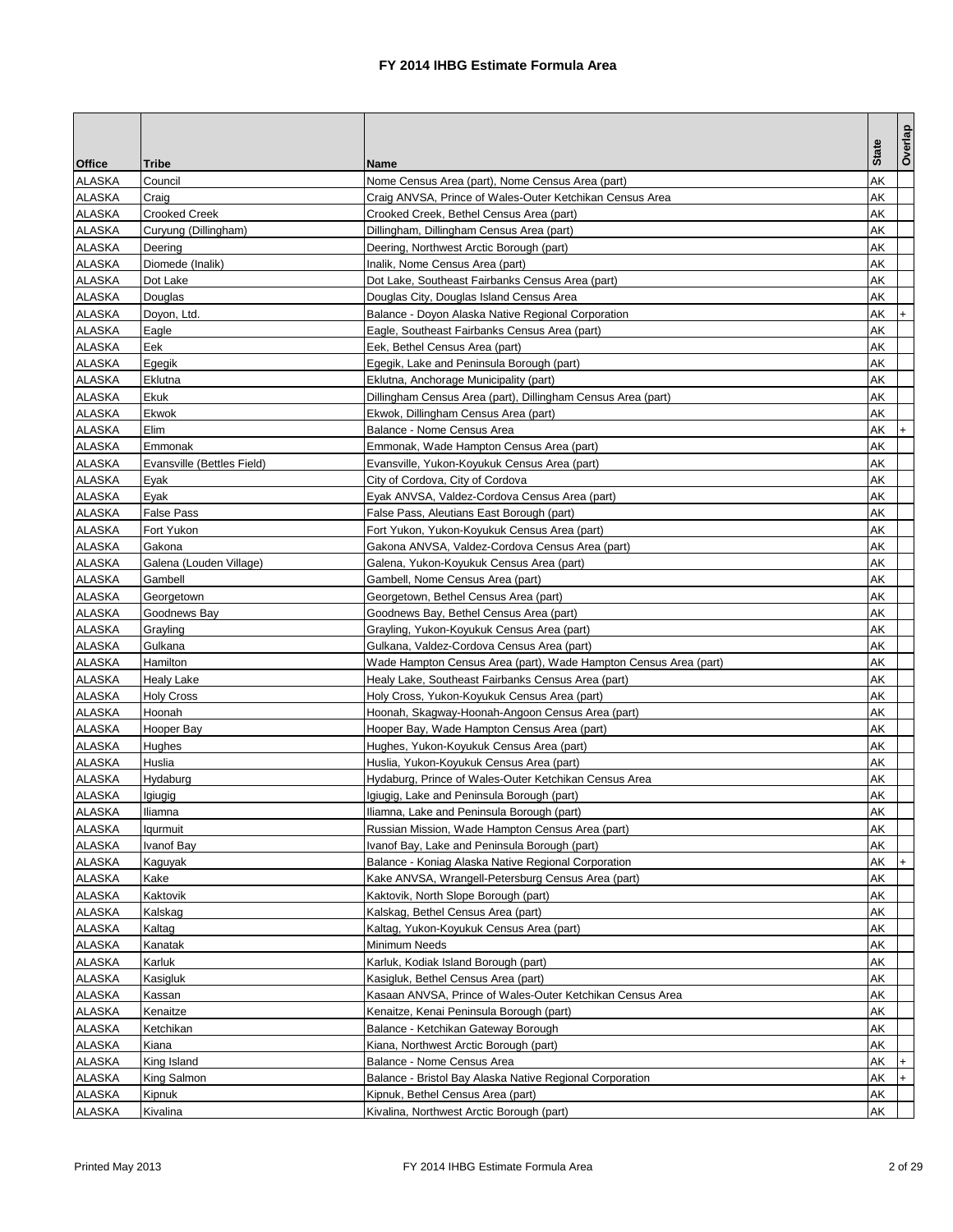# FY 2014 IHBG Estimate Formula Area

| Office | Tribe | Name | State | Overlap |
|---|---|---|---|---|
| ALASKA | Council | Nome Census Area (part), Nome Census Area (part) | AK | |
| ALASKA | Craig | Craig ANVSA, Prince of Wales-Outer Ketchikan Census Area | AK | |
| ALASKA | Crooked Creek | Crooked Creek, Bethel Census Area (part) | AK | |
| ALASKA | Curyung (Dillingham) | Dillingham, Dillingham Census Area (part) | AK | |
| ALASKA | Deering | Deering, Northwest Arctic Borough (part) | AK | |
| ALASKA | Diomede (Inalik) | Inalik, Nome Census Area (part) | AK | |
| ALASKA | Dot Lake | Dot Lake, Southeast Fairbanks Census Area (part) | AK | |
| ALASKA | Douglas | Douglas City, Douglas Island Census Area | AK | |
| ALASKA | Doyon, Ltd. | Balance - Doyon Alaska Native Regional Corporation | AK | + |
| ALASKA | Eagle | Eagle, Southeast Fairbanks Census Area (part) | AK | |
| ALASKA | Eek | Eek, Bethel Census Area (part) | AK | |
| ALASKA | Egegik | Egegik, Lake and Peninsula Borough (part) | AK | |
| ALASKA | Eklutna | Eklutna, Anchorage Municipality (part) | AK | |
| ALASKA | Ekuk | Dillingham Census Area (part), Dillingham Census Area (part) | AK | |
| ALASKA | Ekwok | Ekwok, Dillingham Census Area (part) | AK | |
| ALASKA | Elim | Balance - Nome Census Area | AK | + |
| ALASKA | Emmonak | Emmonak, Wade Hampton Census Area (part) | AK | |
| ALASKA | Evansville (Bettles Field) | Evansville, Yukon-Koyukuk Census Area (part) | AK | |
| ALASKA | Eyak | City of Cordova, City of Cordova | AK | |
| ALASKA | Eyak | Eyak ANVSA, Valdez-Cordova Census Area (part) | AK | |
| ALASKA | False Pass | False Pass, Aleutians East Borough (part) | AK | |
| ALASKA | Fort Yukon | Fort Yukon, Yukon-Koyukuk Census Area (part) | AK | |
| ALASKA | Gakona | Gakona ANVSA, Valdez-Cordova Census Area (part) | AK | |
| ALASKA | Galena (Louden Village) | Galena, Yukon-Koyukuk Census Area (part) | AK | |
| ALASKA | Gambell | Gambell, Nome Census Area (part) | AK | |
| ALASKA | Georgetown | Georgetown, Bethel Census Area (part) | AK | |
| ALASKA | Goodnews Bay | Goodnews Bay, Bethel Census Area (part) | AK | |
| ALASKA | Grayling | Grayling, Yukon-Koyukuk Census Area (part) | AK | |
| ALASKA | Gulkana | Gulkana, Valdez-Cordova Census Area (part) | AK | |
| ALASKA | Hamilton | Wade Hampton Census Area (part), Wade Hampton Census Area (part) | AK | |
| ALASKA | Healy Lake | Healy Lake, Southeast Fairbanks Census Area (part) | AK | |
| ALASKA | Holy Cross | Holy Cross, Yukon-Koyukuk Census Area (part) | AK | |
| ALASKA | Hoonah | Hoonah, Skagway-Hoonah-Angoon Census Area (part) | AK | |
| ALASKA | Hooper Bay | Hooper Bay, Wade Hampton Census Area (part) | AK | |
| ALASKA | Hughes | Hughes, Yukon-Koyukuk Census Area (part) | AK | |
| ALASKA | Huslia | Huslia, Yukon-Koyukuk Census Area (part) | AK | |
| ALASKA | Hydaburg | Hydaburg, Prince of Wales-Outer Ketchikan Census Area | AK | |
| ALASKA | Igiugig | Igiugig, Lake and Peninsula Borough (part) | AK | |
| ALASKA | Iliamna | Iliamna, Lake and Peninsula Borough (part) | AK | |
| ALASKA | Iqurmuit | Russian Mission, Wade Hampton Census Area (part) | AK | |
| ALASKA | Ivanof Bay | Ivanof Bay, Lake and Peninsula Borough (part) | AK | |
| ALASKA | Kaguyak | Balance - Koniag Alaska Native Regional Corporation | AK | + |
| ALASKA | Kake | Kake ANVSA, Wrangell-Petersburg Census Area (part) | AK | |
| ALASKA | Kaktovik | Kaktovik, North Slope Borough (part) | AK | |
| ALASKA | Kalskag | Kalskag, Bethel Census Area (part) | AK | |
| ALASKA | Kaltag | Kaltag, Yukon-Koyukuk Census Area (part) | AK | |
| ALASKA | Kanatak | Minimum Needs | AK | |
| ALASKA | Karluk | Karluk, Kodiak Island Borough (part) | AK | |
| ALASKA | Kasigluk | Kasigluk, Bethel Census Area (part) | AK | |
| ALASKA | Kassan | Kasaan ANVSA, Prince of Wales-Outer Ketchikan Census Area | AK | |
| ALASKA | Kenaitze | Kenaitze, Kenai Peninsula Borough (part) | AK | |
| ALASKA | Ketchikan | Balance - Ketchikan Gateway Borough | AK | |
| ALASKA | Kiana | Kiana, Northwest Arctic Borough (part) | AK | |
| ALASKA | King Island | Balance - Nome Census Area | AK | + |
| ALASKA | King Salmon | Balance - Bristol Bay Alaska Native Regional Corporation | AK | + |
| ALASKA | Kipnuk | Kipnuk, Bethel Census Area (part) | AK | |
| ALASKA | Kivalina | Kivalina, Northwest Arctic Borough (part) | AK | |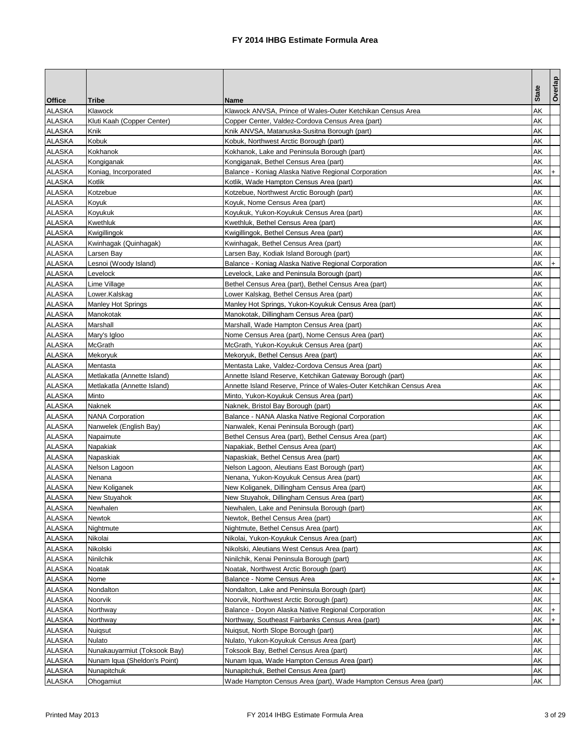# FY 2014 IHBG Estimate Formula Area

| Office | Tribe | Name | State | Overlap |
|---|---|---|---|---|
| ALASKA | Klawock | Klawock ANVSA, Prince of Wales-Outer Ketchikan Census Area | AK | |
| ALASKA | Kluti Kaah (Copper Center) | Copper Center, Valdez-Cordova Census Area (part) | AK | |
| ALASKA | Knik | Knik ANVSA, Matanuska-Susitna Borough (part) | AK | |
| ALASKA | Kobuk | Kobuk, Northwest Arctic Borough (part) | AK | |
| ALASKA | Kokhanok | Kokhanok, Lake and Peninsula Borough (part) | AK | |
| ALASKA | Kongiganak | Kongiganak, Bethel Census Area (part) | AK | |
| ALASKA | Koniag, Incorporated | Balance - Koniag Alaska Native Regional Corporation | AK | + |
| ALASKA | Kotlik | Kotlik, Wade Hampton Census Area (part) | AK | |
| ALASKA | Kotzebue | Kotzebue, Northwest Arctic Borough (part) | AK | |
| ALASKA | Koyuk | Koyuk, Nome Census Area (part) | AK | |
| ALASKA | Koyukuk | Koyukuk, Yukon-Koyukuk Census Area (part) | AK | |
| ALASKA | Kwethluk | Kwethluk, Bethel Census Area (part) | AK | |
| ALASKA | Kwigillingok | Kwigillingok, Bethel Census Area (part) | AK | |
| ALASKA | Kwinhagak (Quinhagak) | Kwinhagak, Bethel Census Area (part) | AK | |
| ALASKA | Larsen Bay | Larsen Bay, Kodiak Island Borough (part) | AK | |
| ALASKA | Lesnoi (Woody Island) | Balance - Koniag Alaska Native Regional Corporation | AK | + |
| ALASKA | Levelock | Levelock, Lake and Peninsula Borough (part) | AK | |
| ALASKA | Lime Village | Bethel Census Area (part), Bethel Census Area (part) | AK | |
| ALASKA | Lower.Kalskag | Lower Kalskag, Bethel Census Area (part) | AK | |
| ALASKA | Manley Hot Springs | Manley Hot Springs, Yukon-Koyukuk Census Area (part) | AK | |
| ALASKA | Manokotak | Manokotak, Dillingham Census Area (part) | AK | |
| ALASKA | Marshall | Marshall, Wade Hampton Census Area (part) | AK | |
| ALASKA | Mary's Igloo | Nome Census Area (part), Nome Census Area (part) | AK | |
| ALASKA | McGrath | McGrath, Yukon-Koyukuk Census Area (part) | AK | |
| ALASKA | Mekoryuk | Mekoryuk, Bethel Census Area (part) | AK | |
| ALASKA | Mentasta | Mentasta Lake, Valdez-Cordova Census Area (part) | AK | |
| ALASKA | Metlakatla (Annette Island) | Annette Island Reserve, Ketchikan Gateway Borough (part) | AK | |
| ALASKA | Metlakatla (Annette Island) | Annette Island Reserve, Prince of Wales-Outer Ketchikan Census Area | AK | |
| ALASKA | Minto | Minto, Yukon-Koyukuk Census Area (part) | AK | |
| ALASKA | Naknek | Naknek, Bristol Bay Borough (part) | AK | |
| ALASKA | NANA Corporation | Balance - NANA Alaska Native Regional Corporation | AK | |
| ALASKA | Nanwelek (English Bay) | Nanwalek, Kenai Peninsula Borough (part) | AK | |
| ALASKA | Napaimute | Bethel Census Area (part), Bethel Census Area (part) | AK | |
| ALASKA | Napakiak | Napakiak, Bethel Census Area (part) | AK | |
| ALASKA | Napaskiak | Napaskiak, Bethel Census Area (part) | AK | |
| ALASKA | Nelson Lagoon | Nelson Lagoon, Aleutians East Borough (part) | AK | |
| ALASKA | Nenana | Nenana, Yukon-Koyukuk Census Area (part) | AK | |
| ALASKA | New Koliganek | New Koliganek, Dillingham Census Area (part) | AK | |
| ALASKA | New Stuyahok | New Stuyahok, Dillingham Census Area (part) | AK | |
| ALASKA | Newhalen | Newhalen, Lake and Peninsula Borough (part) | AK | |
| ALASKA | Newtok | Newtok, Bethel Census Area (part) | AK | |
| ALASKA | Nightmute | Nightmute, Bethel Census Area (part) | AK | |
| ALASKA | Nikolai | Nikolai, Yukon-Koyukuk Census Area (part) | AK | |
| ALASKA | Nikolski | Nikolski, Aleutians West Census Area (part) | AK | |
| ALASKA | Ninilchik | Ninilchik, Kenai Peninsula Borough (part) | AK | |
| ALASKA | Noatak | Noatak, Northwest Arctic Borough (part) | AK | |
| ALASKA | Nome | Balance - Nome Census Area | AK | + |
| ALASKA | Nondalton | Nondalton, Lake and Peninsula Borough (part) | AK | |
| ALASKA | Noorvik | Noorvik, Northwest Arctic Borough (part) | AK | |
| ALASKA | Northway | Balance - Doyon Alaska Native Regional Corporation | AK | + |
| ALASKA | Northway | Northway, Southeast Fairbanks Census Area (part) | AK | + |
| ALASKA | Nuiqsut | Nuiqsut, North Slope Borough (part) | AK | |
| ALASKA | Nulato | Nulato, Yukon-Koyukuk Census Area (part) | AK | |
| ALASKA | Nunakauyarmiut (Toksook Bay) | Toksook Bay, Bethel Census Area (part) | AK | |
| ALASKA | Nunam Iqua (Sheldon's Point) | Nunam Iqua, Wade Hampton Census Area (part) | AK | |
| ALASKA | Nunapitchuk | Nunapitchuk, Bethel Census Area (part) | AK | |
| ALASKA | Ohogamiut | Wade Hampton Census Area (part), Wade Hampton Census Area (part) | AK | |

Printed May 2013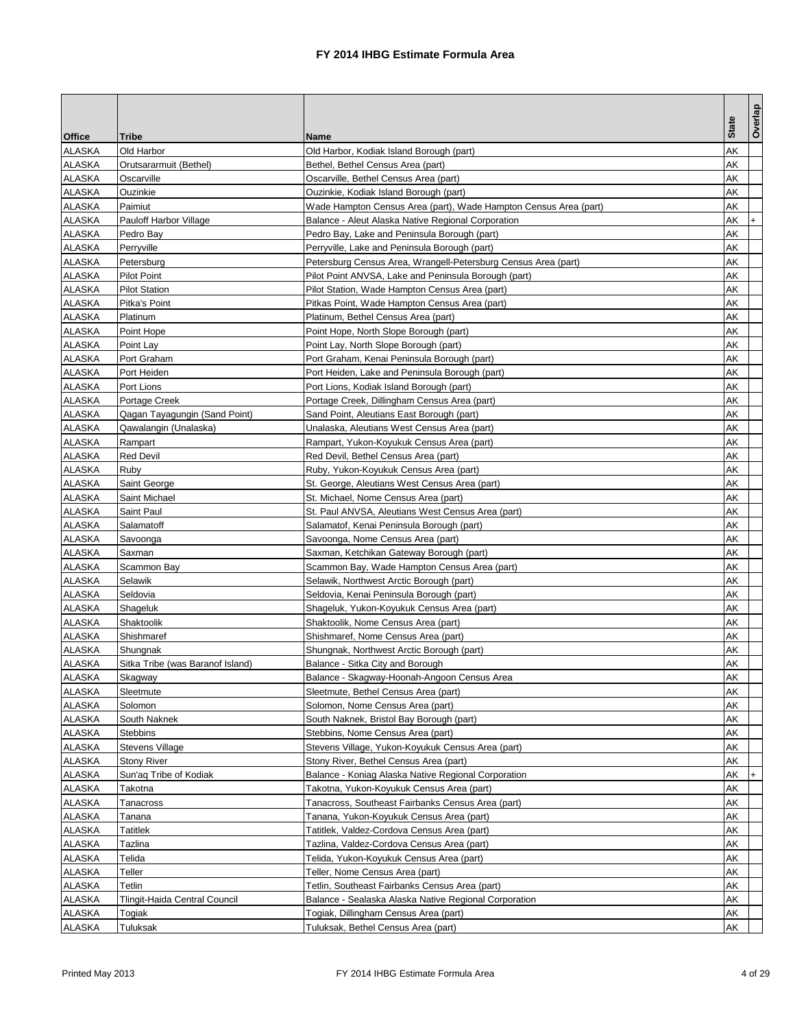# FY 2014 IHBG Estimate Formula Area

| Office | Tribe | Name | State | Overlap |
|---|---|---|---|---|
| ALASKA | Old Harbor | Old Harbor, Kodiak Island Borough (part) | AK | |
| ALASKA | Orutsararmuit (Bethel) | Bethel, Bethel Census Area (part) | AK | |
| ALASKA | Oscarville | Oscarville, Bethel Census Area (part) | AK | |
| ALASKA | Ouzinkie | Ouzinkie, Kodiak Island Borough (part) | AK | |
| ALASKA | Paimiut | Wade Hampton Census Area (part), Wade Hampton Census Area (part) | AK | |
| ALASKA | Pauloff Harbor Village | Balance - Aleut Alaska Native Regional Corporation | AK | + |
| ALASKA | Pedro Bay | Pedro Bay, Lake and Peninsula Borough (part) | AK | |
| ALASKA | Perryville | Perryville, Lake and Peninsula Borough (part) | AK | |
| ALASKA | Petersburg | Petersburg Census Area, Wrangell-Petersburg Census Area (part) | AK | |
| ALASKA | Pilot Point | Pilot Point ANVSA, Lake and Peninsula Borough (part) | AK | |
| ALASKA | Pilot Station | Pilot Station, Wade Hampton Census Area (part) | AK | |
| ALASKA | Pitka's Point | Pitkas Point, Wade Hampton Census Area (part) | AK | |
| ALASKA | Platinum | Platinum, Bethel Census Area (part) | AK | |
| ALASKA | Point Hope | Point Hope, North Slope Borough (part) | AK | |
| ALASKA | Point Lay | Point Lay, North Slope Borough (part) | AK | |
| ALASKA | Port Graham | Port Graham, Kenai Peninsula Borough (part) | AK | |
| ALASKA | Port Heiden | Port Heiden, Lake and Peninsula Borough (part) | AK | |
| ALASKA | Port Lions | Port Lions, Kodiak Island Borough (part) | AK | |
| ALASKA | Portage Creek | Portage Creek, Dillingham Census Area (part) | AK | |
| ALASKA | Qagan Tayagungin (Sand Point) | Sand Point, Aleutians East Borough (part) | AK | |
| ALASKA | Qawalangin (Unalaska) | Unalaska, Aleutians West Census Area (part) | AK | |
| ALASKA | Rampart | Rampart, Yukon-Koyukuk Census Area (part) | AK | |
| ALASKA | Red Devil | Red Devil, Bethel Census Area (part) | AK | |
| ALASKA | Ruby | Ruby, Yukon-Koyukuk Census Area (part) | AK | |
| ALASKA | Saint George | St. George, Aleutians West Census Area (part) | AK | |
| ALASKA | Saint Michael | St. Michael, Nome Census Area (part) | AK | |
| ALASKA | Saint Paul | St. Paul ANVSA, Aleutians West Census Area (part) | AK | |
| ALASKA | Salamatoff | Salamatof, Kenai Peninsula Borough (part) | AK | |
| ALASKA | Savoonga | Savoonga, Nome Census Area (part) | AK | |
| ALASKA | Saxman | Saxman, Ketchikan Gateway Borough (part) | AK | |
| ALASKA | Scammon Bay | Scammon Bay, Wade Hampton Census Area (part) | AK | |
| ALASKA | Selawik | Selawik, Northwest Arctic Borough (part) | AK | |
| ALASKA | Seldovia | Seldovia, Kenai Peninsula Borough (part) | AK | |
| ALASKA | Shageluk | Shageluk, Yukon-Koyukuk Census Area (part) | AK | |
| ALASKA | Shaktoolik | Shaktoolik, Nome Census Area (part) | AK | |
| ALASKA | Shishmaref | Shishmaref, Nome Census Area (part) | AK | |
| ALASKA | Shungnak | Shungnak, Northwest Arctic Borough (part) | AK | |
| ALASKA | Sitka Tribe (was Baranof Island) | Balance - Sitka City and Borough | AK | |
| ALASKA | Skagway | Balance - Skagway-Hoonah-Angoon Census Area | AK | |
| ALASKA | Sleetmute | Sleetmute, Bethel Census Area (part) | AK | |
| ALASKA | Solomon | Solomon, Nome Census Area (part) | AK | |
| ALASKA | South Naknek | South Naknek, Bristol Bay Borough (part) | AK | |
| ALASKA | Stebbins | Stebbins, Nome Census Area (part) | AK | |
| ALASKA | Stevens Village | Stevens Village, Yukon-Koyukuk Census Area (part) | AK | |
| ALASKA | Stony River | Stony River, Bethel Census Area (part) | AK | |
| ALASKA | Sun'aq Tribe of Kodiak | Balance - Koniag Alaska Native Regional Corporation | AK | + |
| ALASKA | Takotna | Takotna, Yukon-Koyukuk Census Area (part) | AK | |
| ALASKA | Tanacross | Tanacross, Southeast Fairbanks Census Area (part) | AK | |
| ALASKA | Tanana | Tanana, Yukon-Koyukuk Census Area (part) | AK | |
| ALASKA | Tatitlek | Tatitlek, Valdez-Cordova Census Area (part) | AK | |
| ALASKA | Tazlina | Tazlina, Valdez-Cordova Census Area (part) | AK | |
| ALASKA | Telida | Telida, Yukon-Koyukuk Census Area (part) | AK | |
| ALASKA | Teller | Teller, Nome Census Area (part) | AK | |
| ALASKA | Tetlin | Tetlin, Southeast Fairbanks Census Area (part) | AK | |
| ALASKA | Tlingit-Haida Central Council | Balance - Sealaska Alaska Native Regional Corporation | AK | |
| ALASKA | Togiak | Togiak, Dillingham Census Area (part) | AK | |
| ALASKA | Tuluksak | Tuluksak, Bethel Census Area (part) | AK | |

Printed May 2013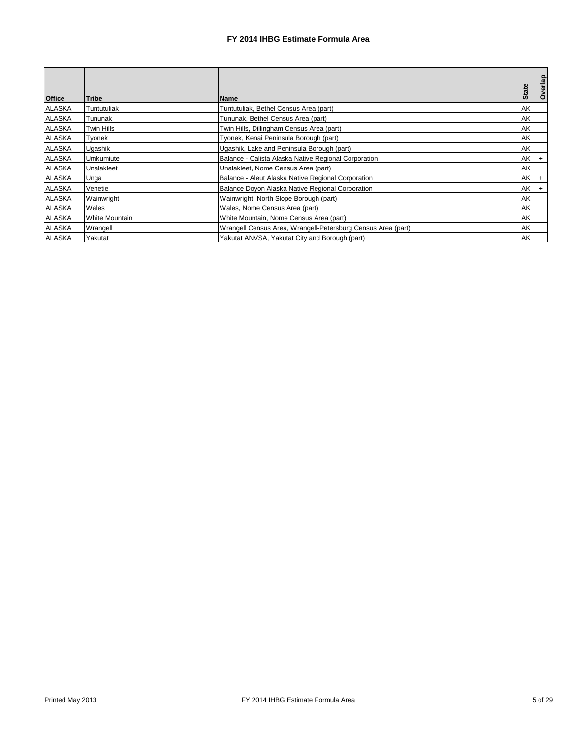# FY 2014 IHBG Estimate Formula Area

| Office | Tribe | Name | State | Overlap |
|---|---|---|---|---|
| ALASKA | Tuntutuliak | Tuntutuliak, Bethel Census Area (part) | AK | |
| ALASKA | Tununak | Tununak, Bethel Census Area (part) | AK | |
| ALASKA | Twin Hills | Twin Hills, Dillingham Census Area (part) | AK | |
| ALASKA | Tyonek | Tyonek, Kenai Peninsula Borough (part) | AK | |
| ALASKA | Ugashik | Ugashik, Lake and Peninsula Borough (part) | AK | |
| ALASKA | Umkumiute | Balance - Calista Alaska Native Regional Corporation | AK | + |
| ALASKA | Unalakleet | Unalakleet, Nome Census Area (part) | AK | |
| ALASKA | Unga | Balance - Aleut Alaska Native Regional Corporation | AK | + |
| ALASKA | Venetie | Balance Doyon Alaska Native Regional Corporation | AK | + |
| ALASKA | Wainwright | Wainwright, North Slope Borough (part) | AK | |
| ALASKA | Wales | Wales, Nome Census Area (part) | AK | |
| ALASKA | White Mountain | White Mountain, Nome Census Area (part) | AK | |
| ALASKA | Wrangell | Wrangell Census Area, Wrangell-Petersburg Census Area (part) | AK | |
| ALASKA | Yakutat | Yakutat ANVSA, Yakutat City and Borough (part) | AK | |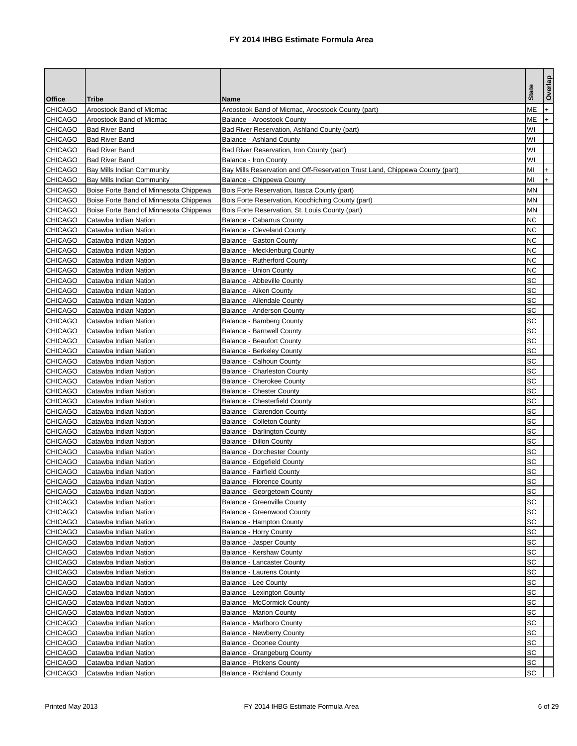# FY 2014 IHBG Estimate Formula Area

| Office | Tribe | Name | State | Overlap |
|---|---|---|---|---|
| CHICAGO | Aroostook Band of Micmac | Aroostook Band of Micmac, Aroostook County (part) | ME | + |
| CHICAGO | Aroostook Band of Micmac | Balance - Aroostook County | ME | + |
| CHICAGO | Bad River Band | Bad River Reservation, Ashland County (part) | WI | |
| CHICAGO | Bad River Band | Balance - Ashland County | WI | |
| CHICAGO | Bad River Band | Bad River Reservation, Iron County (part) | WI | |
| CHICAGO | Bad River Band | Balance - Iron County | WI | |
| CHICAGO | Bay Mills Indian Community | Bay Mills Reservation and Off-Reservation Trust Land, Chippewa County (part) | MI | + |
| CHICAGO | Bay Mills Indian Community | Balance - Chippewa County | MI | + |
| CHICAGO | Boise Forte Band of Minnesota Chippewa | Bois Forte Reservation, Itasca County (part) | MN | |
| CHICAGO | Boise Forte Band of Minnesota Chippewa | Bois Forte Reservation, Koochiching County (part) | MN | |
| CHICAGO | Boise Forte Band of Minnesota Chippewa | Bois Forte Reservation, St. Louis County (part) | MN | |
| CHICAGO | Catawba Indian Nation | Balance - Cabarrus County | NC | |
| CHICAGO | Catawba Indian Nation | Balance - Cleveland County | NC | |
| CHICAGO | Catawba Indian Nation | Balance - Gaston County | NC | |
| CHICAGO | Catawba Indian Nation | Balance - Mecklenburg County | NC | |
| CHICAGO | Catawba Indian Nation | Balance - Rutherford County | NC | |
| CHICAGO | Catawba Indian Nation | Balance - Union County | NC | |
| CHICAGO | Catawba Indian Nation | Balance - Abbeville County | SC | |
| CHICAGO | Catawba Indian Nation | Balance - Aiken County | SC | |
| CHICAGO | Catawba Indian Nation | Balance - Allendale County | SC | |
| CHICAGO | Catawba Indian Nation | Balance - Anderson County | SC | |
| CHICAGO | Catawba Indian Nation | Balance - Bamberg County | SC | |
| CHICAGO | Catawba Indian Nation | Balance - Barnwell County | SC | |
| CHICAGO | Catawba Indian Nation | Balance - Beaufort County | SC | |
| CHICAGO | Catawba Indian Nation | Balance - Berkeley County | SC | |
| CHICAGO | Catawba Indian Nation | Balance - Calhoun County | SC | |
| CHICAGO | Catawba Indian Nation | Balance - Charleston County | SC | |
| CHICAGO | Catawba Indian Nation | Balance - Cherokee County | SC | |
| CHICAGO | Catawba Indian Nation | Balance - Chester County | SC | |
| CHICAGO | Catawba Indian Nation | Balance - Chesterfield County | SC | |
| CHICAGO | Catawba Indian Nation | Balance - Clarendon County | SC | |
| CHICAGO | Catawba Indian Nation | Balance - Colleton County | SC | |
| CHICAGO | Catawba Indian Nation | Balance - Darlington County | SC | |
| CHICAGO | Catawba Indian Nation | Balance - Dillon County | SC | |
| CHICAGO | Catawba Indian Nation | Balance - Dorchester County | SC | |
| CHICAGO | Catawba Indian Nation | Balance - Edgefield County | SC | |
| CHICAGO | Catawba Indian Nation | Balance - Fairfield County | SC | |
| CHICAGO | Catawba Indian Nation | Balance - Florence County | SC | |
| CHICAGO | Catawba Indian Nation | Balance - Georgetown County | SC | |
| CHICAGO | Catawba Indian Nation | Balance - Greenville County | SC | |
| CHICAGO | Catawba Indian Nation | Balance - Greenwood County | SC | |
| CHICAGO | Catawba Indian Nation | Balance - Hampton County | SC | |
| CHICAGO | Catawba Indian Nation | Balance - Horry County | SC | |
| CHICAGO | Catawba Indian Nation | Balance - Jasper County | SC | |
| CHICAGO | Catawba Indian Nation | Balance - Kershaw County | SC | |
| CHICAGO | Catawba Indian Nation | Balance - Lancaster County | SC | |
| CHICAGO | Catawba Indian Nation | Balance - Laurens County | SC | |
| CHICAGO | Catawba Indian Nation | Balance - Lee County | SC | |
| CHICAGO | Catawba Indian Nation | Balance - Lexington County | SC | |
| CHICAGO | Catawba Indian Nation | Balance - McCormick County | SC | |
| CHICAGO | Catawba Indian Nation | Balance - Marion County | SC | |
| CHICAGO | Catawba Indian Nation | Balance - Marlboro County | SC | |
| CHICAGO | Catawba Indian Nation | Balance - Newberry County | SC | |
| CHICAGO | Catawba Indian Nation | Balance - Oconee County | SC | |
| CHICAGO | Catawba Indian Nation | Balance - Orangeburg County | SC | |
| CHICAGO | Catawba Indian Nation | Balance - Pickens County | SC | |
| CHICAGO | Catawba Indian Nation | Balance - Richland County | SC | |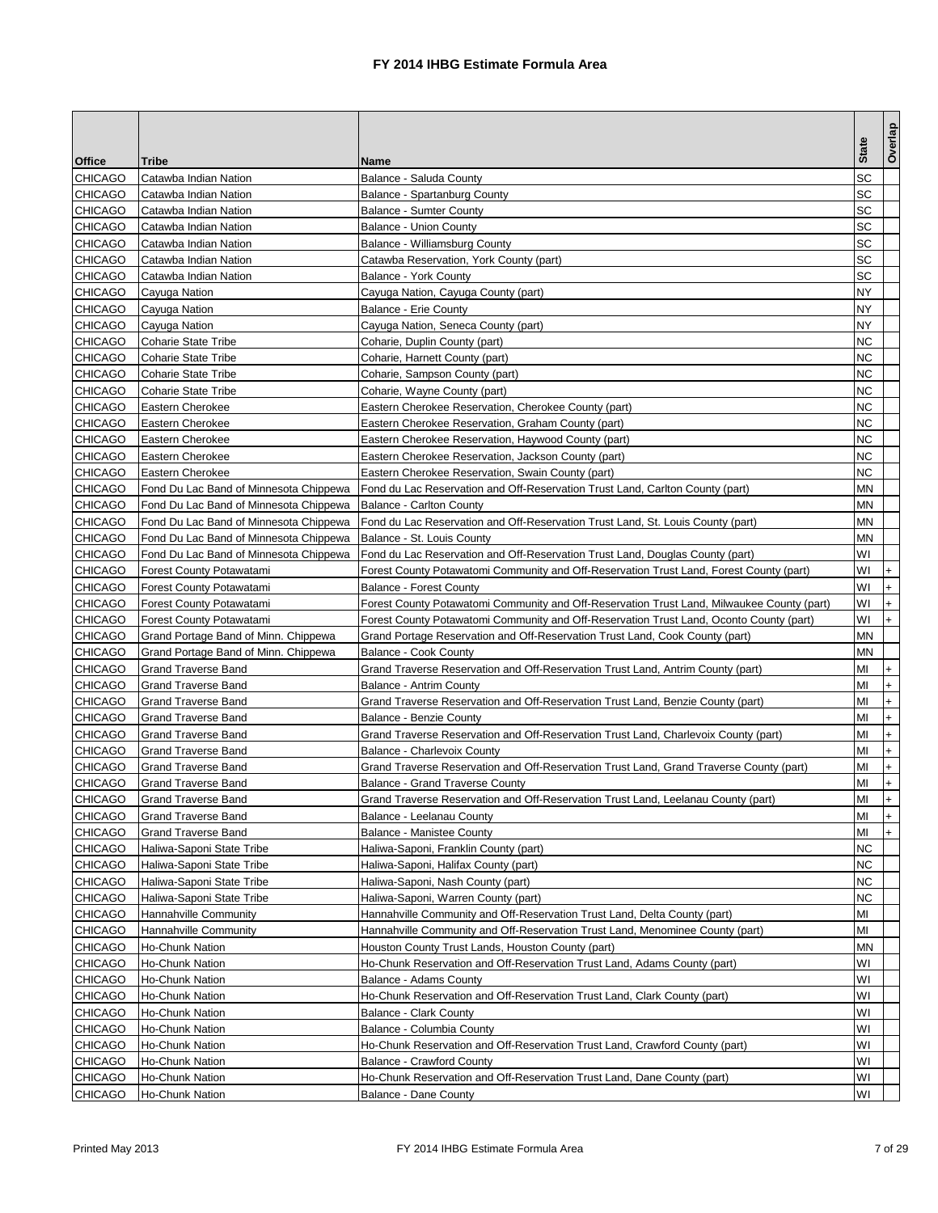# FY 2014 IHBG Estimate Formula Area

| Office | Tribe | Name | State | Overlap |
|---|---|---|---|---|
| CHICAGO | Catawba Indian Nation | Balance - Saluda County | SC | |
| CHICAGO | Catawba Indian Nation | Balance - Spartanburg County | SC | |
| CHICAGO | Catawba Indian Nation | Balance - Sumter County | SC | |
| CHICAGO | Catawba Indian Nation | Balance - Union County | SC | |
| CHICAGO | Catawba Indian Nation | Balance - Williamsburg County | SC | |
| CHICAGO | Catawba Indian Nation | Catawba Reservation, York County (part) | SC | |
| CHICAGO | Catawba Indian Nation | Balance - York County | SC | |
| CHICAGO | Cayuga Nation | Cayuga Nation, Cayuga County (part) | NY | |
| CHICAGO | Cayuga Nation | Balance - Erie County | NY | |
| CHICAGO | Cayuga Nation | Cayuga Nation, Seneca County (part) | NY | |
| CHICAGO | Coharie State Tribe | Coharie, Duplin County (part) | NC | |
| CHICAGO | Coharie State Tribe | Coharie, Harnett County (part) | NC | |
| CHICAGO | Coharie State Tribe | Coharie, Sampson County (part) | NC | |
| CHICAGO | Coharie State Tribe | Coharie, Wayne County (part) | NC | |
| CHICAGO | Eastern Cherokee | Eastern Cherokee Reservation, Cherokee County (part) | NC | |
| CHICAGO | Eastern Cherokee | Eastern Cherokee Reservation, Graham County (part) | NC | |
| CHICAGO | Eastern Cherokee | Eastern Cherokee Reservation, Haywood County (part) | NC | |
| CHICAGO | Eastern Cherokee | Eastern Cherokee Reservation, Jackson County (part) | NC | |
| CHICAGO | Eastern Cherokee | Eastern Cherokee Reservation, Swain County (part) | NC | |
| CHICAGO | Fond Du Lac Band of Minnesota Chippewa | Fond du Lac Reservation and Off-Reservation Trust Land, Carlton County (part) | MN | |
| CHICAGO | Fond Du Lac Band of Minnesota Chippewa | Balance - Carlton County | MN | |
| CHICAGO | Fond Du Lac Band of Minnesota Chippewa | Fond du Lac Reservation and Off-Reservation Trust Land, St. Louis County (part) | MN | |
| CHICAGO | Fond Du Lac Band of Minnesota Chippewa | Balance - St. Louis County | MN | |
| CHICAGO | Fond Du Lac Band of Minnesota Chippewa | Fond du Lac Reservation and Off-Reservation Trust Land, Douglas County (part) | WI | |
| CHICAGO | Forest County Potawatami | Forest County Potawatomi Community and Off-Reservation Trust Land, Forest County (part) | WI | + |
| CHICAGO | Forest County Potawatami | Balance - Forest County | WI | + |
| CHICAGO | Forest County Potawatami | Forest County Potawatomi Community and Off-Reservation Trust Land, Milwaukee County (part) | WI | + |
| CHICAGO | Forest County Potawatami | Forest County Potawatomi Community and Off-Reservation Trust Land, Oconto County (part) | WI | + |
| CHICAGO | Grand Portage Band of Minn. Chippewa | Grand Portage Reservation and Off-Reservation Trust Land, Cook County (part) | MN | |
| CHICAGO | Grand Portage Band of Minn. Chippewa | Balance - Cook County | MN | |
| CHICAGO | Grand Traverse Band | Grand Traverse Reservation and Off-Reservation Trust Land, Antrim County (part) | MI | + |
| CHICAGO | Grand Traverse Band | Balance - Antrim County | MI | + |
| CHICAGO | Grand Traverse Band | Grand Traverse Reservation and Off-Reservation Trust Land, Benzie County (part) | MI | + |
| CHICAGO | Grand Traverse Band | Balance - Benzie County | MI | + |
| CHICAGO | Grand Traverse Band | Grand Traverse Reservation and Off-Reservation Trust Land, Charlevoix County (part) | MI | + |
| CHICAGO | Grand Traverse Band | Balance - Charlevoix County | MI | + |
| CHICAGO | Grand Traverse Band | Grand Traverse Reservation and Off-Reservation Trust Land, Grand Traverse County (part) | MI | + |
| CHICAGO | Grand Traverse Band | Balance - Grand Traverse County | MI | + |
| CHICAGO | Grand Traverse Band | Grand Traverse Reservation and Off-Reservation Trust Land, Leelanau County (part) | MI | + |
| CHICAGO | Grand Traverse Band | Balance - Leelanau County | MI | + |
| CHICAGO | Grand Traverse Band | Balance - Manistee County | MI | + |
| CHICAGO | Haliwa-Saponi State Tribe | Haliwa-Saponi, Franklin County (part) | NC | |
| CHICAGO | Haliwa-Saponi State Tribe | Haliwa-Saponi, Halifax County (part) | NC | |
| CHICAGO | Haliwa-Saponi State Tribe | Haliwa-Saponi, Nash County (part) | NC | |
| CHICAGO | Haliwa-Saponi State Tribe | Haliwa-Saponi, Warren County (part) | NC | |
| CHICAGO | Hannahville Community | Hannahville Community and Off-Reservation Trust Land, Delta County (part) | MI | |
| CHICAGO | Hannahville Community | Hannahville Community and Off-Reservation Trust Land, Menominee County (part) | MI | |
| CHICAGO | Ho-Chunk Nation | Houston County Trust Lands, Houston County (part) | MN | |
| CHICAGO | Ho-Chunk Nation | Ho-Chunk Reservation and Off-Reservation Trust Land, Adams County (part) | WI | |
| CHICAGO | Ho-Chunk Nation | Balance - Adams County | WI | |
| CHICAGO | Ho-Chunk Nation | Ho-Chunk Reservation and Off-Reservation Trust Land, Clark County (part) | WI | |
| CHICAGO | Ho-Chunk Nation | Balance - Clark County | WI | |
| CHICAGO | Ho-Chunk Nation | Balance - Columbia County | WI | |
| CHICAGO | Ho-Chunk Nation | Ho-Chunk Reservation and Off-Reservation Trust Land, Crawford County (part) | WI | |
| CHICAGO | Ho-Chunk Nation | Balance - Crawford County | WI | |
| CHICAGO | Ho-Chunk Nation | Ho-Chunk Reservation and Off-Reservation Trust Land, Dane County (part) | WI | |
| CHICAGO | Ho-Chunk Nation | Balance - Dane County | WI | |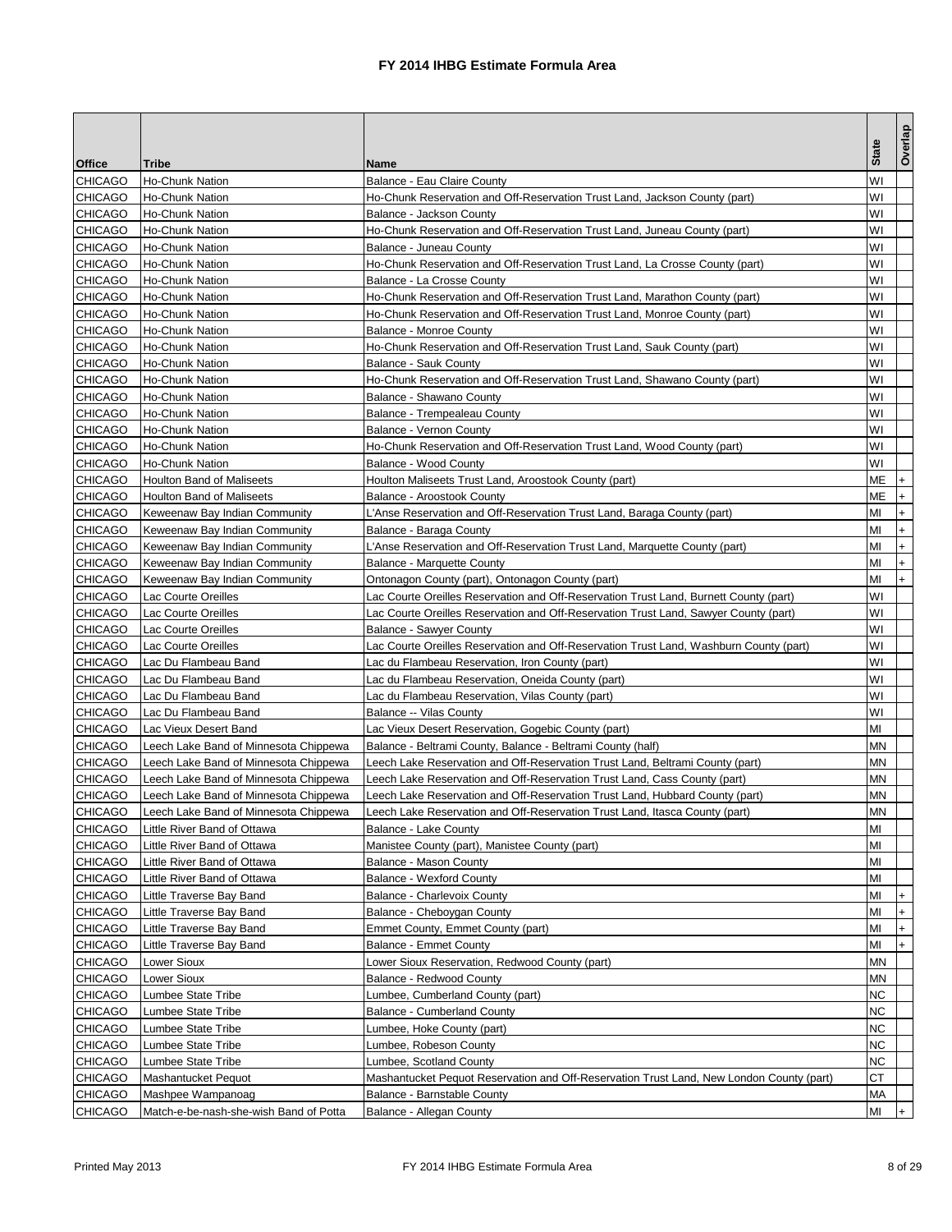# FY 2014 IHBG Estimate Formula Area

| Office | Tribe | Name | State | Overlap |
|---|---|---|---|---|
| CHICAGO | Ho-Chunk Nation | Balance - Eau Claire County | WI | |
| CHICAGO | Ho-Chunk Nation | Ho-Chunk Reservation and Off-Reservation Trust Land, Jackson County (part) | WI | |
| CHICAGO | Ho-Chunk Nation | Balance - Jackson County | WI | |
| CHICAGO | Ho-Chunk Nation | Ho-Chunk Reservation and Off-Reservation Trust Land, Juneau County (part) | WI | |
| CHICAGO | Ho-Chunk Nation | Balance - Juneau County | WI | |
| CHICAGO | Ho-Chunk Nation | Ho-Chunk Reservation and Off-Reservation Trust Land, La Crosse County (part) | WI | |
| CHICAGO | Ho-Chunk Nation | Balance - La Crosse County | WI | |
| CHICAGO | Ho-Chunk Nation | Ho-Chunk Reservation and Off-Reservation Trust Land, Marathon County (part) | WI | |
| CHICAGO | Ho-Chunk Nation | Ho-Chunk Reservation and Off-Reservation Trust Land, Monroe County (part) | WI | |
| CHICAGO | Ho-Chunk Nation | Balance - Monroe County | WI | |
| CHICAGO | Ho-Chunk Nation | Ho-Chunk Reservation and Off-Reservation Trust Land, Sauk County (part) | WI | |
| CHICAGO | Ho-Chunk Nation | Balance - Sauk County | WI | |
| CHICAGO | Ho-Chunk Nation | Ho-Chunk Reservation and Off-Reservation Trust Land, Shawano County (part) | WI | |
| CHICAGO | Ho-Chunk Nation | Balance - Shawano County | WI | |
| CHICAGO | Ho-Chunk Nation | Balance - Trempealeau County | WI | |
| CHICAGO | Ho-Chunk Nation | Balance - Vernon County | WI | |
| CHICAGO | Ho-Chunk Nation | Ho-Chunk Reservation and Off-Reservation Trust Land, Wood County (part) | WI | |
| CHICAGO | Ho-Chunk Nation | Balance - Wood County | WI | |
| CHICAGO | Houlton Band of Maliseets | Houlton Maliseets Trust Land, Aroostook County (part) | ME | + |
| CHICAGO | Houlton Band of Maliseets | Balance - Aroostook County | ME | + |
| CHICAGO | Keweenaw Bay Indian Community | L'Anse Reservation and Off-Reservation Trust Land, Baraga County (part) | MI | + |
| CHICAGO | Keweenaw Bay Indian Community | Balance - Baraga County | MI | + |
| CHICAGO | Keweenaw Bay Indian Community | L'Anse Reservation and Off-Reservation Trust Land, Marquette County (part) | MI | + |
| CHICAGO | Keweenaw Bay Indian Community | Balance - Marquette County | MI | + |
| CHICAGO | Keweenaw Bay Indian Community | Ontonagon County (part), Ontonagon County (part) | MI | + |
| CHICAGO | Lac Courte Oreilles | Lac Courte Oreilles Reservation and Off-Reservation Trust Land, Burnett County (part) | WI | |
| CHICAGO | Lac Courte Oreilles | Lac Courte Oreilles Reservation and Off-Reservation Trust Land, Sawyer County (part) | WI | |
| CHICAGO | Lac Courte Oreilles | Balance - Sawyer County | WI | |
| CHICAGO | Lac Courte Oreilles | Lac Courte Oreilles Reservation and Off-Reservation Trust Land, Washburn County (part) | WI | |
| CHICAGO | Lac Du Flambeau Band | Lac du Flambeau Reservation, Iron County (part) | WI | |
| CHICAGO | Lac Du Flambeau Band | Lac du Flambeau Reservation, Oneida County (part) | WI | |
| CHICAGO | Lac Du Flambeau Band | Lac du Flambeau Reservation, Vilas County (part) | WI | |
| CHICAGO | Lac Du Flambeau Band | Balance -- Vilas County | WI | |
| CHICAGO | Lac Vieux Desert Band | Lac Vieux Desert Reservation, Gogebic County (part) | MI | |
| CHICAGO | Leech Lake Band of Minnesota Chippewa | Balance - Beltrami County, Balance - Beltrami County (half) | MN | |
| CHICAGO | Leech Lake Band of Minnesota Chippewa | Leech Lake Reservation and Off-Reservation Trust Land, Beltrami County (part) | MN | |
| CHICAGO | Leech Lake Band of Minnesota Chippewa | Leech Lake Reservation and Off-Reservation Trust Land, Cass County (part) | MN | |
| CHICAGO | Leech Lake Band of Minnesota Chippewa | Leech Lake Reservation and Off-Reservation Trust Land, Hubbard County (part) | MN | |
| CHICAGO | Leech Lake Band of Minnesota Chippewa | Leech Lake Reservation and Off-Reservation Trust Land, Itasca County (part) | MN | |
| CHICAGO | Little River Band of Ottawa | Balance - Lake County | MI | |
| CHICAGO | Little River Band of Ottawa | Manistee County (part), Manistee County (part) | MI | |
| CHICAGO | Little River Band of Ottawa | Balance - Mason County | MI | |
| CHICAGO | Little River Band of Ottawa | Balance - Wexford County | MI | |
| CHICAGO | Little Traverse Bay Band | Balance - Charlevoix County | MI | + |
| CHICAGO | Little Traverse Bay Band | Balance - Cheboygan County | MI | + |
| CHICAGO | Little Traverse Bay Band | Emmet County, Emmet County (part) | MI | + |
| CHICAGO | Little Traverse Bay Band | Balance - Emmet County | MI | + |
| CHICAGO | Lower Sioux | Lower Sioux Reservation, Redwood County (part) | MN | |
| CHICAGO | Lower Sioux | Balance - Redwood County | MN | |
| CHICAGO | Lumbee State Tribe | Lumbee, Cumberland County (part) | NC | |
| CHICAGO | Lumbee State Tribe | Balance - Cumberland County | NC | |
| CHICAGO | Lumbee State Tribe | Lumbee, Hoke County (part) | NC | |
| CHICAGO | Lumbee State Tribe | Lumbee, Robeson County | NC | |
| CHICAGO | Lumbee State Tribe | Lumbee, Scotland County | NC | |
| CHICAGO | Mashantucket Pequot | Mashantucket Pequot Reservation and Off-Reservation Trust Land, New London County (part) | CT | |
| CHICAGO | Mashpee Wampanoag | Balance - Barnstable County | MA | |
| CHICAGO | Match-e-be-nash-she-wish Band of Potta | Balance - Allegan County | MI | + |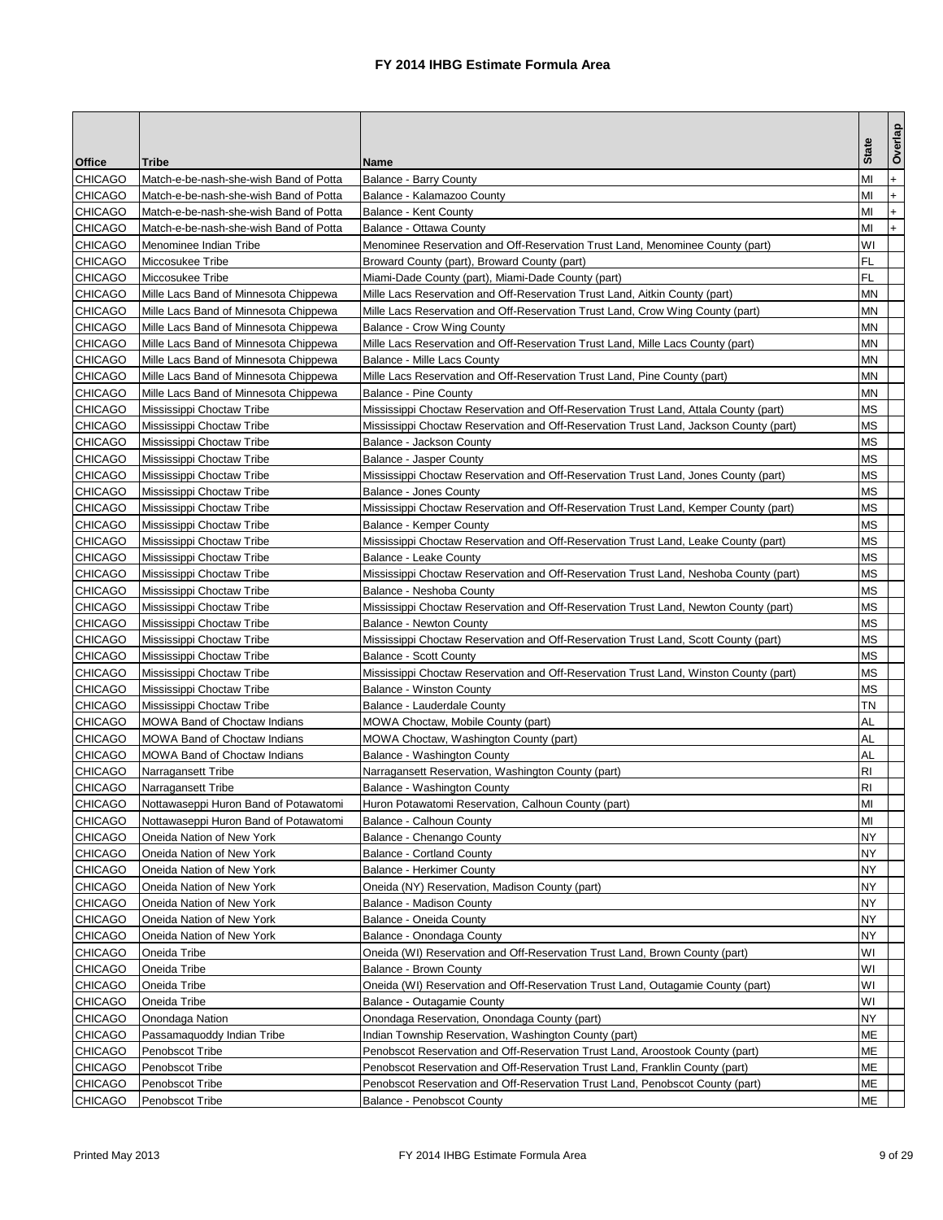# FY 2014 IHBG Estimate Formula Area

| Office | Tribe | Name | State | Overlap |
|---|---|---|---|---|
| CHICAGO | Match-e-be-nash-she-wish Band of Potta | Balance - Barry County | MI | + |
| CHICAGO | Match-e-be-nash-she-wish Band of Potta | Balance - Kalamazoo County | MI | + |
| CHICAGO | Match-e-be-nash-she-wish Band of Potta | Balance - Kent County | MI | + |
| CHICAGO | Match-e-be-nash-she-wish Band of Potta | Balance - Ottawa County | MI | + |
| CHICAGO | Menominee Indian Tribe | Menominee Reservation and Off-Reservation Trust Land, Menominee County (part) | WI | |
| CHICAGO | Miccosukee Tribe | Broward County (part), Broward County (part) | FL | |
| CHICAGO | Miccosukee Tribe | Miami-Dade County (part), Miami-Dade County (part) | FL | |
| CHICAGO | Mille Lacs Band of Minnesota Chippewa | Mille Lacs Reservation and Off-Reservation Trust Land, Aitkin County (part) | MN | |
| CHICAGO | Mille Lacs Band of Minnesota Chippewa | Mille Lacs Reservation and Off-Reservation Trust Land, Crow Wing County (part) | MN | |
| CHICAGO | Mille Lacs Band of Minnesota Chippewa | Balance - Crow Wing County | MN | |
| CHICAGO | Mille Lacs Band of Minnesota Chippewa | Mille Lacs Reservation and Off-Reservation Trust Land, Mille Lacs County (part) | MN | |
| CHICAGO | Mille Lacs Band of Minnesota Chippewa | Balance - Mille Lacs County | MN | |
| CHICAGO | Mille Lacs Band of Minnesota Chippewa | Mille Lacs Reservation and Off-Reservation Trust Land, Pine County (part) | MN | |
| CHICAGO | Mille Lacs Band of Minnesota Chippewa | Balance - Pine County | MN | |
| CHICAGO | Mississippi Choctaw Tribe | Mississippi Choctaw Reservation and Off-Reservation Trust Land, Attala County (part) | MS | |
| CHICAGO | Mississippi Choctaw Tribe | Mississippi Choctaw Reservation and Off-Reservation Trust Land, Jackson County (part) | MS | |
| CHICAGO | Mississippi Choctaw Tribe | Balance - Jackson County | MS | |
| CHICAGO | Mississippi Choctaw Tribe | Balance - Jasper County | MS | |
| CHICAGO | Mississippi Choctaw Tribe | Mississippi Choctaw Reservation and Off-Reservation Trust Land, Jones County (part) | MS | |
| CHICAGO | Mississippi Choctaw Tribe | Balance - Jones County | MS | |
| CHICAGO | Mississippi Choctaw Tribe | Mississippi Choctaw Reservation and Off-Reservation Trust Land, Kemper County (part) | MS | |
| CHICAGO | Mississippi Choctaw Tribe | Balance - Kemper County | MS | |
| CHICAGO | Mississippi Choctaw Tribe | Mississippi Choctaw Reservation and Off-Reservation Trust Land, Leake County (part) | MS | |
| CHICAGO | Mississippi Choctaw Tribe | Balance - Leake County | MS | |
| CHICAGO | Mississippi Choctaw Tribe | Mississippi Choctaw Reservation and Off-Reservation Trust Land, Neshoba County (part) | MS | |
| CHICAGO | Mississippi Choctaw Tribe | Balance - Neshoba County | MS | |
| CHICAGO | Mississippi Choctaw Tribe | Mississippi Choctaw Reservation and Off-Reservation Trust Land, Newton County (part) | MS | |
| CHICAGO | Mississippi Choctaw Tribe | Balance - Newton County | MS | |
| CHICAGO | Mississippi Choctaw Tribe | Mississippi Choctaw Reservation and Off-Reservation Trust Land, Scott County (part) | MS | |
| CHICAGO | Mississippi Choctaw Tribe | Balance - Scott County | MS | |
| CHICAGO | Mississippi Choctaw Tribe | Mississippi Choctaw Reservation and Off-Reservation Trust Land, Winston County (part) | MS | |
| CHICAGO | Mississippi Choctaw Tribe | Balance - Winston County | MS | |
| CHICAGO | Mississippi Choctaw Tribe | Balance - Lauderdale County | TN | |
| CHICAGO | MOWA Band of Choctaw Indians | MOWA Choctaw, Mobile County (part) | AL | |
| CHICAGO | MOWA Band of Choctaw Indians | MOWA Choctaw, Washington County (part) | AL | |
| CHICAGO | MOWA Band of Choctaw Indians | Balance - Washington County | AL | |
| CHICAGO | Narragansett Tribe | Narragansett Reservation, Washington County (part) | RI | |
| CHICAGO | Narragansett Tribe | Balance - Washington County | RI | |
| CHICAGO | Nottawaseppi Huron Band of Potawatomi | Huron Potawatomi Reservation, Calhoun County (part) | MI | |
| CHICAGO | Nottawaseppi Huron Band of Potawatomi | Balance - Calhoun County | MI | |
| CHICAGO | Oneida Nation of New York | Balance - Chenango County | NY | |
| CHICAGO | Oneida Nation of New York | Balance - Cortland County | NY | |
| CHICAGO | Oneida Nation of New York | Balance - Herkimer County | NY | |
| CHICAGO | Oneida Nation of New York | Oneida (NY) Reservation, Madison County (part) | NY | |
| CHICAGO | Oneida Nation of New York | Balance - Madison County | NY | |
| CHICAGO | Oneida Nation of New York | Balance - Oneida County | NY | |
| CHICAGO | Oneida Nation of New York | Balance - Onondaga County | NY | |
| CHICAGO | Oneida Tribe | Oneida (WI) Reservation and Off-Reservation Trust Land, Brown County (part) | WI | |
| CHICAGO | Oneida Tribe | Balance - Brown County | WI | |
| CHICAGO | Oneida Tribe | Oneida (WI) Reservation and Off-Reservation Trust Land, Outagamie County (part) | WI | |
| CHICAGO | Oneida Tribe | Balance - Outagamie County | WI | |
| CHICAGO | Onondaga Nation | Onondaga Reservation, Onondaga County (part) | NY | |
| CHICAGO | Passamaquoddy Indian Tribe | Indian Township Reservation, Washington County (part) | ME | |
| CHICAGO | Penobscot Tribe | Penobscot Reservation and Off-Reservation Trust Land, Aroostook County (part) | ME | |
| CHICAGO | Penobscot Tribe | Penobscot Reservation and Off-Reservation Trust Land, Franklin County (part) | ME | |
| CHICAGO | Penobscot Tribe | Penobscot Reservation and Off-Reservation Trust Land, Penobscot County (part) | ME | |
| CHICAGO | Penobscot Tribe | Balance - Penobscot County | ME | |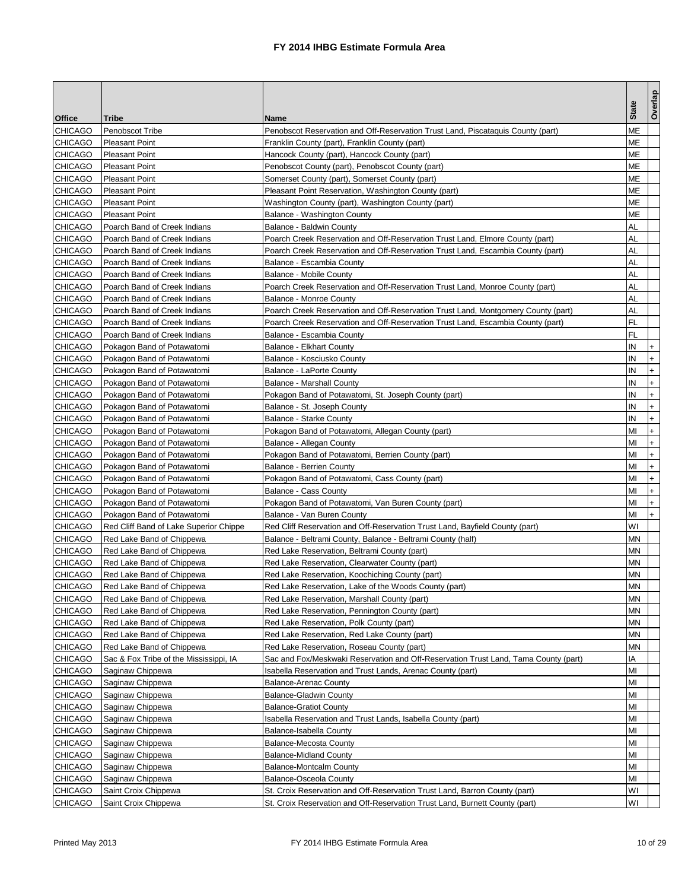# FY 2014 IHBG Estimate Formula Area

| Office | Tribe | Name | State | Overlap |
|---|---|---|---|---|
| CHICAGO | Penobscot Tribe | Penobscot Reservation and Off-Reservation Trust Land, Piscataquis County (part) | ME | |
| CHICAGO | Pleasant Point | Franklin County (part), Franklin County (part) | ME | |
| CHICAGO | Pleasant Point | Hancock County (part), Hancock County (part) | ME | |
| CHICAGO | Pleasant Point | Penobscot County (part), Penobscot County (part) | ME | |
| CHICAGO | Pleasant Point | Somerset County (part), Somerset County (part) | ME | |
| CHICAGO | Pleasant Point | Pleasant Point Reservation, Washington County (part) | ME | |
| CHICAGO | Pleasant Point | Washington County (part), Washington County (part) | ME | |
| CHICAGO | Pleasant Point | Balance - Washington County | ME | |
| CHICAGO | Poarch Band of Creek Indians | Balance - Baldwin County | AL | |
| CHICAGO | Poarch Band of Creek Indians | Poarch Creek Reservation and Off-Reservation Trust Land, Elmore County (part) | AL | |
| CHICAGO | Poarch Band of Creek Indians | Poarch Creek Reservation and Off-Reservation Trust Land, Escambia County (part) | AL | |
| CHICAGO | Poarch Band of Creek Indians | Balance - Escambia County | AL | |
| CHICAGO | Poarch Band of Creek Indians | Balance - Mobile County | AL | |
| CHICAGO | Poarch Band of Creek Indians | Poarch Creek Reservation and Off-Reservation Trust Land, Monroe County (part) | AL | |
| CHICAGO | Poarch Band of Creek Indians | Balance - Monroe County | AL | |
| CHICAGO | Poarch Band of Creek Indians | Poarch Creek Reservation and Off-Reservation Trust Land, Montgomery County (part) | AL | |
| CHICAGO | Poarch Band of Creek Indians | Poarch Creek Reservation and Off-Reservation Trust Land, Escambia County (part) | FL | |
| CHICAGO | Poarch Band of Creek Indians | Balance - Escambia County | FL | |
| CHICAGO | Pokagon Band of Potawatomi | Balance - Elkhart County | IN | + |
| CHICAGO | Pokagon Band of Potawatomi | Balance - Kosciusko County | IN | + |
| CHICAGO | Pokagon Band of Potawatomi | Balance - LaPorte County | IN | + |
| CHICAGO | Pokagon Band of Potawatomi | Balance - Marshall County | IN | + |
| CHICAGO | Pokagon Band of Potawatomi | Pokagon Band of Potawatomi, St. Joseph County (part) | IN | + |
| CHICAGO | Pokagon Band of Potawatomi | Balance - St. Joseph County | IN | + |
| CHICAGO | Pokagon Band of Potawatomi | Balance - Starke County | IN | + |
| CHICAGO | Pokagon Band of Potawatomi | Pokagon Band of Potawatomi, Allegan County (part) | MI | + |
| CHICAGO | Pokagon Band of Potawatomi | Balance - Allegan County | MI | + |
| CHICAGO | Pokagon Band of Potawatomi | Pokagon Band of Potawatomi, Berrien County (part) | MI | + |
| CHICAGO | Pokagon Band of Potawatomi | Balance - Berrien County | MI | + |
| CHICAGO | Pokagon Band of Potawatomi | Pokagon Band of Potawatomi, Cass County (part) | MI | + |
| CHICAGO | Pokagon Band of Potawatomi | Balance - Cass County | MI | + |
| CHICAGO | Pokagon Band of Potawatomi | Pokagon Band of Potawatomi, Van Buren County (part) | MI | + |
| CHICAGO | Pokagon Band of Potawatomi | Balance - Van Buren County | MI | + |
| CHICAGO | Red Cliff Band of Lake Superior Chippe | Red Cliff Reservation and Off-Reservation Trust Land, Bayfield County (part) | WI | |
| CHICAGO | Red Lake Band of Chippewa | Balance - Beltrami County, Balance - Beltrami County (half) | MN | |
| CHICAGO | Red Lake Band of Chippewa | Red Lake Reservation, Beltrami County (part) | MN | |
| CHICAGO | Red Lake Band of Chippewa | Red Lake Reservation, Clearwater County (part) | MN | |
| CHICAGO | Red Lake Band of Chippewa | Red Lake Reservation, Koochiching County (part) | MN | |
| CHICAGO | Red Lake Band of Chippewa | Red Lake Reservation, Lake of the Woods County (part) | MN | |
| CHICAGO | Red Lake Band of Chippewa | Red Lake Reservation, Marshall County (part) | MN | |
| CHICAGO | Red Lake Band of Chippewa | Red Lake Reservation, Pennington County (part) | MN | |
| CHICAGO | Red Lake Band of Chippewa | Red Lake Reservation, Polk County (part) | MN | |
| CHICAGO | Red Lake Band of Chippewa | Red Lake Reservation, Red Lake County (part) | MN | |
| CHICAGO | Red Lake Band of Chippewa | Red Lake Reservation, Roseau County (part) | MN | |
| CHICAGO | Sac & Fox Tribe of the Mississippi, IA | Sac and Fox/Meskwaki Reservation and Off-Reservation Trust Land, Tama County (part) | IA | |
| CHICAGO | Saginaw Chippewa | Isabella Reservation and Trust Lands, Arenac County (part) | MI | |
| CHICAGO | Saginaw Chippewa | Balance-Arenac County | MI | |
| CHICAGO | Saginaw Chippewa | Balance-Gladwin County | MI | |
| CHICAGO | Saginaw Chippewa | Balance-Gratiot County | MI | |
| CHICAGO | Saginaw Chippewa | Isabella Reservation and Trust Lands, Isabella County (part) | MI | |
| CHICAGO | Saginaw Chippewa | Balance-Isabella County | MI | |
| CHICAGO | Saginaw Chippewa | Balance-Mecosta County | MI | |
| CHICAGO | Saginaw Chippewa | Balance-Midland County | MI | |
| CHICAGO | Saginaw Chippewa | Balance-Montcalm County | MI | |
| CHICAGO | Saginaw Chippewa | Balance-Osceola County | MI | |
| CHICAGO | Saint Croix Chippewa | St. Croix Reservation and Off-Reservation Trust Land, Barron County (part) | WI | |
| CHICAGO | Saint Croix Chippewa | St. Croix Reservation and Off-Reservation Trust Land, Burnett County (part) | WI | |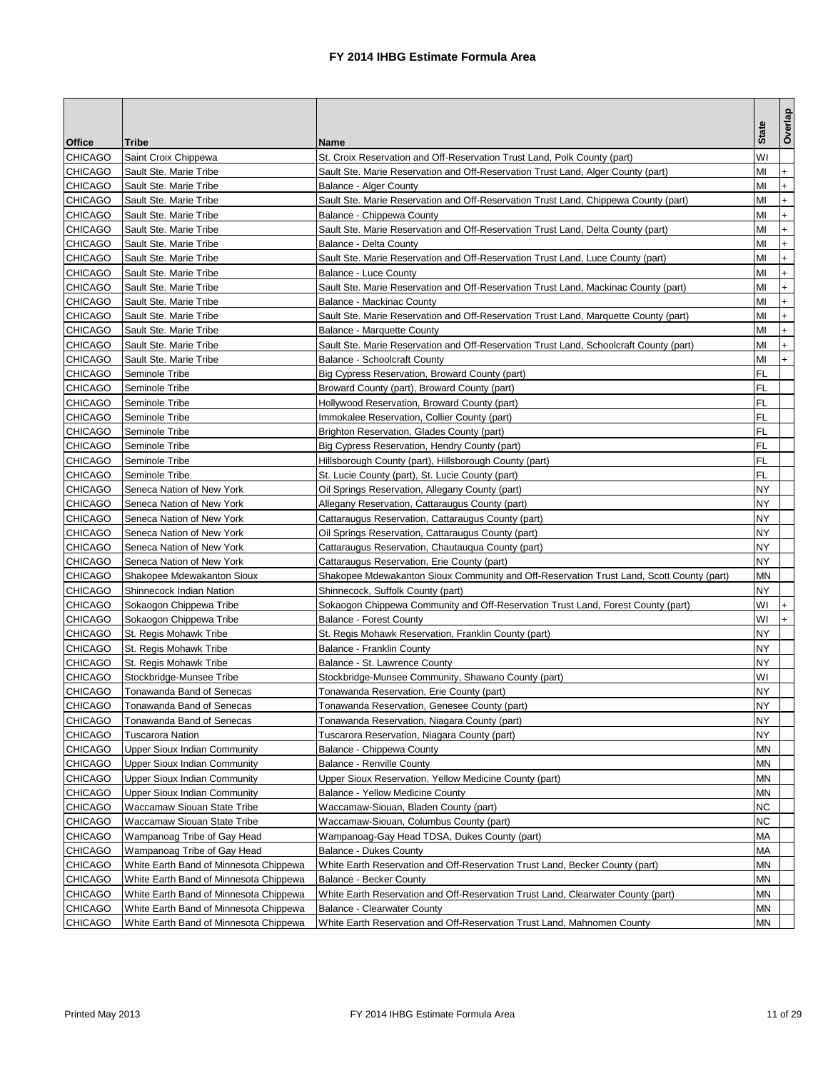# FY 2014 IHBG Estimate Formula Area

| Office | Tribe | Name | State | Overlap |
|---|---|---|---|---|
| CHICAGO | Saint Croix Chippewa | St. Croix Reservation and Off-Reservation Trust Land, Polk County (part) | WI | |
| CHICAGO | Sault Ste. Marie Tribe | Sault Ste. Marie Reservation and Off-Reservation Trust Land, Alger County (part) | MI | + |
| CHICAGO | Sault Ste. Marie Tribe | Balance - Alger County | MI | + |
| CHICAGO | Sault Ste. Marie Tribe | Sault Ste. Marie Reservation and Off-Reservation Trust Land, Chippewa County (part) | MI | + |
| CHICAGO | Sault Ste. Marie Tribe | Balance - Chippewa County | MI | + |
| CHICAGO | Sault Ste. Marie Tribe | Sault Ste. Marie Reservation and Off-Reservation Trust Land, Delta County (part) | MI | + |
| CHICAGO | Sault Ste. Marie Tribe | Balance - Delta County | MI | + |
| CHICAGO | Sault Ste. Marie Tribe | Sault Ste. Marie Reservation and Off-Reservation Trust Land, Luce County (part) | MI | + |
| CHICAGO | Sault Ste. Marie Tribe | Balance - Luce County | MI | + |
| CHICAGO | Sault Ste. Marie Tribe | Sault Ste. Marie Reservation and Off-Reservation Trust Land, Mackinac County (part) | MI | + |
| CHICAGO | Sault Ste. Marie Tribe | Balance - Mackinac County | MI | + |
| CHICAGO | Sault Ste. Marie Tribe | Sault Ste. Marie Reservation and Off-Reservation Trust Land, Marquette County (part) | MI | + |
| CHICAGO | Sault Ste. Marie Tribe | Balance - Marquette County | MI | + |
| CHICAGO | Sault Ste. Marie Tribe | Sault Ste. Marie Reservation and Off-Reservation Trust Land, Schoolcraft County (part) | MI | + |
| CHICAGO | Sault Ste. Marie Tribe | Balance - Schoolcraft County | MI | + |
| CHICAGO | Seminole Tribe | Big Cypress Reservation, Broward County (part) | FL | |
| CHICAGO | Seminole Tribe | Broward County (part), Broward County (part) | FL | |
| CHICAGO | Seminole Tribe | Hollywood Reservation, Broward County (part) | FL | |
| CHICAGO | Seminole Tribe | Immokalee Reservation, Collier County (part) | FL | |
| CHICAGO | Seminole Tribe | Brighton Reservation, Glades County (part) | FL | |
| CHICAGO | Seminole Tribe | Big Cypress Reservation, Hendry County (part) | FL | |
| CHICAGO | Seminole Tribe | Hillsborough County (part), Hillsborough County (part) | FL | |
| CHICAGO | Seminole Tribe | St. Lucie County (part), St. Lucie County (part) | FL | |
| CHICAGO | Seneca Nation of New York | Oil Springs Reservation, Allegany County (part) | NY | |
| CHICAGO | Seneca Nation of New York | Allegany Reservation, Cattaraugus County (part) | NY | |
| CHICAGO | Seneca Nation of New York | Cattaraugus Reservation, Cattaraugus County (part) | NY | |
| CHICAGO | Seneca Nation of New York | Oil Springs Reservation, Cattaraugus County (part) | NY | |
| CHICAGO | Seneca Nation of New York | Cattaraugus Reservation, Chautauqua County (part) | NY | |
| CHICAGO | Seneca Nation of New York | Cattaraugus Reservation, Erie County (part) | NY | |
| CHICAGO | Shakopee Mdewakanton Sioux | Shakopee Mdewakanton Sioux Community and Off-Reservation Trust Land, Scott County (part) | MN | |
| CHICAGO | Shinnecock Indian Nation | Shinnecock, Suffolk County (part) | NY | |
| CHICAGO | Sokaogon Chippewa Tribe | Sokaogon Chippewa Community and Off-Reservation Trust Land, Forest County (part) | WI | + |
| CHICAGO | Sokaogon Chippewa Tribe | Balance - Forest County | WI | + |
| CHICAGO | St. Regis Mohawk Tribe | St. Regis Mohawk Reservation, Franklin County (part) | NY | |
| CHICAGO | St. Regis Mohawk Tribe | Balance - Franklin County | NY | |
| CHICAGO | St. Regis Mohawk Tribe | Balance - St. Lawrence County | NY | |
| CHICAGO | Stockbridge-Munsee Tribe | Stockbridge-Munsee Community, Shawano County (part) | WI | |
| CHICAGO | Tonawanda Band of Senecas | Tonawanda Reservation, Erie County (part) | NY | |
| CHICAGO | Tonawanda Band of Senecas | Tonawanda Reservation, Genesee County (part) | NY | |
| CHICAGO | Tonawanda Band of Senecas | Tonawanda Reservation, Niagara County (part) | NY | |
| CHICAGO | Tuscarora Nation | Tuscarora Reservation, Niagara County (part) | NY | |
| CHICAGO | Upper Sioux Indian Community | Balance - Chippewa County | MN | |
| CHICAGO | Upper Sioux Indian Community | Balance - Renville County | MN | |
| CHICAGO | Upper Sioux Indian Community | Upper Sioux Reservation, Yellow Medicine County (part) | MN | |
| CHICAGO | Upper Sioux Indian Community | Balance - Yellow Medicine County | MN | |
| CHICAGO | Waccamaw Siouan State Tribe | Waccamaw-Siouan, Bladen County (part) | NC | |
| CHICAGO | Waccamaw Siouan State Tribe | Waccamaw-Siouan, Columbus County (part) | NC | |
| CHICAGO | Wampanoag Tribe of Gay Head | Wampanoag-Gay Head TDSA, Dukes County (part) | MA | |
| CHICAGO | Wampanoag Tribe of Gay Head | Balance - Dukes County | MA | |
| CHICAGO | White Earth Band of Minnesota Chippewa | White Earth Reservation and Off-Reservation Trust Land, Becker County (part) | MN | |
| CHICAGO | White Earth Band of Minnesota Chippewa | Balance - Becker County | MN | |
| CHICAGO | White Earth Band of Minnesota Chippewa | White Earth Reservation and Off-Reservation Trust Land, Clearwater County (part) | MN | |
| CHICAGO | White Earth Band of Minnesota Chippewa | Balance - Clearwater County | MN | |
| CHICAGO | White Earth Band of Minnesota Chippewa | White Earth Reservation and Off-Reservation Trust Land, Mahnomen County | MN | |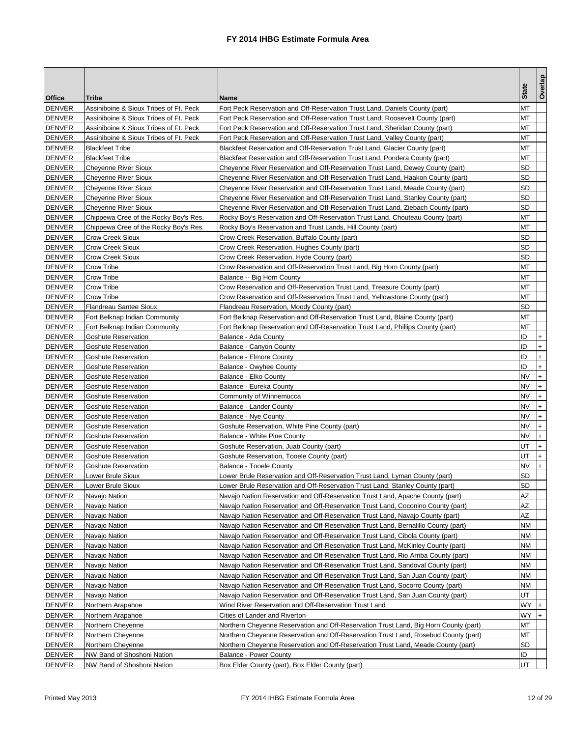# FY 2014 IHBG Estimate Formula Area

| Office | Tribe | Name | State | Overlap |
|---|---|---|---|---|
| DENVER | Assiniboine & Sioux Tribes of Ft. Peck | Fort Peck Reservation and Off-Reservation Trust Land, Daniels County (part) | MT | |
| DENVER | Assiniboine & Sioux Tribes of Ft. Peck | Fort Peck Reservation and Off-Reservation Trust Land, Roosevelt County (part) | MT | |
| DENVER | Assiniboine & Sioux Tribes of Ft. Peck | Fort Peck Reservation and Off-Reservation Trust Land, Sheridan County (part) | MT | |
| DENVER | Assiniboine & Sioux Tribes of Ft. Peck | Fort Peck Reservation and Off-Reservation Trust Land, Valley County (part) | MT | |
| DENVER | Blackfeet Tribe | Blackfeet Reservation and Off-Reservation Trust Land, Glacier County (part) | MT | |
| DENVER | Blackfeet Tribe | Blackfeet Reservation and Off-Reservation Trust Land, Pondera County (part) | MT | |
| DENVER | Cheyenne River Sioux | Cheyenne River Reservation and Off-Reservation Trust Land, Dewey County (part) | SD | |
| DENVER | Cheyenne River Sioux | Cheyenne River Reservation and Off-Reservation Trust Land, Haakon County (part) | SD | |
| DENVER | Cheyenne River Sioux | Cheyenne River Reservation and Off-Reservation Trust Land, Meade County (part) | SD | |
| DENVER | Cheyenne River Sioux | Cheyenne River Reservation and Off-Reservation Trust Land, Stanley County (part) | SD | |
| DENVER | Cheyenne River Sioux | Cheyenne River Reservation and Off-Reservation Trust Land, Ziebach County (part) | SD | |
| DENVER | Chippewa Cree of the Rocky Boy's Res. | Rocky Boy's Reservation and Off-Reservation Trust Land, Chouteau County (part) | MT | |
| DENVER | Chippewa Cree of the Rocky Boy's Res. | Rocky Boy's Reservation and Trust Lands, Hill County (part) | MT | |
| DENVER | Crow Creek Sioux | Crow Creek Reservation, Buffalo County (part) | SD | |
| DENVER | Crow Creek Sioux | Crow Creek Reservation, Hughes County (part) | SD | |
| DENVER | Crow Creek Sioux | Crow Creek Reservation, Hyde County (part) | SD | |
| DENVER | Crow Tribe | Crow Reservation and Off-Reservation Trust Land, Big Horn County (part) | MT | |
| DENVER | Crow Tribe | Balance -- Big Horn County | MT | |
| DENVER | Crow Tribe | Crow Reservation and Off-Reservation Trust Land, Treasure County (part) | MT | |
| DENVER | Crow Tribe | Crow Reservation and Off-Reservation Trust Land, Yellowstone County (part) | MT | |
| DENVER | Flandreau Santee Sioux | Flandreau Reservation, Moody County (part) | SD | |
| DENVER | Fort Belknap Indian Community | Fort Belknap Reservation and Off-Reservation Trust Land, Blaine County (part) | MT | |
| DENVER | Fort Belknap Indian Community | Fort Belknap Reservation and Off-Reservation Trust Land, Phillips County (part) | MT | |
| DENVER | Goshute Reservation | Balance - Ada County | ID | + |
| DENVER | Goshute Reservation | Balance - Canyon County | ID | + |
| DENVER | Goshute Reservation | Balance - Elmore County | ID | + |
| DENVER | Goshute Reservation | Balance - Owyhee County | ID | + |
| DENVER | Goshute Reservation | Balance - Elko County | NV | + |
| DENVER | Goshute Reservation | Balance - Eureka County | NV | + |
| DENVER | Goshute Reservation | Community of Winnemucca | NV | + |
| DENVER | Goshute Reservation | Balance - Lander County | NV | + |
| DENVER | Goshute Reservation | Balance - Nye County | NV | + |
| DENVER | Goshute Reservation | Goshute Reservation, White Pine County (part) | NV | + |
| DENVER | Goshute Reservation | Balance - White Pine County | NV | + |
| DENVER | Goshute Reservation | Goshute Reservation, Juab County (part) | UT | + |
| DENVER | Goshute Reservation | Goshute Reservation, Tooele County (part) | UT | + |
| DENVER | Goshute Reservation | Balance - Tooele County | NV | + |
| DENVER | Lower Brule Sioux | Lower Brule Reservation and Off-Reservation Trust Land, Lyman County (part) | SD | |
| DENVER | Lower Brule Sioux | Lower Brule Reservation and Off-Reservation Trust Land, Stanley County (part) | SD | |
| DENVER | Navajo Nation | Navajo Nation Reservation and Off-Reservation Trust Land, Apache County (part) | AZ | |
| DENVER | Navajo Nation | Navajo Nation Reservation and Off-Reservation Trust Land, Coconino County (part) | AZ | |
| DENVER | Navajo Nation | Navajo Nation Reservation and Off-Reservation Trust Land, Navajo County (part) | AZ | |
| DENVER | Navajo Nation | Navajo Nation Reservation and Off-Reservation Trust Land, Bernalillo County (part) | NM | |
| DENVER | Navajo Nation | Navajo Nation Reservation and Off-Reservation Trust Land, Cibola County (part) | NM | |
| DENVER | Navajo Nation | Navajo Nation Reservation and Off-Reservation Trust Land, McKinley County (part) | NM | |
| DENVER | Navajo Nation | Navajo Nation Reservation and Off-Reservation Trust Land, Rio Arriba County (part) | NM | |
| DENVER | Navajo Nation | Navajo Nation Reservation and Off-Reservation Trust Land, Sandoval County (part) | NM | |
| DENVER | Navajo Nation | Navajo Nation Reservation and Off-Reservation Trust Land, San Juan County (part) | NM | |
| DENVER | Navajo Nation | Navajo Nation Reservation and Off-Reservation Trust Land, Socorro County (part) | NM | |
| DENVER | Navajo Nation | Navajo Nation Reservation and Off-Reservation Trust Land, San Juan County (part) | UT | |
| DENVER | Northern Arapahoe | Wind River Reservation and Off-Reservation Trust Land | WY | + |
| DENVER | Northern Arapahoe | Cities of Lander and Riverton | WY | + |
| DENVER | Northern Cheyenne | Northern Cheyenne Reservation and Off-Reservation Trust Land, Big Horn County (part) | MT | |
| DENVER | Northern Cheyenne | Northern Cheyenne Reservation and Off-Reservation Trust Land, Rosebud County (part) | MT | |
| DENVER | Northern Cheyenne | Northern Cheyenne Reservation and Off-Reservation Trust Land, Meade County (part) | SD | |
| DENVER | NW Band of Shoshoni Nation | Balance - Power County | ID | |
| DENVER | NW Band of Shoshoni Nation | Box Elder County (part), Box Elder County (part) | UT | |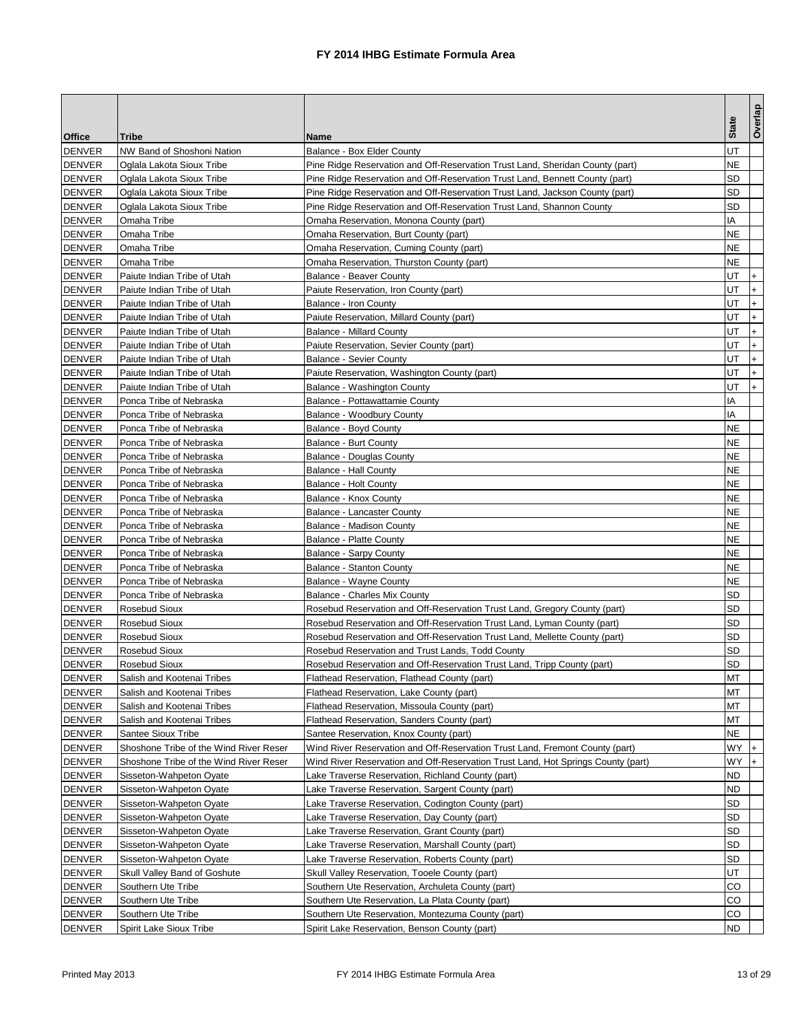# FY 2014 IHBG Estimate Formula Area

| Office | Tribe | Name | State | Overlap |
|---|---|---|---|---|
| DENVER | NW Band of Shoshoni Nation | Balance - Box Elder County | UT | |
| DENVER | Oglala Lakota Sioux Tribe | Pine Ridge Reservation and Off-Reservation Trust Land, Sheridan County (part) | NE | |
| DENVER | Oglala Lakota Sioux Tribe | Pine Ridge Reservation and Off-Reservation Trust Land, Bennett County (part) | SD | |
| DENVER | Oglala Lakota Sioux Tribe | Pine Ridge Reservation and Off-Reservation Trust Land, Jackson County (part) | SD | |
| DENVER | Oglala Lakota Sioux Tribe | Pine Ridge Reservation and Off-Reservation Trust Land, Shannon County | SD | |
| DENVER | Omaha Tribe | Omaha Reservation, Monona County (part) | IA | |
| DENVER | Omaha Tribe | Omaha Reservation, Burt County (part) | NE | |
| DENVER | Omaha Tribe | Omaha Reservation, Cuming County (part) | NE | |
| DENVER | Omaha Tribe | Omaha Reservation, Thurston County (part) | NE | |
| DENVER | Paiute Indian Tribe of Utah | Balance - Beaver County | UT | + |
| DENVER | Paiute Indian Tribe of Utah | Paiute Reservation, Iron County (part) | UT | + |
| DENVER | Paiute Indian Tribe of Utah | Balance - Iron County | UT | + |
| DENVER | Paiute Indian Tribe of Utah | Paiute Reservation, Millard County (part) | UT | + |
| DENVER | Paiute Indian Tribe of Utah | Balance - Millard County | UT | + |
| DENVER | Paiute Indian Tribe of Utah | Paiute Reservation, Sevier County (part) | UT | + |
| DENVER | Paiute Indian Tribe of Utah | Balance - Sevier County | UT | + |
| DENVER | Paiute Indian Tribe of Utah | Paiute Reservation, Washington County (part) | UT | + |
| DENVER | Paiute Indian Tribe of Utah | Balance - Washington County | UT | + |
| DENVER | Ponca Tribe of Nebraska | Balance - Pottawattamie County | IA | |
| DENVER | Ponca Tribe of Nebraska | Balance - Woodbury County | IA | |
| DENVER | Ponca Tribe of Nebraska | Balance - Boyd County | NE | |
| DENVER | Ponca Tribe of Nebraska | Balance - Burt County | NE | |
| DENVER | Ponca Tribe of Nebraska | Balance - Douglas County | NE | |
| DENVER | Ponca Tribe of Nebraska | Balance - Hall County | NE | |
| DENVER | Ponca Tribe of Nebraska | Balance - Holt County | NE | |
| DENVER | Ponca Tribe of Nebraska | Balance - Knox County | NE | |
| DENVER | Ponca Tribe of Nebraska | Balance - Lancaster County | NE | |
| DENVER | Ponca Tribe of Nebraska | Balance - Madison County | NE | |
| DENVER | Ponca Tribe of Nebraska | Balance - Platte County | NE | |
| DENVER | Ponca Tribe of Nebraska | Balance - Sarpy County | NE | |
| DENVER | Ponca Tribe of Nebraska | Balance - Stanton County | NE | |
| DENVER | Ponca Tribe of Nebraska | Balance - Wayne County | NE | |
| DENVER | Ponca Tribe of Nebraska | Balance - Charles Mix County | SD | |
| DENVER | Rosebud Sioux | Rosebud Reservation and Off-Reservation Trust Land, Gregory County (part) | SD | |
| DENVER | Rosebud Sioux | Rosebud Reservation and Off-Reservation Trust Land, Lyman County (part) | SD | |
| DENVER | Rosebud Sioux | Rosebud Reservation and Off-Reservation Trust Land, Mellette County (part) | SD | |
| DENVER | Rosebud Sioux | Rosebud Reservation and Trust Lands, Todd County | SD | |
| DENVER | Rosebud Sioux | Rosebud Reservation and Off-Reservation Trust Land, Tripp County (part) | SD | |
| DENVER | Salish and Kootenai Tribes | Flathead Reservation, Flathead County (part) | MT | |
| DENVER | Salish and Kootenai Tribes | Flathead Reservation, Lake County (part) | MT | |
| DENVER | Salish and Kootenai Tribes | Flathead Reservation, Missoula County (part) | MT | |
| DENVER | Salish and Kootenai Tribes | Flathead Reservation, Sanders County (part) | MT | |
| DENVER | Santee Sioux Tribe | Santee Reservation, Knox County (part) | NE | |
| DENVER | Shoshone Tribe of the Wind River Reser | Wind River Reservation and Off-Reservation Trust Land, Fremont County (part) | WY | + |
| DENVER | Shoshone Tribe of the Wind River Reser | Wind River Reservation and Off-Reservation Trust Land, Hot Springs County (part) | WY | + |
| DENVER | Sisseton-Wahpeton Oyate | Lake Traverse Reservation, Richland County (part) | ND | |
| DENVER | Sisseton-Wahpeton Oyate | Lake Traverse Reservation, Sargent County (part) | ND | |
| DENVER | Sisseton-Wahpeton Oyate | Lake Traverse Reservation, Codington County (part) | SD | |
| DENVER | Sisseton-Wahpeton Oyate | Lake Traverse Reservation, Day County (part) | SD | |
| DENVER | Sisseton-Wahpeton Oyate | Lake Traverse Reservation, Grant County (part) | SD | |
| DENVER | Sisseton-Wahpeton Oyate | Lake Traverse Reservation, Marshall County (part) | SD | |
| DENVER | Sisseton-Wahpeton Oyate | Lake Traverse Reservation, Roberts County (part) | SD | |
| DENVER | Skull Valley Band of Goshute | Skull Valley Reservation, Tooele County (part) | UT | |
| DENVER | Southern Ute Tribe | Southern Ute Reservation, Archuleta County (part) | CO | |
| DENVER | Southern Ute Tribe | Southern Ute Reservation, La Plata County (part) | CO | |
| DENVER | Southern Ute Tribe | Southern Ute Reservation, Montezuma County (part) | CO | |
| DENVER | Spirit Lake Sioux Tribe | Spirit Lake Reservation, Benson County (part) | ND | |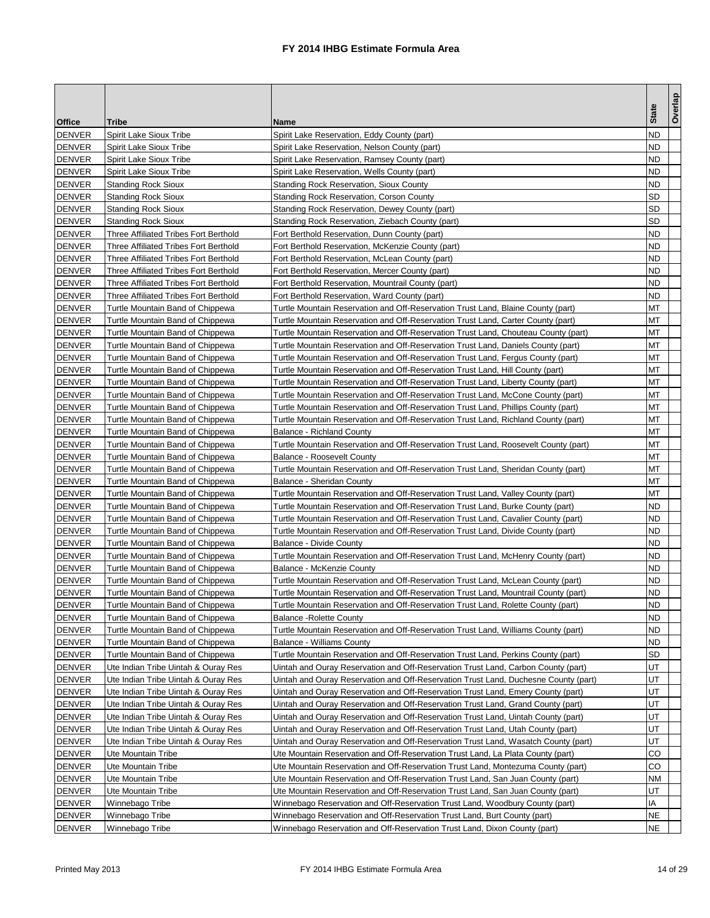# FY 2014 IHBG Estimate Formula Area

| Office | Tribe | Name | State | Overlap |
|---|---|---|---|---|
| DENVER | Spirit Lake Sioux Tribe | Spirit Lake Reservation, Eddy County (part) | ND | |
| DENVER | Spirit Lake Sioux Tribe | Spirit Lake Reservation, Nelson County (part) | ND | |
| DENVER | Spirit Lake Sioux Tribe | Spirit Lake Reservation, Ramsey County (part) | ND | |
| DENVER | Spirit Lake Sioux Tribe | Spirit Lake Reservation, Wells County (part) | ND | |
| DENVER | Standing Rock Sioux | Standing Rock Reservation, Sioux County | ND | |
| DENVER | Standing Rock Sioux | Standing Rock Reservation, Corson County | SD | |
| DENVER | Standing Rock Sioux | Standing Rock Reservation, Dewey County (part) | SD | |
| DENVER | Standing Rock Sioux | Standing Rock Reservation, Ziebach County (part) | SD | |
| DENVER | Three Affiliated Tribes Fort Berthold | Fort Berthold Reservation, Dunn County (part) | ND | |
| DENVER | Three Affiliated Tribes Fort Berthold | Fort Berthold Reservation, McKenzie County (part) | ND | |
| DENVER | Three Affiliated Tribes Fort Berthold | Fort Berthold Reservation, McLean County (part) | ND | |
| DENVER | Three Affiliated Tribes Fort Berthold | Fort Berthold Reservation, Mercer County (part) | ND | |
| DENVER | Three Affiliated Tribes Fort Berthold | Fort Berthold Reservation, Mountrail County (part) | ND | |
| DENVER | Three Affiliated Tribes Fort Berthold | Fort Berthold Reservation, Ward County (part) | ND | |
| DENVER | Turtle Mountain Band of Chippewa | Turtle Mountain Reservation and Off-Reservation Trust Land, Blaine County (part) | MT | |
| DENVER | Turtle Mountain Band of Chippewa | Turtle Mountain Reservation and Off-Reservation Trust Land, Carter County (part) | MT | |
| DENVER | Turtle Mountain Band of Chippewa | Turtle Mountain Reservation and Off-Reservation Trust Land, Chouteau County (part) | MT | |
| DENVER | Turtle Mountain Band of Chippewa | Turtle Mountain Reservation and Off-Reservation Trust Land, Daniels County (part) | MT | |
| DENVER | Turtle Mountain Band of Chippewa | Turtle Mountain Reservation and Off-Reservation Trust Land, Fergus County (part) | MT | |
| DENVER | Turtle Mountain Band of Chippewa | Turtle Mountain Reservation and Off-Reservation Trust Land, Hill County (part) | MT | |
| DENVER | Turtle Mountain Band of Chippewa | Turtle Mountain Reservation and Off-Reservation Trust Land, Liberty County (part) | MT | |
| DENVER | Turtle Mountain Band of Chippewa | Turtle Mountain Reservation and Off-Reservation Trust Land, McCone County (part) | MT | |
| DENVER | Turtle Mountain Band of Chippewa | Turtle Mountain Reservation and Off-Reservation Trust Land, Phillips County (part) | MT | |
| DENVER | Turtle Mountain Band of Chippewa | Turtle Mountain Reservation and Off-Reservation Trust Land, Richland County (part) | MT | |
| DENVER | Turtle Mountain Band of Chippewa | Balance - Richland County | MT | |
| DENVER | Turtle Mountain Band of Chippewa | Turtle Mountain Reservation and Off-Reservation Trust Land, Roosevelt County (part) | MT | |
| DENVER | Turtle Mountain Band of Chippewa | Balance - Roosevelt County | MT | |
| DENVER | Turtle Mountain Band of Chippewa | Turtle Mountain Reservation and Off-Reservation Trust Land, Sheridan County (part) | MT | |
| DENVER | Turtle Mountain Band of Chippewa | Balance - Sheridan County | MT | |
| DENVER | Turtle Mountain Band of Chippewa | Turtle Mountain Reservation and Off-Reservation Trust Land, Valley County (part) | MT | |
| DENVER | Turtle Mountain Band of Chippewa | Turtle Mountain Reservation and Off-Reservation Trust Land, Burke County (part) | ND | |
| DENVER | Turtle Mountain Band of Chippewa | Turtle Mountain Reservation and Off-Reservation Trust Land, Cavalier County (part) | ND | |
| DENVER | Turtle Mountain Band of Chippewa | Turtle Mountain Reservation and Off-Reservation Trust Land, Divide County (part) | ND | |
| DENVER | Turtle Mountain Band of Chippewa | Balance - Divide County | ND | |
| DENVER | Turtle Mountain Band of Chippewa | Turtle Mountain Reservation and Off-Reservation Trust Land, McHenry County (part) | ND | |
| DENVER | Turtle Mountain Band of Chippewa | Balance - McKenzie County | ND | |
| DENVER | Turtle Mountain Band of Chippewa | Turtle Mountain Reservation and Off-Reservation Trust Land, McLean County (part) | ND | |
| DENVER | Turtle Mountain Band of Chippewa | Turtle Mountain Reservation and Off-Reservation Trust Land, Mountrail County (part) | ND | |
| DENVER | Turtle Mountain Band of Chippewa | Turtle Mountain Reservation and Off-Reservation Trust Land, Rolette County (part) | ND | |
| DENVER | Turtle Mountain Band of Chippewa | Balance -Rolette County | ND | |
| DENVER | Turtle Mountain Band of Chippewa | Turtle Mountain Reservation and Off-Reservation Trust Land, Williams County (part) | ND | |
| DENVER | Turtle Mountain Band of Chippewa | Balance - Williams County | ND | |
| DENVER | Turtle Mountain Band of Chippewa | Turtle Mountain Reservation and Off-Reservation Trust Land, Perkins County (part) | SD | |
| DENVER | Ute Indian Tribe Uintah & Ouray Res | Uintah and Ouray Reservation and Off-Reservation Trust Land, Carbon County (part) | UT | |
| DENVER | Ute Indian Tribe Uintah & Ouray Res | Uintah and Ouray Reservation and Off-Reservation Trust Land, Duchesne County (part) | UT | |
| DENVER | Ute Indian Tribe Uintah & Ouray Res | Uintah and Ouray Reservation and Off-Reservation Trust Land, Emery County (part) | UT | |
| DENVER | Ute Indian Tribe Uintah & Ouray Res | Uintah and Ouray Reservation and Off-Reservation Trust Land, Grand County (part) | UT | |
| DENVER | Ute Indian Tribe Uintah & Ouray Res | Uintah and Ouray Reservation and Off-Reservation Trust Land, Uintah County (part) | UT | |
| DENVER | Ute Indian Tribe Uintah & Ouray Res | Uintah and Ouray Reservation and Off-Reservation Trust Land, Utah County (part) | UT | |
| DENVER | Ute Indian Tribe Uintah & Ouray Res | Uintah and Ouray Reservation and Off-Reservation Trust Land, Wasatch County (part) | UT | |
| DENVER | Ute Mountain Tribe | Ute Mountain Reservation and Off-Reservation Trust Land, La Plata County (part) | CO | |
| DENVER | Ute Mountain Tribe | Ute Mountain Reservation and Off-Reservation Trust Land, Montezuma County (part) | CO | |
| DENVER | Ute Mountain Tribe | Ute Mountain Reservation and Off-Reservation Trust Land, San Juan County (part) | NM | |
| DENVER | Ute Mountain Tribe | Ute Mountain Reservation and Off-Reservation Trust Land, San Juan County (part) | UT | |
| DENVER | Winnebago Tribe | Winnebago Reservation and Off-Reservation Trust Land, Woodbury County (part) | IA | |
| DENVER | Winnebago Tribe | Winnebago Reservation and Off-Reservation Trust Land, Burt County (part) | NE | |
| DENVER | Winnebago Tribe | Winnebago Reservation and Off-Reservation Trust Land, Dixon County (part) | NE | |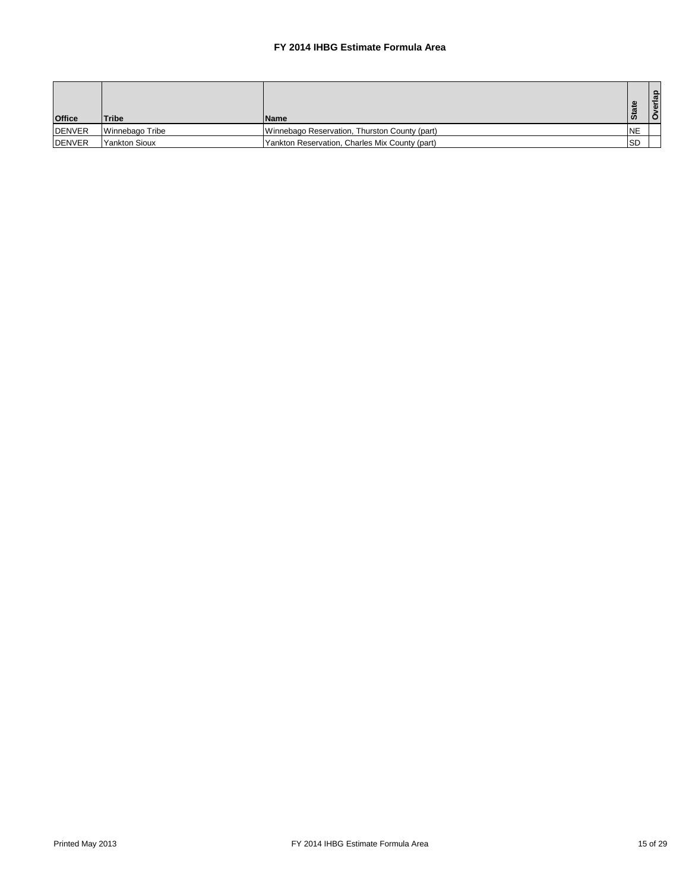### FY 2014 IHBG Estimate Formula Area

| Office | Tribe | Name | State | Overlap |
|---|---|---|---|---|
| DENVER | Winnebago Tribe | Winnebago Reservation, Thurston County (part) | NE | |
| DENVER | Yankton Sioux | Yankton Reservation, Charles Mix County (part) | SD | |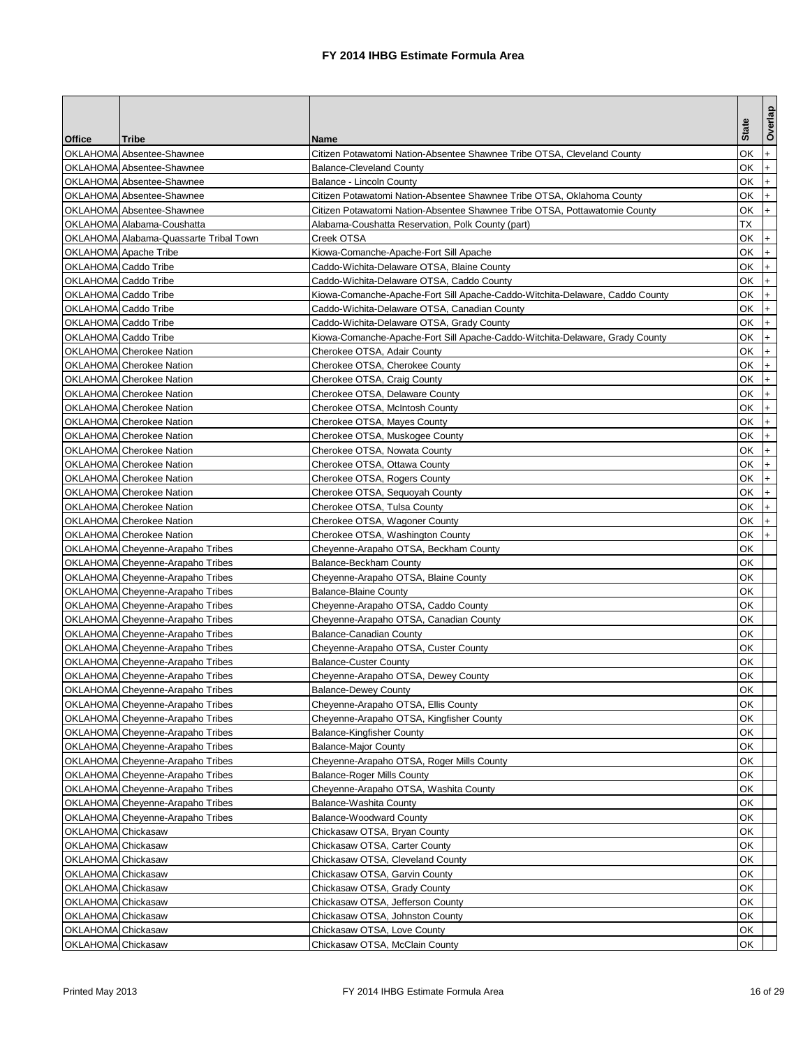# FY 2014 IHBG Estimate Formula Area

| Office | Tribe | Name | State | Overlap |
|---|---|---|---|---|
| OKLAHOMA | Absentee-Shawnee | Citizen Potawatomi Nation-Absentee Shawnee Tribe OTSA, Cleveland County | OK | + |
| OKLAHOMA | Absentee-Shawnee | Balance-Cleveland County | OK | + |
| OKLAHOMA | Absentee-Shawnee | Balance - Lincoln County | OK | + |
| OKLAHOMA | Absentee-Shawnee | Citizen Potawatomi Nation-Absentee Shawnee Tribe OTSA, Oklahoma County | OK | + |
| OKLAHOMA | Absentee-Shawnee | Citizen Potawatomi Nation-Absentee Shawnee Tribe OTSA, Pottawatomie County | OK | + |
| OKLAHOMA | Alabama-Coushatta | Alabama-Coushatta Reservation, Polk County (part) | TX | |
| OKLAHOMA | Alabama-Quassarte Tribal Town | Creek OTSA | OK | + |
| OKLAHOMA | Apache Tribe | Kiowa-Comanche-Apache-Fort Sill Apache | OK | + |
| OKLAHOMA | Caddo Tribe | Caddo-Wichita-Delaware OTSA, Blaine County | OK | + |
| OKLAHOMA | Caddo Tribe | Caddo-Wichita-Delaware OTSA, Caddo County | OK | + |
| OKLAHOMA | Caddo Tribe | Kiowa-Comanche-Apache-Fort Sill Apache-Caddo-Witchita-Delaware, Caddo County | OK | + |
| OKLAHOMA | Caddo Tribe | Caddo-Wichita-Delaware OTSA, Canadian County | OK | + |
| OKLAHOMA | Caddo Tribe | Caddo-Wichita-Delaware OTSA, Grady County | OK | + |
| OKLAHOMA | Caddo Tribe | Kiowa-Comanche-Apache-Fort Sill Apache-Caddo-Witchita-Delaware, Grady County | OK | + |
| OKLAHOMA | Cherokee Nation | Cherokee OTSA, Adair County | OK | + |
| OKLAHOMA | Cherokee Nation | Cherokee OTSA, Cherokee County | OK | + |
| OKLAHOMA | Cherokee Nation | Cherokee OTSA, Craig County | OK | + |
| OKLAHOMA | Cherokee Nation | Cherokee OTSA, Delaware County | OK | + |
| OKLAHOMA | Cherokee Nation | Cherokee OTSA, McIntosh County | OK | + |
| OKLAHOMA | Cherokee Nation | Cherokee OTSA, Mayes County | OK | + |
| OKLAHOMA | Cherokee Nation | Cherokee OTSA, Muskogee County | OK | + |
| OKLAHOMA | Cherokee Nation | Cherokee OTSA, Nowata County | OK | + |
| OKLAHOMA | Cherokee Nation | Cherokee OTSA, Ottawa County | OK | + |
| OKLAHOMA | Cherokee Nation | Cherokee OTSA, Rogers County | OK | + |
| OKLAHOMA | Cherokee Nation | Cherokee OTSA, Sequoyah County | OK | + |
| OKLAHOMA | Cherokee Nation | Cherokee OTSA, Tulsa County | OK | + |
| OKLAHOMA | Cherokee Nation | Cherokee OTSA, Wagoner County | OK | + |
| OKLAHOMA | Cherokee Nation | Cherokee OTSA, Washington County | OK | + |
| OKLAHOMA | Cheyenne-Arapaho Tribes | Cheyenne-Arapaho OTSA, Beckham County | OK | |
| OKLAHOMA | Cheyenne-Arapaho Tribes | Balance-Beckham County | OK | |
| OKLAHOMA | Cheyenne-Arapaho Tribes | Cheyenne-Arapaho OTSA, Blaine County | OK | |
| OKLAHOMA | Cheyenne-Arapaho Tribes | Balance-Blaine County | OK | |
| OKLAHOMA | Cheyenne-Arapaho Tribes | Cheyenne-Arapaho OTSA, Caddo County | OK | |
| OKLAHOMA | Cheyenne-Arapaho Tribes | Cheyenne-Arapaho OTSA, Canadian County | OK | |
| OKLAHOMA | Cheyenne-Arapaho Tribes | Balance-Canadian County | OK | |
| OKLAHOMA | Cheyenne-Arapaho Tribes | Cheyenne-Arapaho OTSA, Custer County | OK | |
| OKLAHOMA | Cheyenne-Arapaho Tribes | Balance-Custer County | OK | |
| OKLAHOMA | Cheyenne-Arapaho Tribes | Cheyenne-Arapaho OTSA, Dewey County | OK | |
| OKLAHOMA | Cheyenne-Arapaho Tribes | Balance-Dewey County | OK | |
| OKLAHOMA | Cheyenne-Arapaho Tribes | Cheyenne-Arapaho OTSA, Ellis County | OK | |
| OKLAHOMA | Cheyenne-Arapaho Tribes | Cheyenne-Arapaho OTSA, Kingfisher County | OK | |
| OKLAHOMA | Cheyenne-Arapaho Tribes | Balance-Kingfisher County | OK | |
| OKLAHOMA | Cheyenne-Arapaho Tribes | Balance-Major County | OK | |
| OKLAHOMA | Cheyenne-Arapaho Tribes | Cheyenne-Arapaho OTSA, Roger Mills County | OK | |
| OKLAHOMA | Cheyenne-Arapaho Tribes | Balance-Roger Mills County | OK | |
| OKLAHOMA | Cheyenne-Arapaho Tribes | Cheyenne-Arapaho OTSA, Washita County | OK | |
| OKLAHOMA | Cheyenne-Arapaho Tribes | Balance-Washita County | OK | |
| OKLAHOMA | Cheyenne-Arapaho Tribes | Balance-Woodward County | OK | |
| OKLAHOMA | Chickasaw | Chickasaw OTSA, Bryan County | OK | |
| OKLAHOMA | Chickasaw | Chickasaw OTSA, Carter County | OK | |
| OKLAHOMA | Chickasaw | Chickasaw OTSA, Cleveland County | OK | |
| OKLAHOMA | Chickasaw | Chickasaw OTSA, Garvin County | OK | |
| OKLAHOMA | Chickasaw | Chickasaw OTSA, Grady County | OK | |
| OKLAHOMA | Chickasaw | Chickasaw OTSA, Jefferson County | OK | |
| OKLAHOMA | Chickasaw | Chickasaw OTSA, Johnston County | OK | |
| OKLAHOMA | Chickasaw | Chickasaw OTSA, Love County | OK | |
| OKLAHOMA | Chickasaw | Chickasaw OTSA, McClain County | OK | |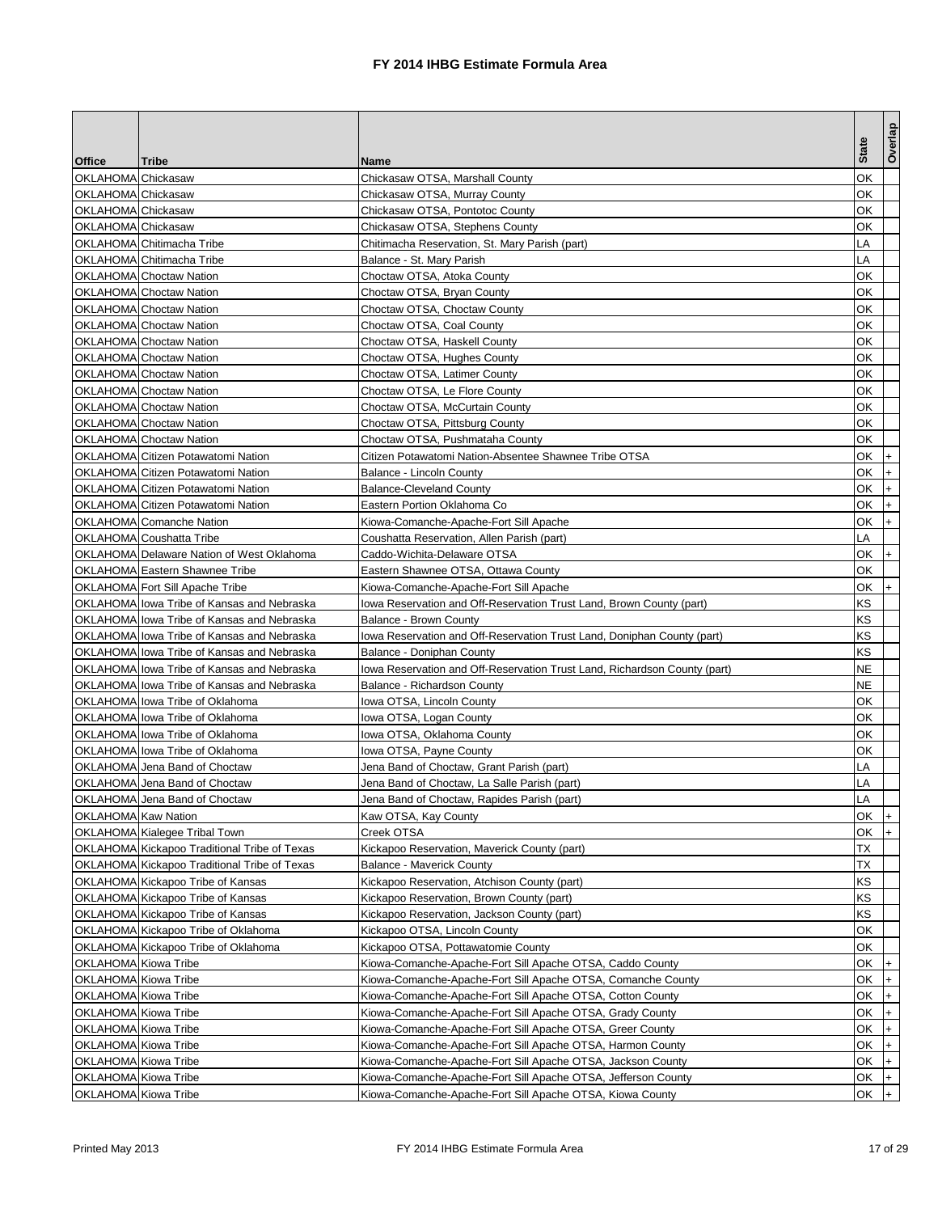# FY 2014 IHBG Estimate Formula Area

| Office | Tribe | Name | State | Overlap |
|---|---|---|---|---|
| OKLAHOMA | Chickasaw | Chickasaw OTSA, Marshall County | OK | |
| OKLAHOMA | Chickasaw | Chickasaw OTSA, Murray County | OK | |
| OKLAHOMA | Chickasaw | Chickasaw OTSA, Pontotoc County | OK | |
| OKLAHOMA | Chickasaw | Chickasaw OTSA, Stephens County | OK | |
| OKLAHOMA | Chitimacha Tribe | Chitimacha Reservation, St. Mary Parish (part) | LA | |
| OKLAHOMA | Chitimacha Tribe | Balance - St. Mary Parish | LA | |
| OKLAHOMA | Choctaw Nation | Choctaw OTSA, Atoka County | OK | |
| OKLAHOMA | Choctaw Nation | Choctaw OTSA, Bryan County | OK | |
| OKLAHOMA | Choctaw Nation | Choctaw OTSA, Choctaw County | OK | |
| OKLAHOMA | Choctaw Nation | Choctaw OTSA, Coal County | OK | |
| OKLAHOMA | Choctaw Nation | Choctaw OTSA, Haskell County | OK | |
| OKLAHOMA | Choctaw Nation | Choctaw OTSA, Hughes County | OK | |
| OKLAHOMA | Choctaw Nation | Choctaw OTSA, Latimer County | OK | |
| OKLAHOMA | Choctaw Nation | Choctaw OTSA, Le Flore County | OK | |
| OKLAHOMA | Choctaw Nation | Choctaw OTSA, McCurtain County | OK | |
| OKLAHOMA | Choctaw Nation | Choctaw OTSA, Pittsburg County | OK | |
| OKLAHOMA | Choctaw Nation | Choctaw OTSA, Pushmataha County | OK | |
| OKLAHOMA | Citizen Potawatomi Nation | Citizen Potawatomi Nation-Absentee Shawnee Tribe OTSA | OK | + |
| OKLAHOMA | Citizen Potawatomi Nation | Balance - Lincoln County | OK | + |
| OKLAHOMA | Citizen Potawatomi Nation | Balance-Cleveland County | OK | + |
| OKLAHOMA | Citizen Potawatomi Nation | Eastern Portion Oklahoma Co | OK | + |
| OKLAHOMA | Comanche Nation | Kiowa-Comanche-Apache-Fort Sill Apache | OK | + |
| OKLAHOMA | Coushatta Tribe | Coushatta Reservation, Allen Parish (part) | LA | |
| OKLAHOMA | Delaware Nation of West Oklahoma | Caddo-Wichita-Delaware OTSA | OK | + |
| OKLAHOMA | Eastern Shawnee Tribe | Eastern Shawnee OTSA, Ottawa County | OK | |
| OKLAHOMA | Fort Sill Apache Tribe | Kiowa-Comanche-Apache-Fort Sill Apache | OK | + |
| OKLAHOMA | Iowa Tribe of Kansas and Nebraska | Iowa Reservation and Off-Reservation Trust Land, Brown County (part) | KS | |
| OKLAHOMA | Iowa Tribe of Kansas and Nebraska | Balance - Brown County | KS | |
| OKLAHOMA | Iowa Tribe of Kansas and Nebraska | Iowa Reservation and Off-Reservation Trust Land, Doniphan County (part) | KS | |
| OKLAHOMA | Iowa Tribe of Kansas and Nebraska | Balance - Doniphan County | KS | |
| OKLAHOMA | Iowa Tribe of Kansas and Nebraska | Iowa Reservation and Off-Reservation Trust Land, Richardson County (part) | NE | |
| OKLAHOMA | Iowa Tribe of Kansas and Nebraska | Balance - Richardson County | NE | |
| OKLAHOMA | Iowa Tribe of Oklahoma | Iowa OTSA, Lincoln County | OK | |
| OKLAHOMA | Iowa Tribe of Oklahoma | Iowa OTSA, Logan County | OK | |
| OKLAHOMA | Iowa Tribe of Oklahoma | Iowa OTSA, Oklahoma County | OK | |
| OKLAHOMA | Iowa Tribe of Oklahoma | Iowa OTSA, Payne County | OK | |
| OKLAHOMA | Jena Band of Choctaw | Jena Band of Choctaw, Grant Parish (part) | LA | |
| OKLAHOMA | Jena Band of Choctaw | Jena Band of Choctaw, La Salle Parish (part) | LA | |
| OKLAHOMA | Jena Band of Choctaw | Jena Band of Choctaw, Rapides Parish (part) | LA | |
| OKLAHOMA | Kaw Nation | Kaw OTSA, Kay County | OK | + |
| OKLAHOMA | Kialegee Tribal Town | Creek OTSA | OK | + |
| OKLAHOMA | Kickapoo Traditional Tribe of Texas | Kickapoo Reservation, Maverick County (part) | TX | |
| OKLAHOMA | Kickapoo Traditional Tribe of Texas | Balance - Maverick County | TX | |
| OKLAHOMA | Kickapoo Tribe of Kansas | Kickapoo Reservation, Atchison County (part) | KS | |
| OKLAHOMA | Kickapoo Tribe of Kansas | Kickapoo Reservation, Brown County (part) | KS | |
| OKLAHOMA | Kickapoo Tribe of Kansas | Kickapoo Reservation, Jackson County (part) | KS | |
| OKLAHOMA | Kickapoo Tribe of Oklahoma | Kickapoo OTSA, Lincoln County | OK | |
| OKLAHOMA | Kickapoo Tribe of Oklahoma | Kickapoo OTSA, Pottawatomie County | OK | |
| OKLAHOMA | Kiowa Tribe | Kiowa-Comanche-Apache-Fort Sill Apache OTSA, Caddo County | OK | + |
| OKLAHOMA | Kiowa Tribe | Kiowa-Comanche-Apache-Fort Sill Apache OTSA, Comanche County | OK | + |
| OKLAHOMA | Kiowa Tribe | Kiowa-Comanche-Apache-Fort Sill Apache OTSA, Cotton County | OK | + |
| OKLAHOMA | Kiowa Tribe | Kiowa-Comanche-Apache-Fort Sill Apache OTSA, Grady County | OK | + |
| OKLAHOMA | Kiowa Tribe | Kiowa-Comanche-Apache-Fort Sill Apache OTSA, Greer County | OK | + |
| OKLAHOMA | Kiowa Tribe | Kiowa-Comanche-Apache-Fort Sill Apache OTSA, Harmon County | OK | + |
| OKLAHOMA | Kiowa Tribe | Kiowa-Comanche-Apache-Fort Sill Apache OTSA, Jackson County | OK | + |
| OKLAHOMA | Kiowa Tribe | Kiowa-Comanche-Apache-Fort Sill Apache OTSA, Jefferson County | OK | + |
| OKLAHOMA | Kiowa Tribe | Kiowa-Comanche-Apache-Fort Sill Apache OTSA, Kiowa County | OK | + |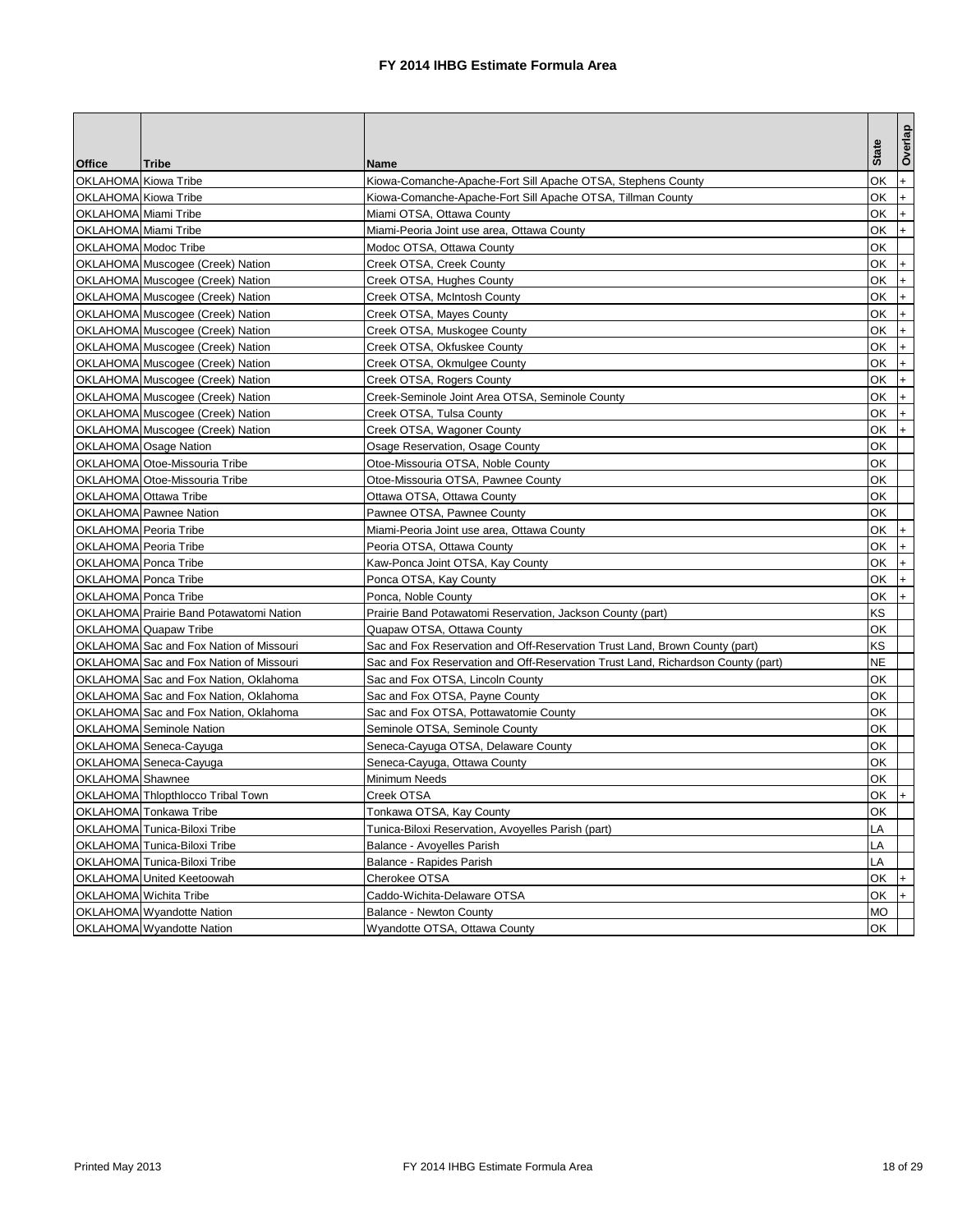# FY 2014 IHBG Estimate Formula Area

| Office | Tribe | Name | State | Overlap |
|---|---|---|---|---|
| OKLAHOMA | Kiowa Tribe | Kiowa-Comanche-Apache-Fort Sill Apache OTSA, Stephens County | OK | + |
| OKLAHOMA | Kiowa Tribe | Kiowa-Comanche-Apache-Fort Sill Apache OTSA, Tillman County | OK | + |
| OKLAHOMA | Miami Tribe | Miami OTSA, Ottawa County | OK | + |
| OKLAHOMA | Miami Tribe | Miami-Peoria Joint use area, Ottawa County | OK | + |
| OKLAHOMA | Modoc Tribe | Modoc OTSA, Ottawa County | OK | |
| OKLAHOMA | Muscogee (Creek) Nation | Creek OTSA, Creek County | OK | + |
| OKLAHOMA | Muscogee (Creek) Nation | Creek OTSA, Hughes County | OK | + |
| OKLAHOMA | Muscogee (Creek) Nation | Creek OTSA, McIntosh County | OK | + |
| OKLAHOMA | Muscogee (Creek) Nation | Creek OTSA, Mayes County | OK | + |
| OKLAHOMA | Muscogee (Creek) Nation | Creek OTSA, Muskogee County | OK | + |
| OKLAHOMA | Muscogee (Creek) Nation | Creek OTSA, Okfuskee County | OK | + |
| OKLAHOMA | Muscogee (Creek) Nation | Creek OTSA, Okmulgee County | OK | + |
| OKLAHOMA | Muscogee (Creek) Nation | Creek OTSA, Rogers County | OK | + |
| OKLAHOMA | Muscogee (Creek) Nation | Creek-Seminole Joint Area OTSA, Seminole County | OK | + |
| OKLAHOMA | Muscogee (Creek) Nation | Creek OTSA, Tulsa County | OK | + |
| OKLAHOMA | Muscogee (Creek) Nation | Creek OTSA, Wagoner County | OK | + |
| OKLAHOMA | Osage Nation | Osage Reservation, Osage County | OK | |
| OKLAHOMA | Otoe-Missouria Tribe | Otoe-Missouria OTSA, Noble County | OK | |
| OKLAHOMA | Otoe-Missouria Tribe | Otoe-Missouria OTSA, Pawnee County | OK | |
| OKLAHOMA | Ottawa Tribe | Ottawa OTSA, Ottawa County | OK | |
| OKLAHOMA | Pawnee Nation | Pawnee OTSA, Pawnee County | OK | |
| OKLAHOMA | Peoria Tribe | Miami-Peoria Joint use area, Ottawa County | OK | + |
| OKLAHOMA | Peoria Tribe | Peoria OTSA, Ottawa County | OK | + |
| OKLAHOMA | Ponca Tribe | Kaw-Ponca Joint OTSA, Kay County | OK | + |
| OKLAHOMA | Ponca Tribe | Ponca OTSA, Kay County | OK | + |
| OKLAHOMA | Ponca Tribe | Ponca, Noble County | OK | + |
| OKLAHOMA | Prairie Band Potawatomi Nation | Prairie Band Potawatomi Reservation, Jackson County (part) | KS | |
| OKLAHOMA | Quapaw Tribe | Quapaw OTSA, Ottawa County | OK | |
| OKLAHOMA | Sac and Fox Nation of Missouri | Sac and Fox Reservation and Off-Reservation Trust Land, Brown County (part) | KS | |
| OKLAHOMA | Sac and Fox Nation of Missouri | Sac and Fox Reservation and Off-Reservation Trust Land, Richardson County (part) | NE | |
| OKLAHOMA | Sac and Fox Nation, Oklahoma | Sac and Fox OTSA, Lincoln County | OK | |
| OKLAHOMA | Sac and Fox Nation, Oklahoma | Sac and Fox OTSA, Payne County | OK | |
| OKLAHOMA | Sac and Fox Nation, Oklahoma | Sac and Fox OTSA, Pottawatomie County | OK | |
| OKLAHOMA | Seminole Nation | Seminole OTSA, Seminole County | OK | |
| OKLAHOMA | Seneca-Cayuga | Seneca-Cayuga OTSA, Delaware County | OK | |
| OKLAHOMA | Seneca-Cayuga | Seneca-Cayuga, Ottawa County | OK | |
| OKLAHOMA | Shawnee | Minimum Needs | OK | |
| OKLAHOMA | Thlopthlocco Tribal Town | Creek OTSA | OK | + |
| OKLAHOMA | Tonkawa Tribe | Tonkawa OTSA, Kay County | OK | |
| OKLAHOMA | Tunica-Biloxi Tribe | Tunica-Biloxi Reservation, Avoyelles Parish (part) | LA | |
| OKLAHOMA | Tunica-Biloxi Tribe | Balance - Avoyelles Parish | LA | |
| OKLAHOMA | Tunica-Biloxi Tribe | Balance - Rapides Parish | LA | |
| OKLAHOMA | United Keetoowah | Cherokee OTSA | OK | + |
| OKLAHOMA | Wichita Tribe | Caddo-Wichita-Delaware OTSA | OK | + |
| OKLAHOMA | Wyandotte Nation | Balance - Newton County | MO | |
| OKLAHOMA | Wyandotte Nation | Wyandotte OTSA, Ottawa County | OK | |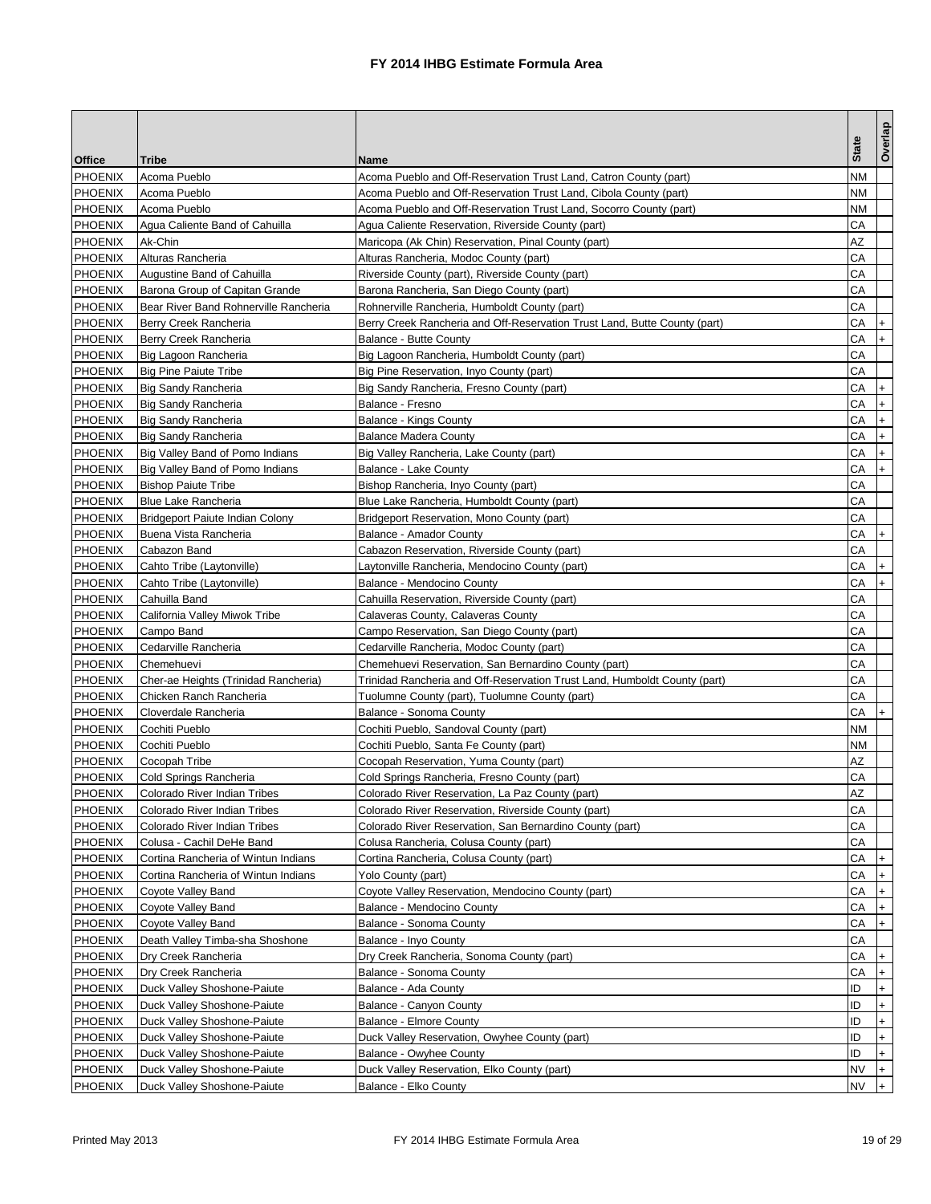# FY 2014 IHBG Estimate Formula Area

| Office | Tribe | Name | State | Overlap |
|---|---|---|---|---|
| PHOENIX | Acoma Pueblo | Acoma Pueblo and Off-Reservation Trust Land, Catron County (part) | NM | |
| PHOENIX | Acoma Pueblo | Acoma Pueblo and Off-Reservation Trust Land, Cibola County (part) | NM | |
| PHOENIX | Acoma Pueblo | Acoma Pueblo and Off-Reservation Trust Land, Socorro County (part) | NM | |
| PHOENIX | Agua Caliente Band of Cahuilla | Agua Caliente Reservation, Riverside County (part) | CA | |
| PHOENIX | Ak-Chin | Maricopa (Ak Chin) Reservation, Pinal County (part) | AZ | |
| PHOENIX | Alturas Rancheria | Alturas Rancheria, Modoc County (part) | CA | |
| PHOENIX | Augustine Band of Cahuilla | Riverside County (part), Riverside County (part) | CA | |
| PHOENIX | Barona Group of Capitan Grande | Barona Rancheria, San Diego County (part) | CA | |
| PHOENIX | Bear River Band Rohnerville Rancheria | Rohnerville Rancheria, Humboldt County (part) | CA | |
| PHOENIX | Berry Creek Rancheria | Berry Creek Rancheria and Off-Reservation Trust Land, Butte County (part) | CA | + |
| PHOENIX | Berry Creek Rancheria | Balance - Butte County | CA | + |
| PHOENIX | Big Lagoon Rancheria | Big Lagoon Rancheria, Humboldt County (part) | CA | |
| PHOENIX | Big Pine Paiute Tribe | Big Pine Reservation, Inyo County (part) | CA | |
| PHOENIX | Big Sandy Rancheria | Big Sandy Rancheria, Fresno County (part) | CA | + |
| PHOENIX | Big Sandy Rancheria | Balance - Fresno | CA | + |
| PHOENIX | Big Sandy Rancheria | Balance - Kings County | CA | + |
| PHOENIX | Big Sandy Rancheria | Balance Madera County | CA | + |
| PHOENIX | Big Valley Band of Pomo Indians | Big Valley Rancheria, Lake County (part) | CA | + |
| PHOENIX | Big Valley Band of Pomo Indians | Balance - Lake County | CA | + |
| PHOENIX | Bishop Paiute Tribe | Bishop Rancheria, Inyo County (part) | CA | |
| PHOENIX | Blue Lake Rancheria | Blue Lake Rancheria, Humboldt County (part) | CA | |
| PHOENIX | Bridgeport Paiute Indian Colony | Bridgeport Reservation, Mono County (part) | CA | |
| PHOENIX | Buena Vista Rancheria | Balance - Amador County | CA | + |
| PHOENIX | Cabazon Band | Cabazon Reservation, Riverside County (part) | CA | |
| PHOENIX | Cahto Tribe (Laytonville) | Laytonville Rancheria, Mendocino County (part) | CA | + |
| PHOENIX | Cahto Tribe (Laytonville) | Balance - Mendocino County | CA | + |
| PHOENIX | Cahuilla Band | Cahuilla Reservation, Riverside County (part) | CA | |
| PHOENIX | California Valley Miwok Tribe | Calaveras County, Calaveras County | CA | |
| PHOENIX | Campo Band | Campo Reservation, San Diego County (part) | CA | |
| PHOENIX | Cedarville Rancheria | Cedarville Rancheria, Modoc County (part) | CA | |
| PHOENIX | Chemehuevi | Chemehuevi Reservation, San Bernardino County (part) | CA | |
| PHOENIX | Cher-ae Heights (Trinidad Rancheria) | Trinidad Rancheria and Off-Reservation Trust Land, Humboldt County (part) | CA | |
| PHOENIX | Chicken Ranch Rancheria | Tuolumne County (part), Tuolumne County (part) | CA | |
| PHOENIX | Cloverdale Rancheria | Balance - Sonoma County | CA | + |
| PHOENIX | Cochiti Pueblo | Cochiti Pueblo, Sandoval County (part) | NM | |
| PHOENIX | Cochiti Pueblo | Cochiti Pueblo, Santa Fe County (part) | NM | |
| PHOENIX | Cocopah Tribe | Cocopah Reservation, Yuma County (part) | AZ | |
| PHOENIX | Cold Springs Rancheria | Cold Springs Rancheria, Fresno County (part) | CA | |
| PHOENIX | Colorado River Indian Tribes | Colorado River Reservation, La Paz County (part) | AZ | |
| PHOENIX | Colorado River Indian Tribes | Colorado River Reservation, Riverside County (part) | CA | |
| PHOENIX | Colorado River Indian Tribes | Colorado River Reservation, San Bernardino County (part) | CA | |
| PHOENIX | Colusa - Cachil DeHe Band | Colusa Rancheria, Colusa County (part) | CA | |
| PHOENIX | Cortina Rancheria of Wintun Indians | Cortina Rancheria, Colusa County (part) | CA | + |
| PHOENIX | Cortina Rancheria of Wintun Indians | Yolo County (part) | CA | + |
| PHOENIX | Coyote Valley Band | Coyote Valley Reservation, Mendocino County (part) | CA | + |
| PHOENIX | Coyote Valley Band | Balance - Mendocino County | CA | + |
| PHOENIX | Coyote Valley Band | Balance - Sonoma County | CA | + |
| PHOENIX | Death Valley Timba-sha Shoshone | Balance - Inyo County | CA | |
| PHOENIX | Dry Creek Rancheria | Dry Creek Rancheria, Sonoma County (part) | CA | + |
| PHOENIX | Dry Creek Rancheria | Balance - Sonoma County | CA | + |
| PHOENIX | Duck Valley Shoshone-Paiute | Balance - Ada County | ID | + |
| PHOENIX | Duck Valley Shoshone-Paiute | Balance - Canyon County | ID | + |
| PHOENIX | Duck Valley Shoshone-Paiute | Balance - Elmore County | ID | + |
| PHOENIX | Duck Valley Shoshone-Paiute | Duck Valley Reservation, Owyhee County (part) | ID | + |
| PHOENIX | Duck Valley Shoshone-Paiute | Balance - Owyhee County | ID | + |
| PHOENIX | Duck Valley Shoshone-Paiute | Duck Valley Reservation, Elko County (part) | NV | + |
| PHOENIX | Duck Valley Shoshone-Paiute | Balance - Elko County | NV | + |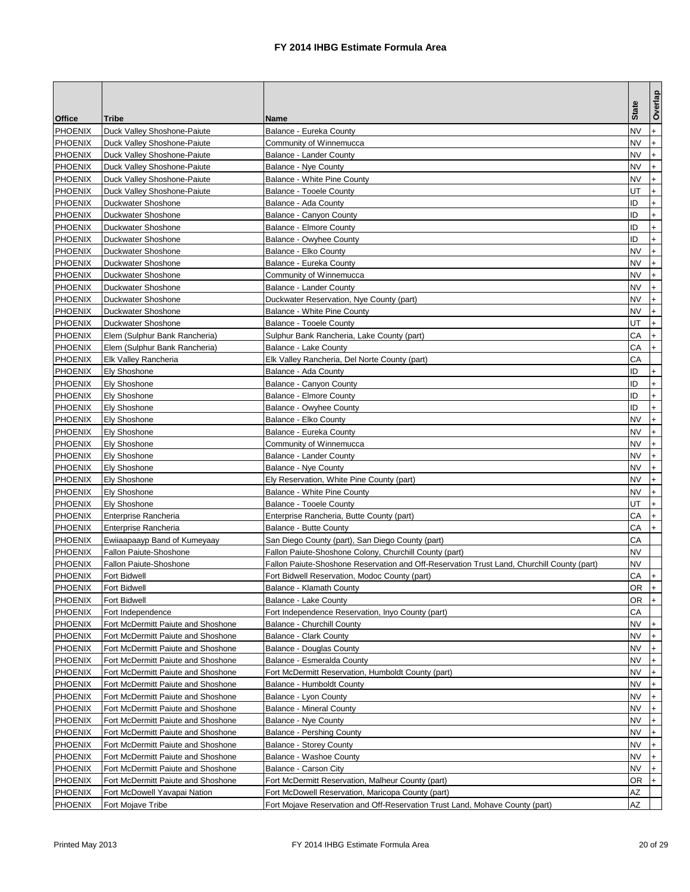# FY 2014 IHBG Estimate Formula Area

| Office | Tribe | Name | State | Overlap |
|---|---|---|---|---|
| PHOENIX | Duck Valley Shoshone-Paiute | Balance - Eureka County | NV | + |
| PHOENIX | Duck Valley Shoshone-Paiute | Community of Winnemucca | NV | + |
| PHOENIX | Duck Valley Shoshone-Paiute | Balance - Lander County | NV | + |
| PHOENIX | Duck Valley Shoshone-Paiute | Balance - Nye County | NV | + |
| PHOENIX | Duck Valley Shoshone-Paiute | Balance - White Pine County | NV | + |
| PHOENIX | Duck Valley Shoshone-Paiute | Balance - Tooele County | UT | + |
| PHOENIX | Duckwater Shoshone | Balance - Ada County | ID | + |
| PHOENIX | Duckwater Shoshone | Balance - Canyon County | ID | + |
| PHOENIX | Duckwater Shoshone | Balance - Elmore County | ID | + |
| PHOENIX | Duckwater Shoshone | Balance - Owyhee County | ID | + |
| PHOENIX | Duckwater Shoshone | Balance - Elko County | NV | + |
| PHOENIX | Duckwater Shoshone | Balance - Eureka County | NV | + |
| PHOENIX | Duckwater Shoshone | Community of Winnemucca | NV | + |
| PHOENIX | Duckwater Shoshone | Balance - Lander County | NV | + |
| PHOENIX | Duckwater Shoshone | Duckwater Reservation, Nye County (part) | NV | + |
| PHOENIX | Duckwater Shoshone | Balance - White Pine County | NV | + |
| PHOENIX | Duckwater Shoshone | Balance - Tooele County | UT | + |
| PHOENIX | Elem (Sulphur Bank Rancheria) | Sulphur Bank Rancheria, Lake County (part) | CA | + |
| PHOENIX | Elem (Sulphur Bank Rancheria) | Balance - Lake County | CA | + |
| PHOENIX | Elk Valley Rancheria | Elk Valley Rancheria, Del Norte County (part) | CA | |
| PHOENIX | Ely Shoshone | Balance - Ada County | ID | + |
| PHOENIX | Ely Shoshone | Balance - Canyon County | ID | + |
| PHOENIX | Ely Shoshone | Balance - Elmore County | ID | + |
| PHOENIX | Ely Shoshone | Balance - Owyhee County | ID | + |
| PHOENIX | Ely Shoshone | Balance - Elko County | NV | + |
| PHOENIX | Ely Shoshone | Balance - Eureka County | NV | + |
| PHOENIX | Ely Shoshone | Community of Winnemucca | NV | + |
| PHOENIX | Ely Shoshone | Balance - Lander County | NV | + |
| PHOENIX | Ely Shoshone | Balance - Nye County | NV | + |
| PHOENIX | Ely Shoshone | Ely Reservation, White Pine County (part) | NV | + |
| PHOENIX | Ely Shoshone | Balance - White Pine County | NV | + |
| PHOENIX | Ely Shoshone | Balance - Tooele County | UT | + |
| PHOENIX | Enterprise Rancheria | Enterprise Rancheria, Butte County (part) | CA | + |
| PHOENIX | Enterprise Rancheria | Balance - Butte County | CA | + |
| PHOENIX | Ewiiaapaayp Band of Kumeyaay | San Diego County (part), San Diego County (part) | CA | |
| PHOENIX | Fallon Paiute-Shoshone | Fallon Paiute-Shoshone Colony, Churchill County (part) | NV | |
| PHOENIX | Fallon Paiute-Shoshone | Fallon Paiute-Shoshone Reservation and Off-Reservation Trust Land, Churchill County (part) | NV | |
| PHOENIX | Fort Bidwell | Fort Bidwell Reservation, Modoc County (part) | CA | + |
| PHOENIX | Fort Bidwell | Balance - Klamath County | OR | + |
| PHOENIX | Fort Bidwell | Balance - Lake County | OR | + |
| PHOENIX | Fort Independence | Fort Independence Reservation, Inyo County (part) | CA | |
| PHOENIX | Fort McDermitt Paiute and Shoshone | Balance - Churchill County | NV | + |
| PHOENIX | Fort McDermitt Paiute and Shoshone | Balance - Clark County | NV | + |
| PHOENIX | Fort McDermitt Paiute and Shoshone | Balance - Douglas County | NV | + |
| PHOENIX | Fort McDermitt Paiute and Shoshone | Balance - Esmeralda County | NV | + |
| PHOENIX | Fort McDermitt Paiute and Shoshone | Fort McDermitt Reservation, Humboldt County (part) | NV | + |
| PHOENIX | Fort McDermitt Paiute and Shoshone | Balance - Humboldt County | NV | + |
| PHOENIX | Fort McDermitt Paiute and Shoshone | Balance - Lyon County | NV | + |
| PHOENIX | Fort McDermitt Paiute and Shoshone | Balance - Mineral County | NV | + |
| PHOENIX | Fort McDermitt Paiute and Shoshone | Balance - Nye County | NV | + |
| PHOENIX | Fort McDermitt Paiute and Shoshone | Balance - Pershing County | NV | + |
| PHOENIX | Fort McDermitt Paiute and Shoshone | Balance - Storey County | NV | + |
| PHOENIX | Fort McDermitt Paiute and Shoshone | Balance - Washoe County | NV | + |
| PHOENIX | Fort McDermitt Paiute and Shoshone | Balance - Carson City | NV | + |
| PHOENIX | Fort McDermitt Paiute and Shoshone | Fort McDermitt Reservation, Malheur County (part) | OR | + |
| PHOENIX | Fort McDowell Yavapai Nation | Fort McDowell Reservation, Maricopa County (part) | AZ | |
| PHOENIX | Fort Mojave Tribe | Fort Mojave Reservation and Off-Reservation Trust Land, Mohave County (part) | AZ | |

Printed May 2013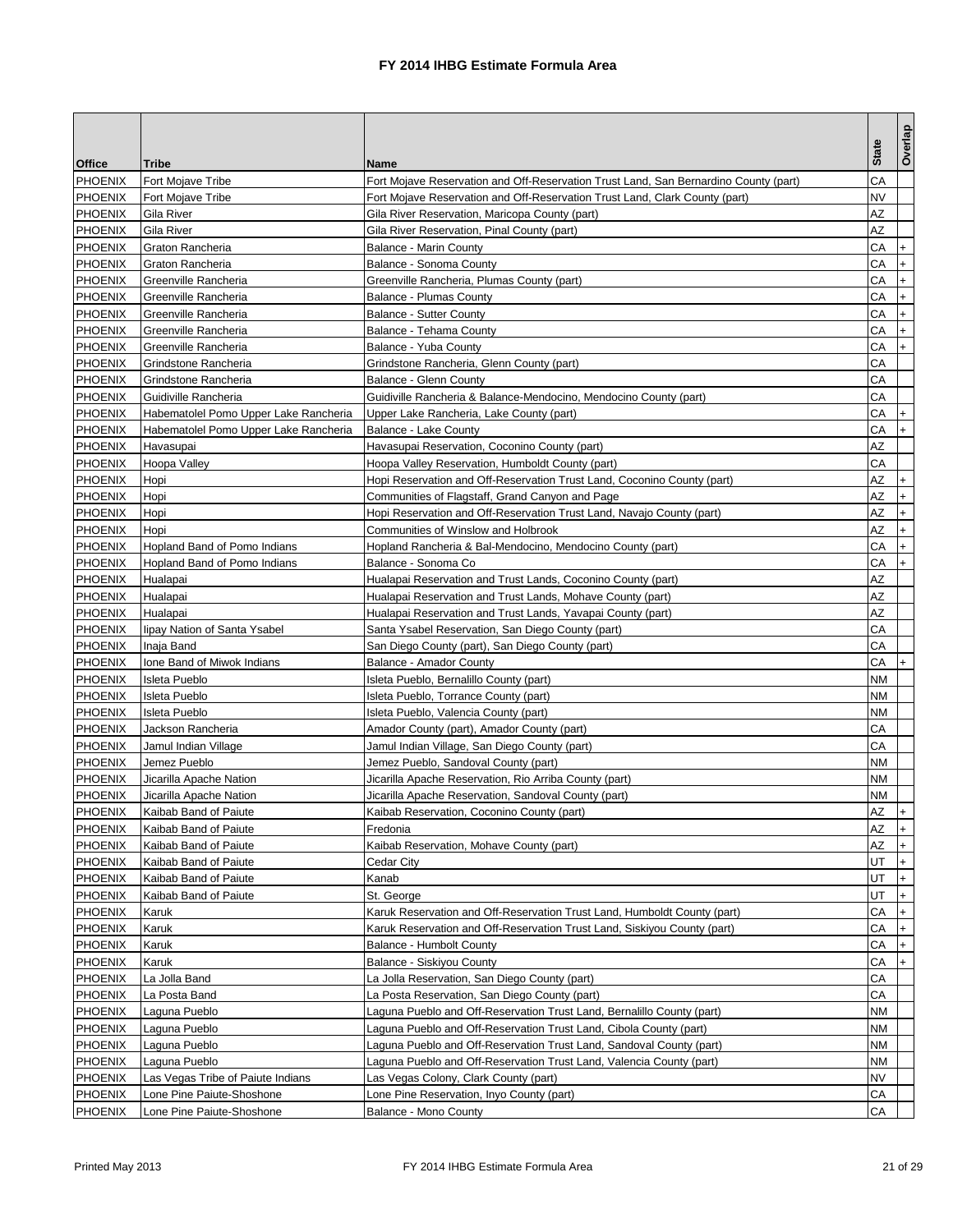# FY 2014 IHBG Estimate Formula Area

| Office | Tribe | Name | State | Overlap |
|---|---|---|---|---|
| PHOENIX | Fort Mojave Tribe | Fort Mojave Reservation and Off-Reservation Trust Land, San Bernardino County (part) | CA | |
| PHOENIX | Fort Mojave Tribe | Fort Mojave Reservation and Off-Reservation Trust Land, Clark County (part) | NV | |
| PHOENIX | Gila River | Gila River Reservation, Maricopa County (part) | AZ | |
| PHOENIX | Gila River | Gila River Reservation, Pinal County (part) | AZ | |
| PHOENIX | Graton Rancheria | Balance - Marin County | CA | + |
| PHOENIX | Graton Rancheria | Balance - Sonoma County | CA | + |
| PHOENIX | Greenville Rancheria | Greenville Rancheria, Plumas County (part) | CA | + |
| PHOENIX | Greenville Rancheria | Balance - Plumas County | CA | + |
| PHOENIX | Greenville Rancheria | Balance - Sutter County | CA | + |
| PHOENIX | Greenville Rancheria | Balance - Tehama County | CA | + |
| PHOENIX | Greenville Rancheria | Balance - Yuba County | CA | + |
| PHOENIX | Grindstone Rancheria | Grindstone Rancheria, Glenn County (part) | CA | |
| PHOENIX | Grindstone Rancheria | Balance - Glenn County | CA | |
| PHOENIX | Guidiville Rancheria | Guidiville Rancheria & Balance-Mendocino, Mendocino County (part) | CA | |
| PHOENIX | Habematolel Pomo Upper Lake Rancheria | Upper Lake Rancheria, Lake County (part) | CA | + |
| PHOENIX | Habematolel Pomo Upper Lake Rancheria | Balance - Lake County | CA | + |
| PHOENIX | Havasupai | Havasupai Reservation, Coconino County (part) | AZ | |
| PHOENIX | Hoopa Valley | Hoopa Valley Reservation, Humboldt County (part) | CA | |
| PHOENIX | Hopi | Hopi Reservation and Off-Reservation Trust Land, Coconino County (part) | AZ | + |
| PHOENIX | Hopi | Communities of Flagstaff, Grand Canyon and Page | AZ | + |
| PHOENIX | Hopi | Hopi Reservation and Off-Reservation Trust Land, Navajo County (part) | AZ | + |
| PHOENIX | Hopi | Communities of Winslow and Holbrook | AZ | + |
| PHOENIX | Hopland Band of Pomo Indians | Hopland Rancheria & Bal-Mendocino, Mendocino County (part) | CA | + |
| PHOENIX | Hopland Band of Pomo Indians | Balance - Sonoma Co | CA | + |
| PHOENIX | Hualapai | Hualapai Reservation and Trust Lands, Coconino County (part) | AZ | |
| PHOENIX | Hualapai | Hualapai Reservation and Trust Lands, Mohave County (part) | AZ | |
| PHOENIX | Hualapai | Hualapai Reservation and Trust Lands, Yavapai County (part) | AZ | |
| PHOENIX | Iipay Nation of Santa Ysabel | Santa Ysabel Reservation, San Diego County (part) | CA | |
| PHOENIX | Inaja Band | San Diego County (part), San Diego County (part) | CA | |
| PHOENIX | Ione Band of Miwok Indians | Balance - Amador County | CA | + |
| PHOENIX | Isleta Pueblo | Isleta Pueblo, Bernalillo County (part) | NM | |
| PHOENIX | Isleta Pueblo | Isleta Pueblo, Torrance County (part) | NM | |
| PHOENIX | Isleta Pueblo | Isleta Pueblo, Valencia County (part) | NM | |
| PHOENIX | Jackson Rancheria | Amador County (part), Amador County (part) | CA | |
| PHOENIX | Jamul Indian Village | Jamul Indian Village, San Diego County (part) | CA | |
| PHOENIX | Jemez Pueblo | Jemez Pueblo, Sandoval County (part) | NM | |
| PHOENIX | Jicarilla Apache Nation | Jicarilla Apache Reservation, Rio Arriba County (part) | NM | |
| PHOENIX | Jicarilla Apache Nation | Jicarilla Apache Reservation, Sandoval County (part) | NM | |
| PHOENIX | Kaibab Band of Paiute | Kaibab Reservation, Coconino County (part) | AZ | + |
| PHOENIX | Kaibab Band of Paiute | Fredonia | AZ | + |
| PHOENIX | Kaibab Band of Paiute | Kaibab Reservation, Mohave County (part) | AZ | + |
| PHOENIX | Kaibab Band of Paiute | Cedar City | UT | + |
| PHOENIX | Kaibab Band of Paiute | Kanab | UT | + |
| PHOENIX | Kaibab Band of Paiute | St. George | UT | + |
| PHOENIX | Karuk | Karuk Reservation and Off-Reservation Trust Land, Humboldt County (part) | CA | + |
| PHOENIX | Karuk | Karuk Reservation and Off-Reservation Trust Land, Siskiyou County (part) | CA | + |
| PHOENIX | Karuk | Balance - Humbolt County | CA | + |
| PHOENIX | Karuk | Balance - Siskiyou County | CA | + |
| PHOENIX | La Jolla Band | La Jolla Reservation, San Diego County (part) | CA | |
| PHOENIX | La Posta Band | La Posta Reservation, San Diego County (part) | CA | |
| PHOENIX | Laguna Pueblo | Laguna Pueblo and Off-Reservation Trust Land, Bernalillo County (part) | NM | |
| PHOENIX | Laguna Pueblo | Laguna Pueblo and Off-Reservation Trust Land, Cibola County (part) | NM | |
| PHOENIX | Laguna Pueblo | Laguna Pueblo and Off-Reservation Trust Land, Sandoval County (part) | NM | |
| PHOENIX | Laguna Pueblo | Laguna Pueblo and Off-Reservation Trust Land, Valencia County (part) | NM | |
| PHOENIX | Las Vegas Tribe of Paiute Indians | Las Vegas Colony, Clark County (part) | NV | |
| PHOENIX | Lone Pine Paiute-Shoshone | Lone Pine Reservation, Inyo County (part) | CA | |
| PHOENIX | Lone Pine Paiute-Shoshone | Balance - Mono County | CA | |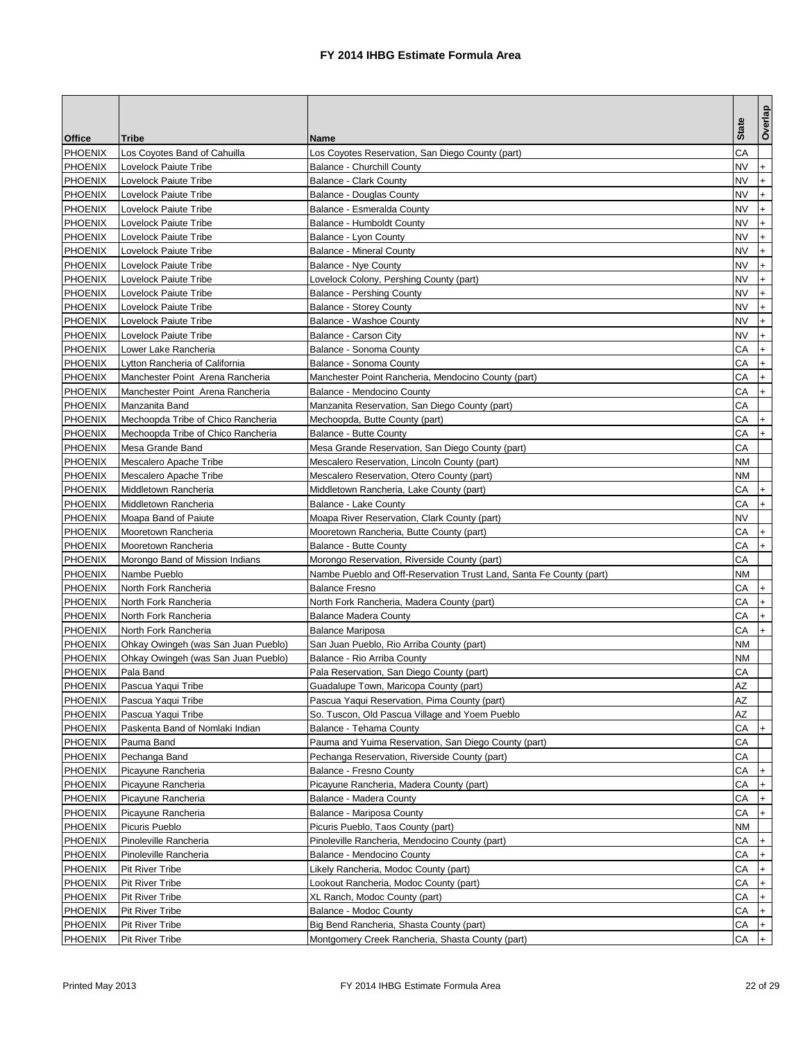# FY 2014 IHBG Estimate Formula Area

| Office | Tribe | Name | State | Overlap |
|---|---|---|---|---|
| PHOENIX | Los Coyotes Band of Cahuilla | Los Coyotes Reservation, San Diego County (part) | CA | |
| PHOENIX | Lovelock Paiute Tribe | Balance - Churchill County | NV | + |
| PHOENIX | Lovelock Paiute Tribe | Balance - Clark County | NV | + |
| PHOENIX | Lovelock Paiute Tribe | Balance - Douglas County | NV | + |
| PHOENIX | Lovelock Paiute Tribe | Balance - Esmeralda County | NV | + |
| PHOENIX | Lovelock Paiute Tribe | Balance - Humboldt County | NV | + |
| PHOENIX | Lovelock Paiute Tribe | Balance - Lyon County | NV | + |
| PHOENIX | Lovelock Paiute Tribe | Balance - Mineral County | NV | + |
| PHOENIX | Lovelock Paiute Tribe | Balance - Nye County | NV | + |
| PHOENIX | Lovelock Paiute Tribe | Lovelock Colony, Pershing County (part) | NV | + |
| PHOENIX | Lovelock Paiute Tribe | Balance - Pershing County | NV | + |
| PHOENIX | Lovelock Paiute Tribe | Balance - Storey County | NV | + |
| PHOENIX | Lovelock Paiute Tribe | Balance - Washoe County | NV | + |
| PHOENIX | Lovelock Paiute Tribe | Balance - Carson City | NV | + |
| PHOENIX | Lower Lake Rancheria | Balance - Sonoma County | CA | + |
| PHOENIX | Lytton Rancheria of California | Balance - Sonoma County | CA | + |
| PHOENIX | Manchester Point Arena Rancheria | Manchester Point Rancheria, Mendocino County (part) | CA | + |
| PHOENIX | Manchester Point Arena Rancheria | Balance - Mendocino County | CA | + |
| PHOENIX | Manzanita Band | Manzanita Reservation, San Diego County (part) | CA | |
| PHOENIX | Mechoopda Tribe of Chico Rancheria | Mechoopda, Butte County (part) | CA | + |
| PHOENIX | Mechoopda Tribe of Chico Rancheria | Balance - Butte County | CA | + |
| PHOENIX | Mesa Grande Band | Mesa Grande Reservation, San Diego County (part) | CA | |
| PHOENIX | Mescalero Apache Tribe | Mescalero Reservation, Lincoln County (part) | NM | |
| PHOENIX | Mescalero Apache Tribe | Mescalero Reservation, Otero County (part) | NM | |
| PHOENIX | Middletown Rancheria | Middletown Rancheria, Lake County (part) | CA | + |
| PHOENIX | Middletown Rancheria | Balance - Lake County | CA | + |
| PHOENIX | Moapa Band of Paiute | Moapa River Reservation, Clark County (part) | NV | |
| PHOENIX | Mooretown Rancheria | Mooretown Rancheria, Butte County (part) | CA | + |
| PHOENIX | Mooretown Rancheria | Balance - Butte County | CA | + |
| PHOENIX | Morongo Band of Mission Indians | Morongo Reservation, Riverside County (part) | CA | |
| PHOENIX | Nambe Pueblo | Nambe Pueblo and Off-Reservation Trust Land, Santa Fe County (part) | NM | |
| PHOENIX | North Fork Rancheria | Balance Fresno | CA | + |
| PHOENIX | North Fork Rancheria | North Fork Rancheria, Madera County (part) | CA | + |
| PHOENIX | North Fork Rancheria | Balance Madera County | CA | + |
| PHOENIX | North Fork Rancheria | Balance Mariposa | CA | + |
| PHOENIX | Ohkay Owingeh (was San Juan Pueblo) | San Juan Pueblo, Rio Arriba County (part) | NM | |
| PHOENIX | Ohkay Owingeh (was San Juan Pueblo) | Balance - Rio Arriba County | NM | |
| PHOENIX | Pala Band | Pala Reservation, San Diego County (part) | CA | |
| PHOENIX | Pascua Yaqui Tribe | Guadalupe Town, Maricopa County (part) | AZ | |
| PHOENIX | Pascua Yaqui Tribe | Pascua Yaqui Reservation, Pima County (part) | AZ | |
| PHOENIX | Pascua Yaqui Tribe | So. Tuscon, Old Pascua Village and Yoem Pueblo | AZ | |
| PHOENIX | Paskenta Band of Nomlaki Indian | Balance - Tehama County | CA | + |
| PHOENIX | Pauma Band | Pauma and Yuima Reservation, San Diego County (part) | CA | |
| PHOENIX | Pechanga Band | Pechanga Reservation, Riverside County (part) | CA | |
| PHOENIX | Picayune Rancheria | Balance - Fresno County | CA | + |
| PHOENIX | Picayune Rancheria | Picayune Rancheria, Madera County (part) | CA | + |
| PHOENIX | Picayune Rancheria | Balance - Madera County | CA | + |
| PHOENIX | Picayune Rancheria | Balance - Mariposa County | CA | + |
| PHOENIX | Picuris Pueblo | Picuris Pueblo, Taos County (part) | NM | |
| PHOENIX | Pinoleville Rancheria | Pinoleville Rancheria, Mendocino County (part) | CA | + |
| PHOENIX | Pinoleville Rancheria | Balance - Mendocino County | CA | + |
| PHOENIX | Pit River Tribe | Likely Rancheria, Modoc County (part) | CA | + |
| PHOENIX | Pit River Tribe | Lookout Rancheria, Modoc County (part) | CA | + |
| PHOENIX | Pit River Tribe | XL Ranch, Modoc County (part) | CA | + |
| PHOENIX | Pit River Tribe | Balance - Modoc County | CA | + |
| PHOENIX | Pit River Tribe | Big Bend Rancheria, Shasta County (part) | CA | + |
| PHOENIX | Pit River Tribe | Montgomery Creek Rancheria, Shasta County (part) | CA | + |

Printed May 2013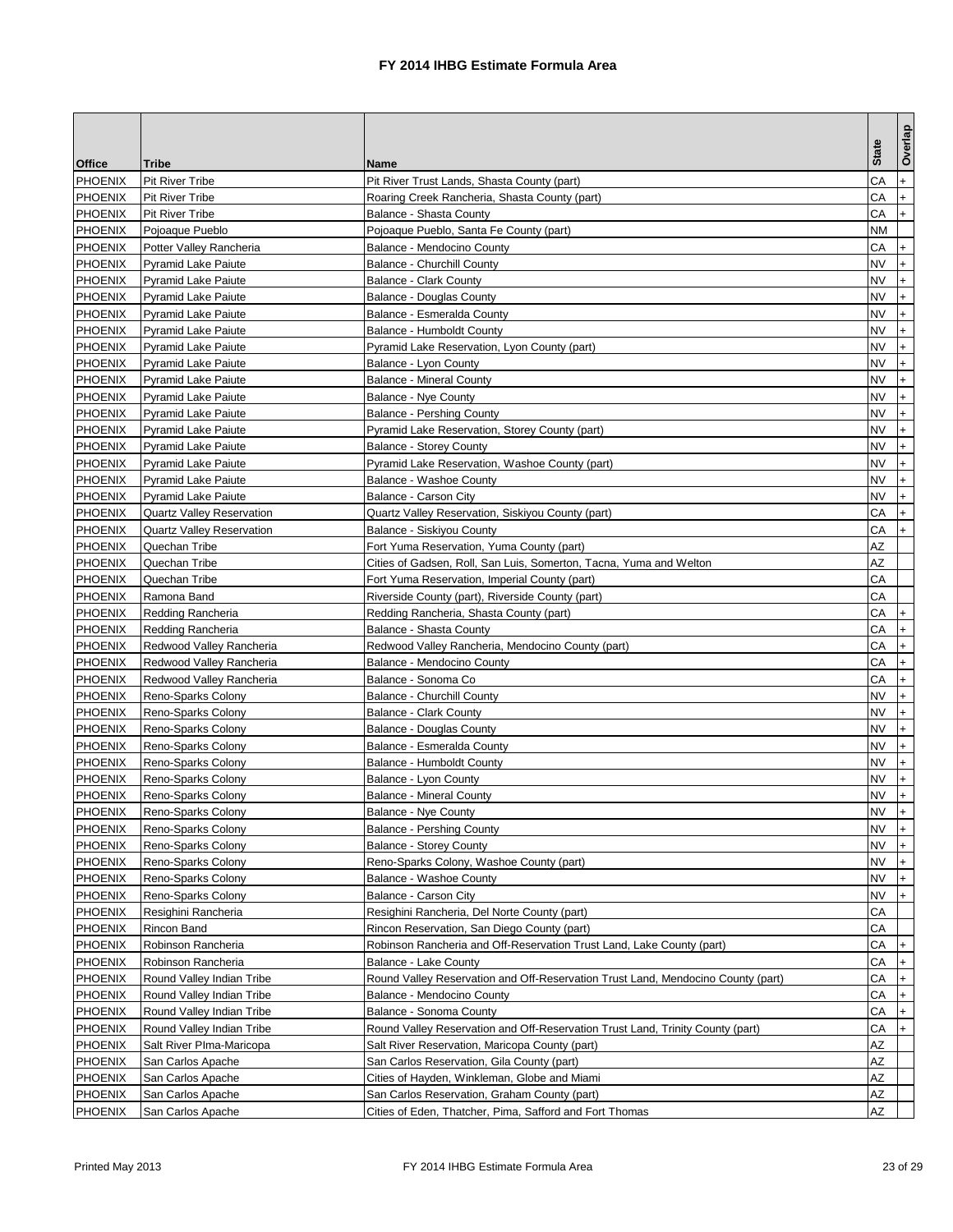# FY 2014 IHBG Estimate Formula Area

| Office | Tribe | Name | State | Overlap |
|---|---|---|---|---|
| PHOENIX | Pit River Tribe | Pit River Trust Lands, Shasta County (part) | CA | + |
| PHOENIX | Pit River Tribe | Roaring Creek Rancheria, Shasta County (part) | CA | + |
| PHOENIX | Pit River Tribe | Balance - Shasta County | CA | + |
| PHOENIX | Pojoaque Pueblo | Pojoaque Pueblo, Santa Fe County (part) | NM | |
| PHOENIX | Potter Valley Rancheria | Balance - Mendocino County | CA | + |
| PHOENIX | Pyramid Lake Paiute | Balance - Churchill County | NV | + |
| PHOENIX | Pyramid Lake Paiute | Balance - Clark County | NV | + |
| PHOENIX | Pyramid Lake Paiute | Balance - Douglas County | NV | + |
| PHOENIX | Pyramid Lake Paiute | Balance - Esmeralda County | NV | + |
| PHOENIX | Pyramid Lake Paiute | Balance - Humboldt County | NV | + |
| PHOENIX | Pyramid Lake Paiute | Pyramid Lake Reservation, Lyon County (part) | NV | + |
| PHOENIX | Pyramid Lake Paiute | Balance - Lyon County | NV | + |
| PHOENIX | Pyramid Lake Paiute | Balance - Mineral County | NV | + |
| PHOENIX | Pyramid Lake Paiute | Balance - Nye County | NV | + |
| PHOENIX | Pyramid Lake Paiute | Balance - Pershing County | NV | + |
| PHOENIX | Pyramid Lake Paiute | Pyramid Lake Reservation, Storey County (part) | NV | + |
| PHOENIX | Pyramid Lake Paiute | Balance - Storey County | NV | + |
| PHOENIX | Pyramid Lake Paiute | Pyramid Lake Reservation, Washoe County (part) | NV | + |
| PHOENIX | Pyramid Lake Paiute | Balance - Washoe County | NV | + |
| PHOENIX | Pyramid Lake Paiute | Balance - Carson City | NV | + |
| PHOENIX | Quartz Valley Reservation | Quartz Valley Reservation, Siskiyou County (part) | CA | + |
| PHOENIX | Quartz Valley Reservation | Balance - Siskiyou County | CA | + |
| PHOENIX | Quechan Tribe | Fort Yuma Reservation, Yuma County (part) | AZ | |
| PHOENIX | Quechan Tribe | Cities of Gadsen, Roll, San Luis, Somerton, Tacna, Yuma and Welton | AZ | |
| PHOENIX | Quechan Tribe | Fort Yuma Reservation, Imperial County (part) | CA | |
| PHOENIX | Ramona Band | Riverside County (part), Riverside County (part) | CA | |
| PHOENIX | Redding Rancheria | Redding Rancheria, Shasta County (part) | CA | + |
| PHOENIX | Redding Rancheria | Balance - Shasta County | CA | + |
| PHOENIX | Redwood Valley Rancheria | Redwood Valley Rancheria, Mendocino County (part) | CA | + |
| PHOENIX | Redwood Valley Rancheria | Balance - Mendocino County | CA | + |
| PHOENIX | Redwood Valley Rancheria | Balance - Sonoma Co | CA | + |
| PHOENIX | Reno-Sparks Colony | Balance - Churchill County | NV | + |
| PHOENIX | Reno-Sparks Colony | Balance - Clark County | NV | + |
| PHOENIX | Reno-Sparks Colony | Balance - Douglas County | NV | + |
| PHOENIX | Reno-Sparks Colony | Balance - Esmeralda County | NV | + |
| PHOENIX | Reno-Sparks Colony | Balance - Humboldt County | NV | + |
| PHOENIX | Reno-Sparks Colony | Balance - Lyon County | NV | + |
| PHOENIX | Reno-Sparks Colony | Balance - Mineral County | NV | + |
| PHOENIX | Reno-Sparks Colony | Balance - Nye County | NV | + |
| PHOENIX | Reno-Sparks Colony | Balance - Pershing County | NV | + |
| PHOENIX | Reno-Sparks Colony | Balance - Storey County | NV | + |
| PHOENIX | Reno-Sparks Colony | Reno-Sparks Colony, Washoe County (part) | NV | + |
| PHOENIX | Reno-Sparks Colony | Balance - Washoe County | NV | + |
| PHOENIX | Reno-Sparks Colony | Balance - Carson City | NV | + |
| PHOENIX | Resighini Rancheria | Resighini Rancheria, Del Norte County (part) | CA | |
| PHOENIX | Rincon Band | Rincon Reservation, San Diego County (part) | CA | |
| PHOENIX | Robinson Rancheria | Robinson Rancheria and Off-Reservation Trust Land, Lake County (part) | CA | + |
| PHOENIX | Robinson Rancheria | Balance - Lake County | CA | + |
| PHOENIX | Round Valley Indian Tribe | Round Valley Reservation and Off-Reservation Trust Land, Mendocino County (part) | CA | + |
| PHOENIX | Round Valley Indian Tribe | Balance - Mendocino County | CA | + |
| PHOENIX | Round Valley Indian Tribe | Balance - Sonoma County | CA | + |
| PHOENIX | Round Valley Indian Tribe | Round Valley Reservation and Off-Reservation Trust Land, Trinity County (part) | CA | + |
| PHOENIX | Salt River PIma-Maricopa | Salt River Reservation, Maricopa County (part) | AZ | |
| PHOENIX | San Carlos Apache | San Carlos Reservation, Gila County (part) | AZ | |
| PHOENIX | San Carlos Apache | Cities of Hayden, Winkleman, Globe and Miami | AZ | |
| PHOENIX | San Carlos Apache | San Carlos Reservation, Graham County (part) | AZ | |
| PHOENIX | San Carlos Apache | Cities of Eden, Thatcher, Pima, Safford and Fort Thomas | AZ | |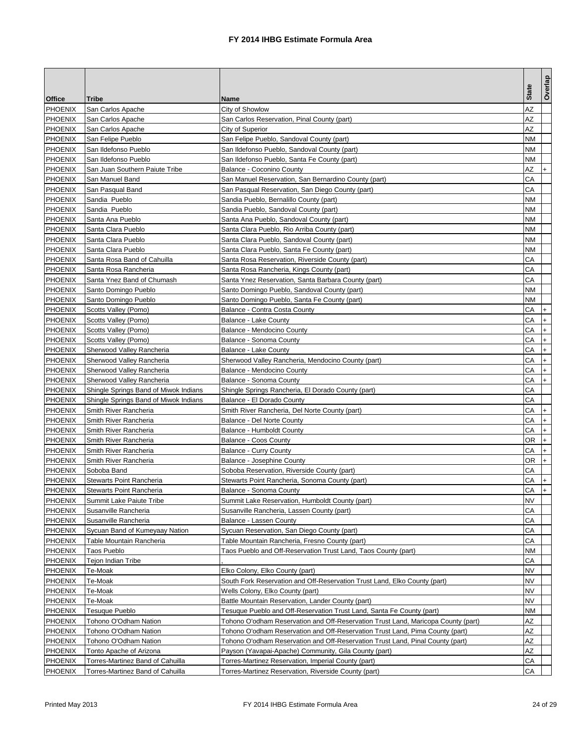# FY 2014 IHBG Estimate Formula Area

| Office | Tribe | Name | State | Overlap |
|---|---|---|---|---|
| PHOENIX | San Carlos Apache | City of Showlow | AZ | |
| PHOENIX | San Carlos Apache | San Carlos Reservation, Pinal County (part) | AZ | |
| PHOENIX | San Carlos Apache | City of Superior | AZ | |
| PHOENIX | San Felipe Pueblo | San Felipe Pueblo, Sandoval County (part) | NM | |
| PHOENIX | San Ildefonso Pueblo | San Ildefonso Pueblo, Sandoval County (part) | NM | |
| PHOENIX | San Ildefonso Pueblo | San Ildefonso Pueblo, Santa Fe County (part) | NM | |
| PHOENIX | San Juan Southern Paiute Tribe | Balance - Coconino County | AZ | + |
| PHOENIX | San Manuel Band | San Manuel Reservation, San Bernardino County (part) | CA | |
| PHOENIX | San Pasqual Band | San Pasqual Reservation, San Diego County (part) | CA | |
| PHOENIX | Sandia Pueblo | Sandia Pueblo, Bernalillo County (part) | NM | |
| PHOENIX | Sandia Pueblo | Sandia Pueblo, Sandoval County (part) | NM | |
| PHOENIX | Santa Ana Pueblo | Santa Ana Pueblo, Sandoval County (part) | NM | |
| PHOENIX | Santa Clara Pueblo | Santa Clara Pueblo, Rio Arriba County (part) | NM | |
| PHOENIX | Santa Clara Pueblo | Santa Clara Pueblo, Sandoval County (part) | NM | |
| PHOENIX | Santa Clara Pueblo | Santa Clara Pueblo, Santa Fe County (part) | NM | |
| PHOENIX | Santa Rosa Band of Cahuilla | Santa Rosa Reservation, Riverside County (part) | CA | |
| PHOENIX | Santa Rosa Rancheria | Santa Rosa Rancheria, Kings County (part) | CA | |
| PHOENIX | Santa Ynez Band of Chumash | Santa Ynez Reservation, Santa Barbara County (part) | CA | |
| PHOENIX | Santo Domingo Pueblo | Santo Domingo Pueblo, Sandoval County (part) | NM | |
| PHOENIX | Santo Domingo Pueblo | Santo Domingo Pueblo, Santa Fe County (part) | NM | |
| PHOENIX | Scotts Valley (Pomo) | Balance - Contra Costa County | CA | + |
| PHOENIX | Scotts Valley (Pomo) | Balance - Lake County | CA | + |
| PHOENIX | Scotts Valley (Pomo) | Balance - Mendocino County | CA | + |
| PHOENIX | Scotts Valley (Pomo) | Balance - Sonoma County | CA | + |
| PHOENIX | Sherwood Valley Rancheria | Balance - Lake County | CA | + |
| PHOENIX | Sherwood Valley Rancheria | Sherwood Valley Rancheria, Mendocino County (part) | CA | + |
| PHOENIX | Sherwood Valley Rancheria | Balance - Mendocino County | CA | + |
| PHOENIX | Sherwood Valley Rancheria | Balance - Sonoma County | CA | + |
| PHOENIX | Shingle Springs Band of Miwok Indians | Shingle Springs Rancheria, El Dorado County (part) | CA | |
| PHOENIX | Shingle Springs Band of Miwok Indians | Balance - El Dorado County | CA | |
| PHOENIX | Smith River Rancheria | Smith River Rancheria, Del Norte County (part) | CA | + |
| PHOENIX | Smith River Rancheria | Balance - Del Norte County | CA | + |
| PHOENIX | Smith River Rancheria | Balance - Humboldt County | CA | + |
| PHOENIX | Smith River Rancheria | Balance - Coos County | OR | + |
| PHOENIX | Smith River Rancheria | Balance - Curry County | CA | + |
| PHOENIX | Smith River Rancheria | Balance - Josephine County | OR | + |
| PHOENIX | Soboba Band | Soboba Reservation, Riverside County (part) | CA | |
| PHOENIX | Stewarts Point Rancheria | Stewarts Point Rancheria, Sonoma County (part) | CA | + |
| PHOENIX | Stewarts Point Rancheria | Balance - Sonoma County | CA | + |
| PHOENIX | Summit Lake Paiute Tribe | Summit Lake Reservation, Humboldt County (part) | NV | |
| PHOENIX | Susanville Rancheria | Susanville Rancheria, Lassen County (part) | CA | |
| PHOENIX | Susanville Rancheria | Balance - Lassen County | CA | |
| PHOENIX | Sycuan Band of Kumeyaay Nation | Sycuan Reservation, San Diego County (part) | CA | |
| PHOENIX | Table Mountain Rancheria | Table Mountain Rancheria, Fresno County (part) | CA | |
| PHOENIX | Taos Pueblo | Taos Pueblo and Off-Reservation Trust Land, Taos County (part) | NM | |
| PHOENIX | Tejon Indian Tribe | , | CA | |
| PHOENIX | Te-Moak | Elko Colony, Elko County (part) | NV | |
| PHOENIX | Te-Moak | South Fork Reservation and Off-Reservation Trust Land, Elko County (part) | NV | |
| PHOENIX | Te-Moak | Wells Colony, Elko County (part) | NV | |
| PHOENIX | Te-Moak | Battle Mountain Reservation, Lander County (part) | NV | |
| PHOENIX | Tesuque Pueblo | Tesuque Pueblo and Off-Reservation Trust Land, Santa Fe County (part) | NM | |
| PHOENIX | Tohono O'Odham Nation | Tohono O'odham Reservation and Off-Reservation Trust Land, Maricopa County (part) | AZ | |
| PHOENIX | Tohono O'Odham Nation | Tohono O'odham Reservation and Off-Reservation Trust Land, Pima County (part) | AZ | |
| PHOENIX | Tohono O'Odham Nation | Tohono O'odham Reservation and Off-Reservation Trust Land, Pinal County (part) | AZ | |
| PHOENIX | Tonto Apache of Arizona | Payson (Yavapai-Apache) Community, Gila County (part) | AZ | |
| PHOENIX | Torres-Martinez Band of Cahuilla | Torres-Martinez Reservation, Imperial County (part) | CA | |
| PHOENIX | Torres-Martinez Band of Cahuilla | Torres-Martinez Reservation, Riverside County (part) | CA | |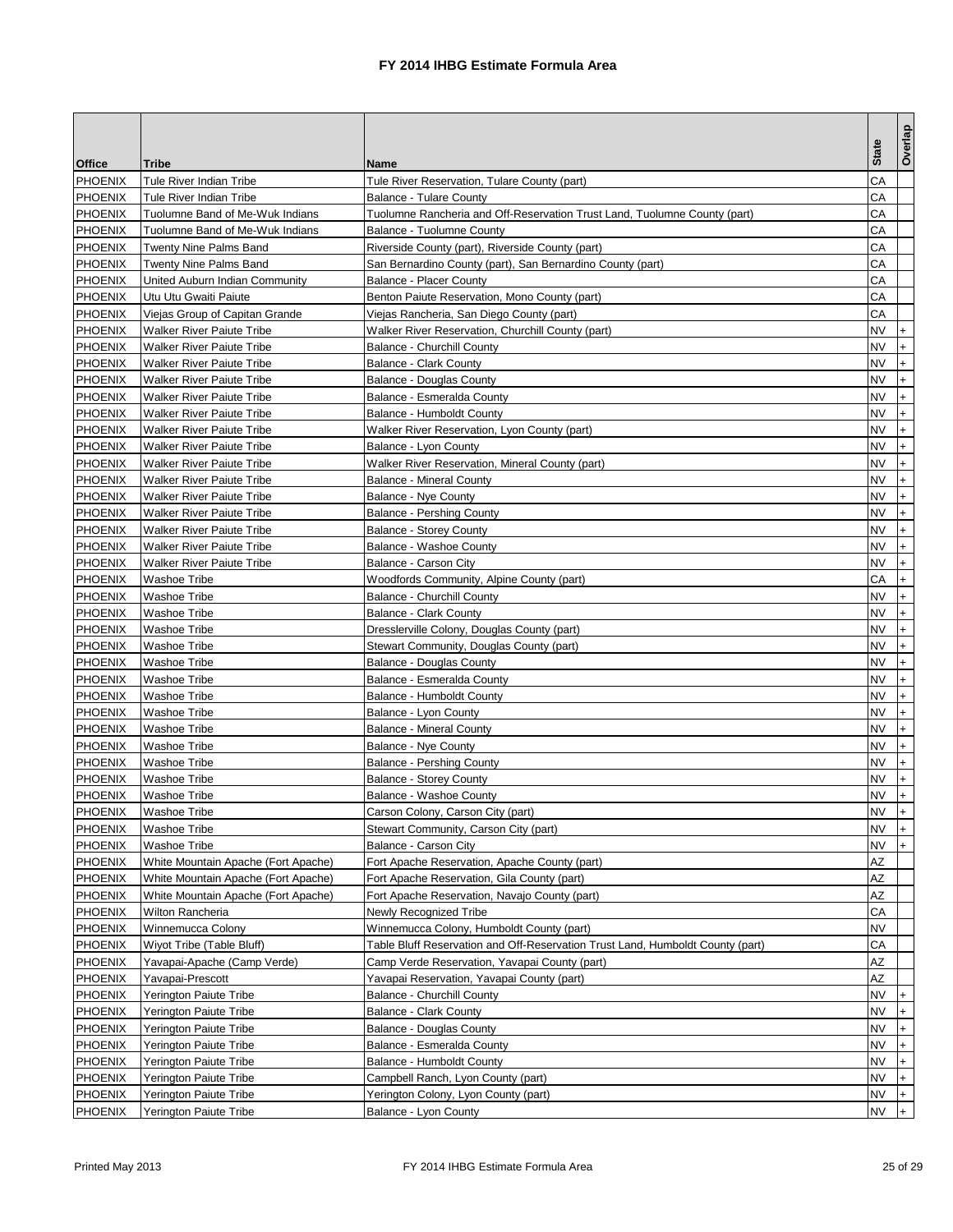# FY 2014 IHBG Estimate Formula Area

| Office | Tribe | Name | State | Overlap |
|---|---|---|---|---|
| PHOENIX | Tule River Indian Tribe | Tule River Reservation, Tulare County (part) | CA | |
| PHOENIX | Tule River Indian Tribe | Balance - Tulare County | CA | |
| PHOENIX | Tuolumne Band of Me-Wuk Indians | Tuolumne Rancheria and Off-Reservation Trust Land, Tuolumne County (part) | CA | |
| PHOENIX | Tuolumne Band of Me-Wuk Indians | Balance - Tuolumne County | CA | |
| PHOENIX | Twenty Nine Palms Band | Riverside County (part), Riverside County (part) | CA | |
| PHOENIX | Twenty Nine Palms Band | San Bernardino County (part), San Bernardino County (part) | CA | |
| PHOENIX | United Auburn Indian Community | Balance - Placer County | CA | |
| PHOENIX | Utu Utu Gwaiti Paiute | Benton Paiute Reservation, Mono County (part) | CA | |
| PHOENIX | Viejas Group of Capitan Grande | Viejas Rancheria, San Diego County (part) | CA | |
| PHOENIX | Walker River Paiute Tribe | Walker River Reservation, Churchill County (part) | NV | + |
| PHOENIX | Walker River Paiute Tribe | Balance - Churchill County | NV | + |
| PHOENIX | Walker River Paiute Tribe | Balance - Clark County | NV | + |
| PHOENIX | Walker River Paiute Tribe | Balance - Douglas County | NV | + |
| PHOENIX | Walker River Paiute Tribe | Balance - Esmeralda County | NV | + |
| PHOENIX | Walker River Paiute Tribe | Balance - Humboldt County | NV | + |
| PHOENIX | Walker River Paiute Tribe | Walker River Reservation, Lyon County (part) | NV | + |
| PHOENIX | Walker River Paiute Tribe | Balance - Lyon County | NV | + |
| PHOENIX | Walker River Paiute Tribe | Walker River Reservation, Mineral County (part) | NV | + |
| PHOENIX | Walker River Paiute Tribe | Balance - Mineral County | NV | + |
| PHOENIX | Walker River Paiute Tribe | Balance - Nye County | NV | + |
| PHOENIX | Walker River Paiute Tribe | Balance - Pershing County | NV | + |
| PHOENIX | Walker River Paiute Tribe | Balance - Storey County | NV | + |
| PHOENIX | Walker River Paiute Tribe | Balance - Washoe County | NV | + |
| PHOENIX | Walker River Paiute Tribe | Balance - Carson City | NV | + |
| PHOENIX | Washoe Tribe | Woodfords Community, Alpine County (part) | CA | + |
| PHOENIX | Washoe Tribe | Balance - Churchill County | NV | + |
| PHOENIX | Washoe Tribe | Balance - Clark County | NV | + |
| PHOENIX | Washoe Tribe | Dresslerville Colony, Douglas County (part) | NV | + |
| PHOENIX | Washoe Tribe | Stewart Community, Douglas County (part) | NV | + |
| PHOENIX | Washoe Tribe | Balance - Douglas County | NV | + |
| PHOENIX | Washoe Tribe | Balance - Esmeralda County | NV | + |
| PHOENIX | Washoe Tribe | Balance - Humboldt County | NV | + |
| PHOENIX | Washoe Tribe | Balance - Lyon County | NV | + |
| PHOENIX | Washoe Tribe | Balance - Mineral County | NV | + |
| PHOENIX | Washoe Tribe | Balance - Nye County | NV | + |
| PHOENIX | Washoe Tribe | Balance - Pershing County | NV | + |
| PHOENIX | Washoe Tribe | Balance - Storey County | NV | + |
| PHOENIX | Washoe Tribe | Balance - Washoe County | NV | + |
| PHOENIX | Washoe Tribe | Carson Colony, Carson City (part) | NV | + |
| PHOENIX | Washoe Tribe | Stewart Community, Carson City (part) | NV | + |
| PHOENIX | Washoe Tribe | Balance - Carson City | NV | + |
| PHOENIX | White Mountain Apache (Fort Apache) | Fort Apache Reservation, Apache County (part) | AZ | |
| PHOENIX | White Mountain Apache (Fort Apache) | Fort Apache Reservation, Gila County (part) | AZ | |
| PHOENIX | White Mountain Apache (Fort Apache) | Fort Apache Reservation, Navajo County (part) | AZ | |
| PHOENIX | Wilton Rancheria | Newly Recognized Tribe | CA | |
| PHOENIX | Winnemucca Colony | Winnemucca Colony, Humboldt County (part) | NV | |
| PHOENIX | Wiyot Tribe (Table Bluff) | Table Bluff Reservation and Off-Reservation Trust Land, Humboldt County (part) | CA | |
| PHOENIX | Yavapai-Apache (Camp Verde) | Camp Verde Reservation, Yavapai County (part) | AZ | |
| PHOENIX | Yavapai-Prescott | Yavapai Reservation, Yavapai County (part) | AZ | |
| PHOENIX | Yerington Paiute Tribe | Balance - Churchill County | NV | + |
| PHOENIX | Yerington Paiute Tribe | Balance - Clark County | NV | + |
| PHOENIX | Yerington Paiute Tribe | Balance - Douglas County | NV | + |
| PHOENIX | Yerington Paiute Tribe | Balance - Esmeralda County | NV | + |
| PHOENIX | Yerington Paiute Tribe | Balance - Humboldt County | NV | + |
| PHOENIX | Yerington Paiute Tribe | Campbell Ranch, Lyon County (part) | NV | + |
| PHOENIX | Yerington Paiute Tribe | Yerington Colony, Lyon County (part) | NV | + |
| PHOENIX | Yerington Paiute Tribe | Balance - Lyon County | NV | + |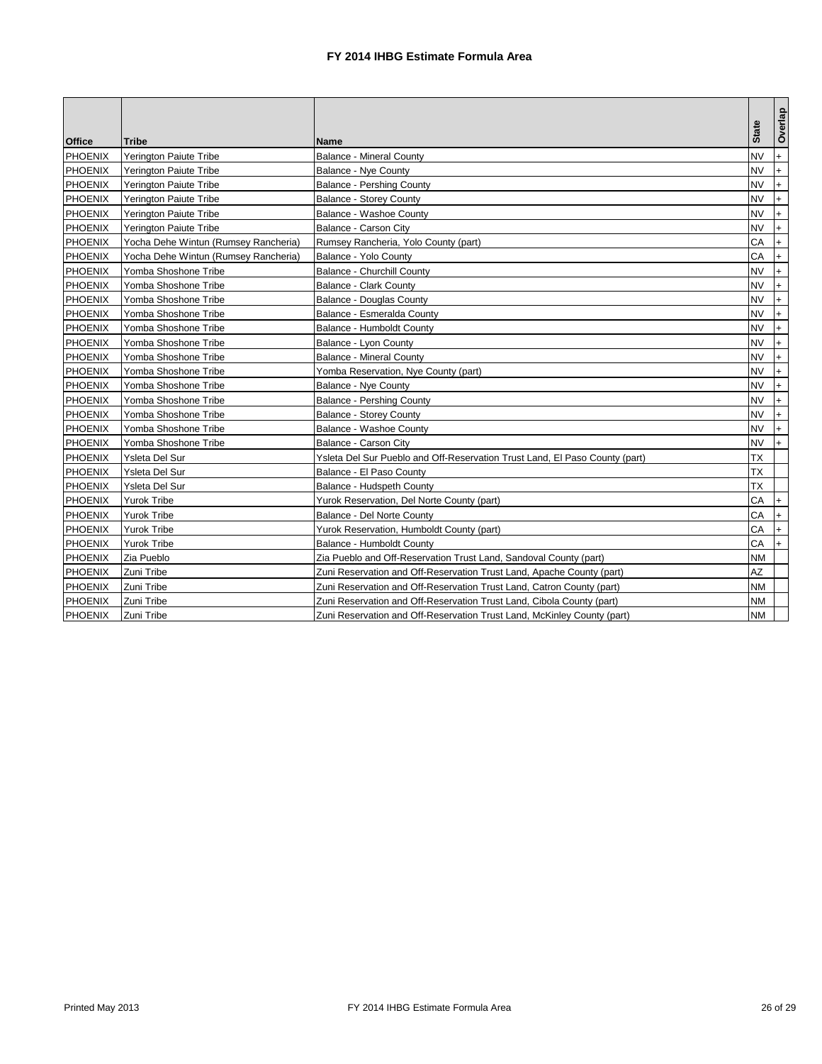# FY 2014 IHBG Estimate Formula Area

| Office | Tribe | Name | State | Overlap |
|---|---|---|---|---|
| PHOENIX | Yerington Paiute Tribe | Balance - Mineral County | NV | + |
| PHOENIX | Yerington Paiute Tribe | Balance - Nye County | NV | + |
| PHOENIX | Yerington Paiute Tribe | Balance - Pershing County | NV | + |
| PHOENIX | Yerington Paiute Tribe | Balance - Storey County | NV | + |
| PHOENIX | Yerington Paiute Tribe | Balance - Washoe County | NV | + |
| PHOENIX | Yerington Paiute Tribe | Balance - Carson City | NV | + |
| PHOENIX | Yocha Dehe Wintun (Rumsey Rancheria) | Rumsey Rancheria, Yolo County (part) | CA | + |
| PHOENIX | Yocha Dehe Wintun (Rumsey Rancheria) | Balance - Yolo County | CA | + |
| PHOENIX | Yomba Shoshone Tribe | Balance - Churchill County | NV | + |
| PHOENIX | Yomba Shoshone Tribe | Balance - Clark County | NV | + |
| PHOENIX | Yomba Shoshone Tribe | Balance - Douglas County | NV | + |
| PHOENIX | Yomba Shoshone Tribe | Balance - Esmeralda County | NV | + |
| PHOENIX | Yomba Shoshone Tribe | Balance - Humboldt County | NV | + |
| PHOENIX | Yomba Shoshone Tribe | Balance - Lyon County | NV | + |
| PHOENIX | Yomba Shoshone Tribe | Balance - Mineral County | NV | + |
| PHOENIX | Yomba Shoshone Tribe | Yomba Reservation, Nye County (part) | NV | + |
| PHOENIX | Yomba Shoshone Tribe | Balance - Nye County | NV | + |
| PHOENIX | Yomba Shoshone Tribe | Balance - Pershing County | NV | + |
| PHOENIX | Yomba Shoshone Tribe | Balance - Storey County | NV | + |
| PHOENIX | Yomba Shoshone Tribe | Balance - Washoe County | NV | + |
| PHOENIX | Yomba Shoshone Tribe | Balance - Carson City | NV | + |
| PHOENIX | Ysleta Del Sur | Ysleta Del Sur Pueblo and Off-Reservation Trust Land, El Paso County (part) | TX | |
| PHOENIX | Ysleta Del Sur | Balance - El Paso County | TX | |
| PHOENIX | Ysleta Del Sur | Balance - Hudspeth County | TX | |
| PHOENIX | Yurok Tribe | Yurok Reservation, Del Norte County (part) | CA | + |
| PHOENIX | Yurok Tribe | Balance - Del Norte County | CA | + |
| PHOENIX | Yurok Tribe | Yurok Reservation, Humboldt County (part) | CA | + |
| PHOENIX | Yurok Tribe | Balance - Humboldt County | CA | + |
| PHOENIX | Zia Pueblo | Zia Pueblo and Off-Reservation Trust Land, Sandoval County (part) | NM | |
| PHOENIX | Zuni Tribe | Zuni Reservation and Off-Reservation Trust Land, Apache County (part) | AZ | |
| PHOENIX | Zuni Tribe | Zuni Reservation and Off-Reservation Trust Land, Catron County (part) | NM | |
| PHOENIX | Zuni Tribe | Zuni Reservation and Off-Reservation Trust Land, Cibola County (part) | NM | |
| PHOENIX | Zuni Tribe | Zuni Reservation and Off-Reservation Trust Land, McKinley County (part) | NM | |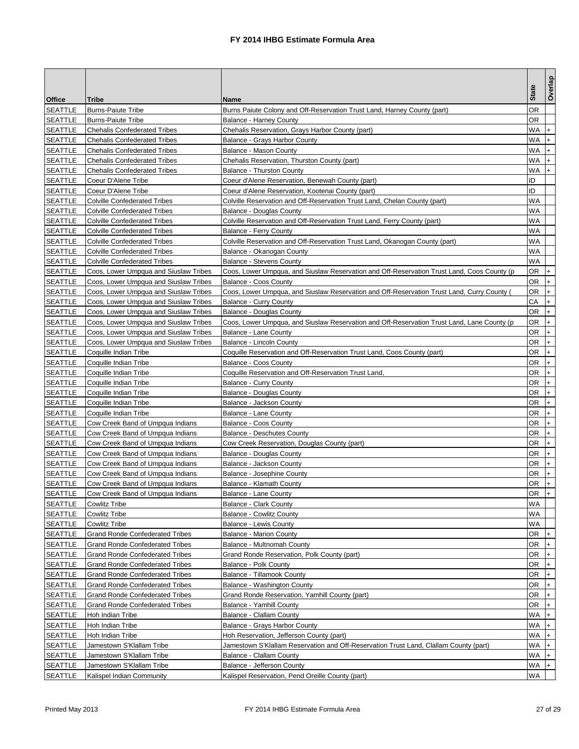# FY 2014 IHBG Estimate Formula Area

| Office | Tribe | Name | State | Overlap |
|---|---|---|---|---|
| SEATTLE | Burns-Paiute Tribe | Burns Paiute Colony and Off-Reservation Trust Land, Harney County (part) | OR | |
| SEATTLE | Burns-Paiute Tribe | Balance - Harney County | OR | |
| SEATTLE | Chehalis Confederated Tribes | Chehalis Reservation, Grays Harbor County (part) | WA | + |
| SEATTLE | Chehalis Confederated Tribes | Balance - Grays Harbor County | WA | + |
| SEATTLE | Chehalis Confederated Tribes | Balance - Mason County | WA | + |
| SEATTLE | Chehalis Confederated Tribes | Chehalis Reservation, Thurston County (part) | WA | + |
| SEATTLE | Chehalis Confederated Tribes | Balance - Thurston County | WA | + |
| SEATTLE | Coeur D'Alene Tribe | Coeur d'Alene Reservation, Benewah County (part) | ID | |
| SEATTLE | Coeur D'Alene Tribe | Coeur d'Alene Reservation, Kootenai County (part) | ID | |
| SEATTLE | Colville Confederated Tribes | Colville Reservation and Off-Reservation Trust Land, Chelan County (part) | WA | |
| SEATTLE | Colville Confederated Tribes | Balance - Douglas County | WA | |
| SEATTLE | Colville Confederated Tribes | Colville Reservation and Off-Reservation Trust Land, Ferry County (part) | WA | |
| SEATTLE | Colville Confederated Tribes | Balance - Ferry County | WA | |
| SEATTLE | Colville Confederated Tribes | Colville Reservation and Off-Reservation Trust Land, Okanogan County (part) | WA | |
| SEATTLE | Colville Confederated Tribes | Balance - Okanogan County | WA | |
| SEATTLE | Colville Confederated Tribes | Balance - Stevens County | WA | |
| SEATTLE | Coos, Lower Umpqua and Siuslaw Tribes | Coos, Lower Umpqua, and Siuslaw Reservation and Off-Reservation Trust Land, Coos County (p | OR | + |
| SEATTLE | Coos, Lower Umpqua and Siuslaw Tribes | Balance - Coos County | OR | + |
| SEATTLE | Coos, Lower Umpqua and Siuslaw Tribes | Coos, Lower Umpqua, and Siuslaw Reservation and Off-Reservation Trust Land, Curry County ( | OR | + |
| SEATTLE | Coos, Lower Umpqua and Siuslaw Tribes | Balance - Curry County | CA | + |
| SEATTLE | Coos, Lower Umpqua and Siuslaw Tribes | Balance - Douglas County | OR | + |
| SEATTLE | Coos, Lower Umpqua and Siuslaw Tribes | Coos, Lower Umpqua, and Siuslaw Reservation and Off-Reservation Trust Land, Lane County (p | OR | + |
| SEATTLE | Coos, Lower Umpqua and Siuslaw Tribes | Balance - Lane County | OR | + |
| SEATTLE | Coos, Lower Umpqua and Siuslaw Tribes | Balance - Lincoln County | OR | + |
| SEATTLE | Coquille Indian Tribe | Coquille Reservation and Off-Reservation Trust Land, Coos County (part) | OR | + |
| SEATTLE | Coquille Indian Tribe | Balance - Coos County | OR | + |
| SEATTLE | Coquille Indian Tribe | Coquille Reservation and Off-Reservation Trust Land, | OR | + |
| SEATTLE | Coquille Indian Tribe | Balance - Curry County | OR | + |
| SEATTLE | Coquille Indian Tribe | Balance - Douglas County | OR | + |
| SEATTLE | Coquille Indian Tribe | Balance - Jackson County | OR | + |
| SEATTLE | Coquille Indian Tribe | Balance - Lane County | OR | + |
| SEATTLE | Cow Creek Band of Umpqua Indians | Balance - Coos County | OR | + |
| SEATTLE | Cow Creek Band of Umpqua Indians | Balance - Deschutes County | OR | + |
| SEATTLE | Cow Creek Band of Umpqua Indians | Cow Creek Reservation, Douglas County (part) | OR | + |
| SEATTLE | Cow Creek Band of Umpqua Indians | Balance - Douglas County | OR | + |
| SEATTLE | Cow Creek Band of Umpqua Indians | Balance - Jackson County | OR | + |
| SEATTLE | Cow Creek Band of Umpqua Indians | Balance - Josephine County | OR | + |
| SEATTLE | Cow Creek Band of Umpqua Indians | Balance - Klamath County | OR | + |
| SEATTLE | Cow Creek Band of Umpqua Indians | Balance - Lane County | OR | + |
| SEATTLE | Cowlitz Tribe | Balance - Clark County | WA | |
| SEATTLE | Cowlitz Tribe | Balance - Cowlitz County | WA | |
| SEATTLE | Cowlitz Tribe | Balance - Lewis County | WA | |
| SEATTLE | Grand Ronde Confederated Tribes | Balance - Marion County | OR | + |
| SEATTLE | Grand Ronde Confederated Tribes | Balance - Multnomah County | OR | + |
| SEATTLE | Grand Ronde Confederated Tribes | Grand Ronde Reservation, Polk County (part) | OR | + |
| SEATTLE | Grand Ronde Confederated Tribes | Balance - Polk County | OR | + |
| SEATTLE | Grand Ronde Confederated Tribes | Balance - Tillamook County | OR | + |
| SEATTLE | Grand Ronde Confederated Tribes | Balance - Washington County | OR | + |
| SEATTLE | Grand Ronde Confederated Tribes | Grand Ronde Reservation, Yamhill County (part) | OR | + |
| SEATTLE | Grand Ronde Confederated Tribes | Balance - Yamhill County | OR | + |
| SEATTLE | Hoh Indian Tribe | Balance - Clallam County | WA | + |
| SEATTLE | Hoh Indian Tribe | Balance - Grays Harbor County | WA | + |
| SEATTLE | Hoh Indian Tribe | Hoh Reservation, Jefferson County (part) | WA | + |
| SEATTLE | Jamestown S'Klallam Tribe | Jamestown S'Klallam Reservation and Off-Reservation Trust Land, Clallam County (part) | WA | + |
| SEATTLE | Jamestown S'Klallam Tribe | Balance - Clallam County | WA | + |
| SEATTLE | Jamestown S'Klallam Tribe | Balance - Jefferson County | WA | + |
| SEATTLE | Kalispel Indian Community | Kalispel Reservation, Pend Oreille County (part) | WA | |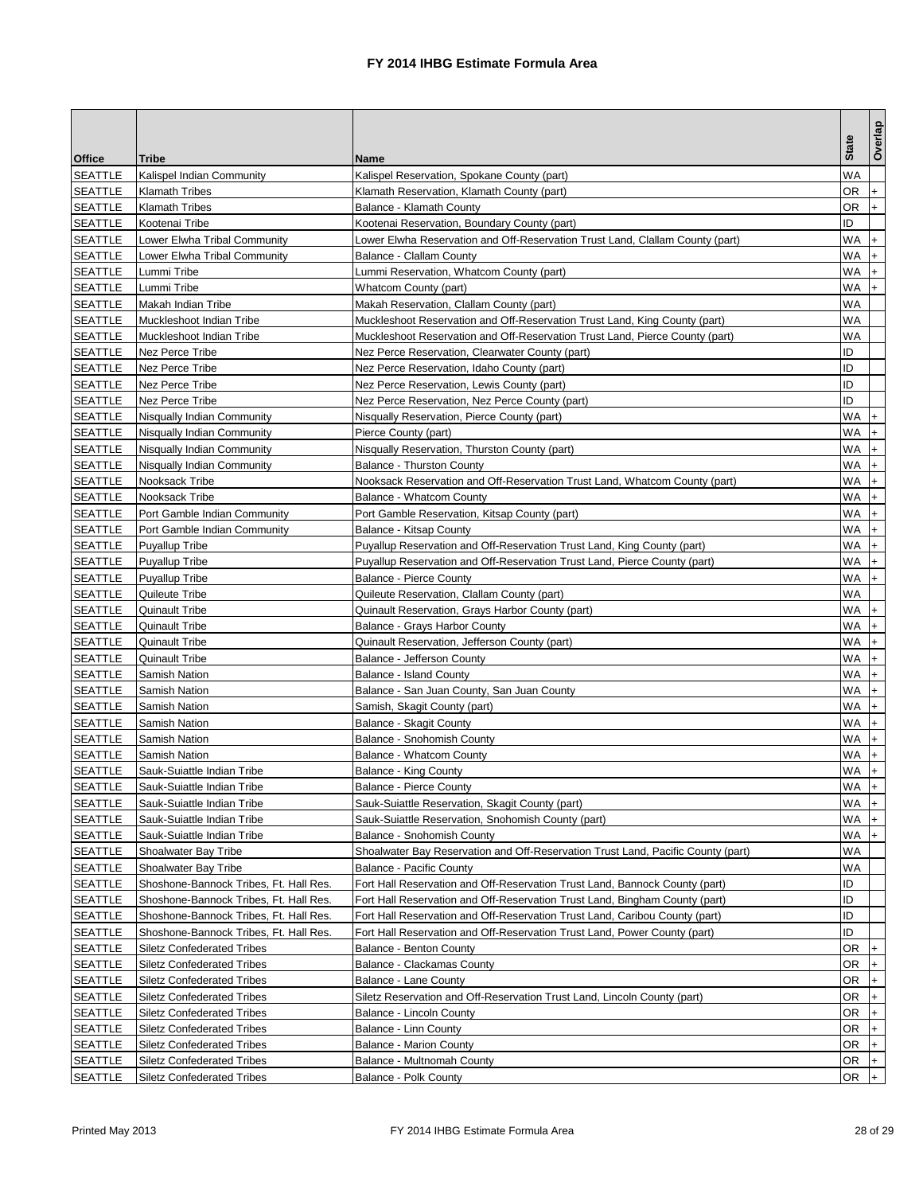# FY 2014 IHBG Estimate Formula Area

| Office | Tribe | Name | State | Overlap |
|---|---|---|---|---|
| SEATTLE | Kalispel Indian Community | Kalispel Reservation, Spokane County (part) | WA | |
| SEATTLE | Klamath Tribes | Klamath Reservation, Klamath County (part) | OR | + |
| SEATTLE | Klamath Tribes | Balance - Klamath County | OR | + |
| SEATTLE | Kootenai Tribe | Kootenai Reservation, Boundary County (part) | ID | |
| SEATTLE | Lower Elwha Tribal Community | Lower Elwha Reservation and Off-Reservation Trust Land, Clallam County (part) | WA | + |
| SEATTLE | Lower Elwha Tribal Community | Balance - Clallam County | WA | + |
| SEATTLE | Lummi Tribe | Lummi Reservation, Whatcom County (part) | WA | + |
| SEATTLE | Lummi Tribe | Whatcom County (part) | WA | + |
| SEATTLE | Makah Indian Tribe | Makah Reservation, Clallam County (part) | WA | |
| SEATTLE | Muckleshoot Indian Tribe | Muckleshoot Reservation and Off-Reservation Trust Land, King County (part) | WA | |
| SEATTLE | Muckleshoot Indian Tribe | Muckleshoot Reservation and Off-Reservation Trust Land, Pierce County (part) | WA | |
| SEATTLE | Nez Perce Tribe | Nez Perce Reservation, Clearwater County (part) | ID | |
| SEATTLE | Nez Perce Tribe | Nez Perce Reservation, Idaho County (part) | ID | |
| SEATTLE | Nez Perce Tribe | Nez Perce Reservation, Lewis County (part) | ID | |
| SEATTLE | Nez Perce Tribe | Nez Perce Reservation, Nez Perce County (part) | ID | |
| SEATTLE | Nisqually Indian Community | Nisqually Reservation, Pierce County (part) | WA | + |
| SEATTLE | Nisqually Indian Community | Pierce County (part) | WA | + |
| SEATTLE | Nisqually Indian Community | Nisqually Reservation, Thurston County (part) | WA | + |
| SEATTLE | Nisqually Indian Community | Balance - Thurston County | WA | + |
| SEATTLE | Nooksack Tribe | Nooksack Reservation and Off-Reservation Trust Land, Whatcom County (part) | WA | + |
| SEATTLE | Nooksack Tribe | Balance - Whatcom County | WA | + |
| SEATTLE | Port Gamble Indian Community | Port Gamble Reservation, Kitsap County (part) | WA | + |
| SEATTLE | Port Gamble Indian Community | Balance - Kitsap County | WA | + |
| SEATTLE | Puyallup Tribe | Puyallup Reservation and Off-Reservation Trust Land, King County (part) | WA | + |
| SEATTLE | Puyallup Tribe | Puyallup Reservation and Off-Reservation Trust Land, Pierce County (part) | WA | + |
| SEATTLE | Puyallup Tribe | Balance - Pierce County | WA | + |
| SEATTLE | Quileute Tribe | Quileute Reservation, Clallam County (part) | WA | |
| SEATTLE | Quinault Tribe | Quinault Reservation, Grays Harbor County (part) | WA | + |
| SEATTLE | Quinault Tribe | Balance - Grays Harbor County | WA | + |
| SEATTLE | Quinault Tribe | Quinault Reservation, Jefferson County (part) | WA | + |
| SEATTLE | Quinault Tribe | Balance - Jefferson County | WA | + |
| SEATTLE | Samish Nation | Balance - Island County | WA | + |
| SEATTLE | Samish Nation | Balance - San Juan County, San Juan County | WA | + |
| SEATTLE | Samish Nation | Samish, Skagit County (part) | WA | + |
| SEATTLE | Samish Nation | Balance - Skagit County | WA | + |
| SEATTLE | Samish Nation | Balance - Snohomish County | WA | + |
| SEATTLE | Samish Nation | Balance - Whatcom County | WA | + |
| SEATTLE | Sauk-Suiattle Indian Tribe | Balance - King County | WA | + |
| SEATTLE | Sauk-Suiattle Indian Tribe | Balance - Pierce County | WA | + |
| SEATTLE | Sauk-Suiattle Indian Tribe | Sauk-Suiattle Reservation, Skagit County (part) | WA | + |
| SEATTLE | Sauk-Suiattle Indian Tribe | Sauk-Suiattle Reservation, Snohomish County (part) | WA | + |
| SEATTLE | Sauk-Suiattle Indian Tribe | Balance - Snohomish County | WA | + |
| SEATTLE | Shoalwater Bay Tribe | Shoalwater Bay Reservation and Off-Reservation Trust Land, Pacific County (part) | WA | |
| SEATTLE | Shoalwater Bay Tribe | Balance - Pacific County | WA | |
| SEATTLE | Shoshone-Bannock Tribes, Ft. Hall Res. | Fort Hall Reservation and Off-Reservation Trust Land, Bannock County (part) | ID | |
| SEATTLE | Shoshone-Bannock Tribes, Ft. Hall Res. | Fort Hall Reservation and Off-Reservation Trust Land, Bingham County (part) | ID | |
| SEATTLE | Shoshone-Bannock Tribes, Ft. Hall Res. | Fort Hall Reservation and Off-Reservation Trust Land, Caribou County (part) | ID | |
| SEATTLE | Shoshone-Bannock Tribes, Ft. Hall Res. | Fort Hall Reservation and Off-Reservation Trust Land, Power County (part) | ID | |
| SEATTLE | Siletz Confederated Tribes | Balance - Benton County | OR | + |
| SEATTLE | Siletz Confederated Tribes | Balance - Clackamas County | OR | + |
| SEATTLE | Siletz Confederated Tribes | Balance - Lane County | OR | + |
| SEATTLE | Siletz Confederated Tribes | Siletz Reservation and Off-Reservation Trust Land, Lincoln County (part) | OR | + |
| SEATTLE | Siletz Confederated Tribes | Balance - Lincoln County | OR | + |
| SEATTLE | Siletz Confederated Tribes | Balance - Linn County | OR | + |
| SEATTLE | Siletz Confederated Tribes | Balance - Marion County | OR | + |
| SEATTLE | Siletz Confederated Tribes | Balance - Multnomah County | OR | + |
| SEATTLE | Siletz Confederated Tribes | Balance - Polk County | OR | + |

Printed May 2013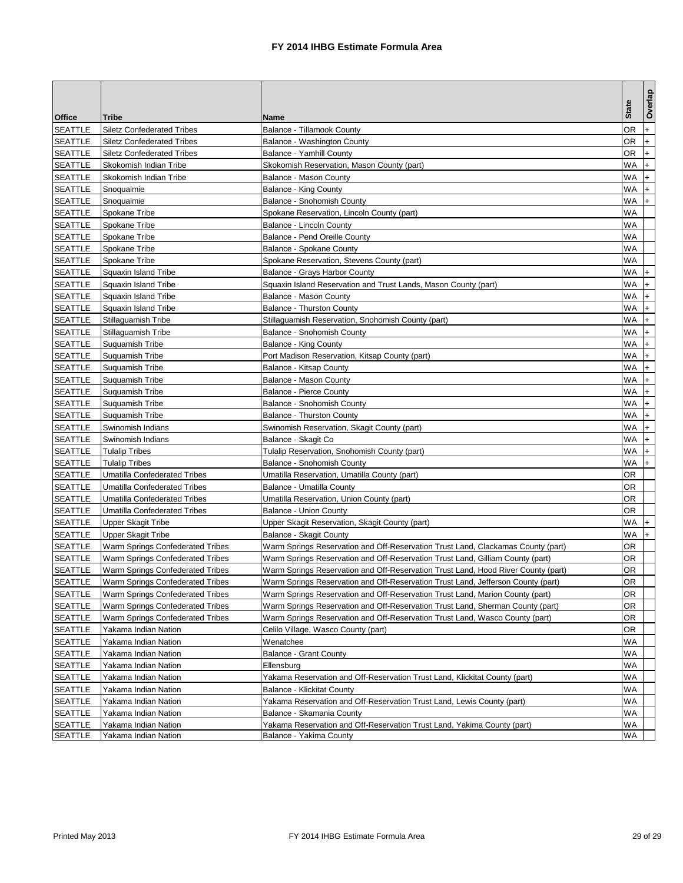# FY 2014 IHBG Estimate Formula Area

| Office | Tribe | Name | State | Overlap |
|---|---|---|---|---|
| SEATTLE | Siletz Confederated Tribes | Balance - Tillamook County | OR | + |
| SEATTLE | Siletz Confederated Tribes | Balance - Washington County | OR | + |
| SEATTLE | Siletz Confederated Tribes | Balance - Yamhill County | OR | + |
| SEATTLE | Skokomish Indian Tribe | Skokomish Reservation, Mason County (part) | WA | + |
| SEATTLE | Skokomish Indian Tribe | Balance - Mason County | WA | + |
| SEATTLE | Snoqualmie | Balance - King County | WA | + |
| SEATTLE | Snoqualmie | Balance - Snohomish County | WA | + |
| SEATTLE | Spokane Tribe | Spokane Reservation, Lincoln County (part) | WA | |
| SEATTLE | Spokane Tribe | Balance - Lincoln County | WA | |
| SEATTLE | Spokane Tribe | Balance - Pend Oreille County | WA | |
| SEATTLE | Spokane Tribe | Balance - Spokane County | WA | |
| SEATTLE | Spokane Tribe | Spokane Reservation, Stevens County (part) | WA | |
| SEATTLE | Squaxin Island Tribe | Balance - Grays Harbor County | WA | + |
| SEATTLE | Squaxin Island Tribe | Squaxin Island Reservation and Trust Lands, Mason County (part) | WA | + |
| SEATTLE | Squaxin Island Tribe | Balance - Mason County | WA | + |
| SEATTLE | Squaxin Island Tribe | Balance - Thurston County | WA | + |
| SEATTLE | Stillaguamish Tribe | Stillaguamish Reservation, Snohomish County (part) | WA | + |
| SEATTLE | Stillaguamish Tribe | Balance - Snohomish County | WA | + |
| SEATTLE | Suquamish Tribe | Balance - King County | WA | + |
| SEATTLE | Suquamish Tribe | Port Madison Reservation, Kitsap County (part) | WA | + |
| SEATTLE | Suquamish Tribe | Balance - Kitsap County | WA | + |
| SEATTLE | Suquamish Tribe | Balance - Mason County | WA | + |
| SEATTLE | Suquamish Tribe | Balance - Pierce County | WA | + |
| SEATTLE | Suquamish Tribe | Balance - Snohomish County | WA | + |
| SEATTLE | Suquamish Tribe | Balance - Thurston County | WA | + |
| SEATTLE | Swinomish Indians | Swinomish Reservation, Skagit County (part) | WA | + |
| SEATTLE | Swinomish Indians | Balance - Skagit Co | WA | + |
| SEATTLE | Tulalip Tribes | Tulalip Reservation, Snohomish County (part) | WA | + |
| SEATTLE | Tulalip Tribes | Balance - Snohomish County | WA | + |
| SEATTLE | Umatilla Confederated Tribes | Umatilla Reservation, Umatilla County (part) | OR | |
| SEATTLE | Umatilla Confederated Tribes | Balance - Umatilla County | OR | |
| SEATTLE | Umatilla Confederated Tribes | Umatilla Reservation, Union County (part) | OR | |
| SEATTLE | Umatilla Confederated Tribes | Balance - Union County | OR | |
| SEATTLE | Upper Skagit Tribe | Upper Skagit Reservation, Skagit County (part) | WA | + |
| SEATTLE | Upper Skagit Tribe | Balance - Skagit County | WA | + |
| SEATTLE | Warm Springs Confederated Tribes | Warm Springs Reservation and Off-Reservation Trust Land, Clackamas County (part) | OR | |
| SEATTLE | Warm Springs Confederated Tribes | Warm Springs Reservation and Off-Reservation Trust Land, Gilliam County (part) | OR | |
| SEATTLE | Warm Springs Confederated Tribes | Warm Springs Reservation and Off-Reservation Trust Land, Hood River County (part) | OR | |
| SEATTLE | Warm Springs Confederated Tribes | Warm Springs Reservation and Off-Reservation Trust Land, Jefferson County (part) | OR | |
| SEATTLE | Warm Springs Confederated Tribes | Warm Springs Reservation and Off-Reservation Trust Land, Marion County (part) | OR | |
| SEATTLE | Warm Springs Confederated Tribes | Warm Springs Reservation and Off-Reservation Trust Land, Sherman County (part) | OR | |
| SEATTLE | Warm Springs Confederated Tribes | Warm Springs Reservation and Off-Reservation Trust Land, Wasco County (part) | OR | |
| SEATTLE | Yakama Indian Nation | Celilo Village, Wasco County (part) | OR | |
| SEATTLE | Yakama Indian Nation | Wenatchee | WA | |
| SEATTLE | Yakama Indian Nation | Balance - Grant County | WA | |
| SEATTLE | Yakama Indian Nation | Ellensburg | WA | |
| SEATTLE | Yakama Indian Nation | Yakama Reservation and Off-Reservation Trust Land, Klickitat County (part) | WA | |
| SEATTLE | Yakama Indian Nation | Balance - Klickitat County | WA | |
| SEATTLE | Yakama Indian Nation | Yakama Reservation and Off-Reservation Trust Land, Lewis County (part) | WA | |
| SEATTLE | Yakama Indian Nation | Balance - Skamania County | WA | |
| SEATTLE | Yakama Indian Nation | Yakama Reservation and Off-Reservation Trust Land, Yakima County (part) | WA | |
| SEATTLE | Yakama Indian Nation | Balance - Yakima County | WA | |

Printed May 2013